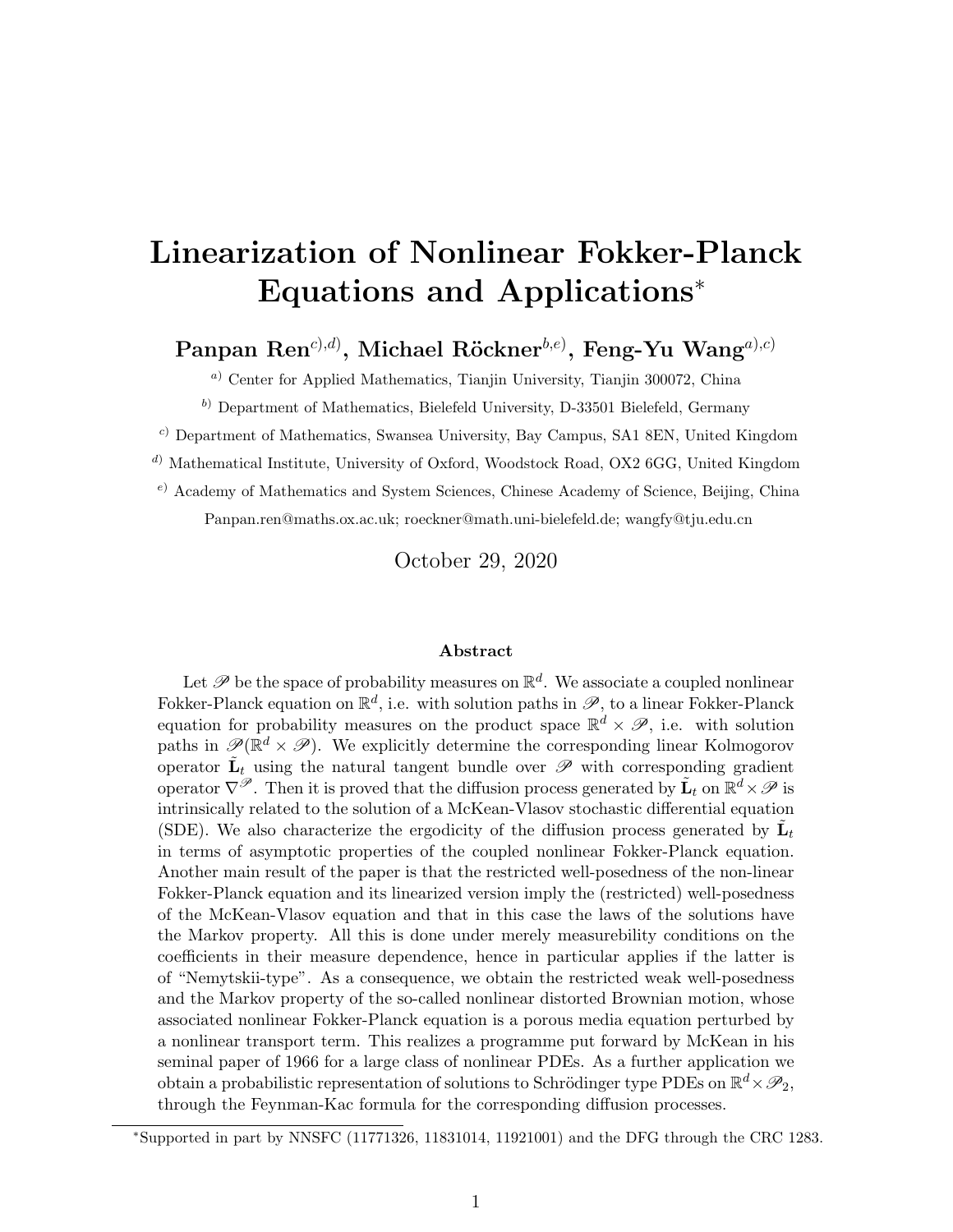# Linearization of Nonlinear Fokker-Planck Equations and Applications*

**Panpan Ren[c),d)], Michael Röckner[b,e)], Feng-Yu Wang[a),c)]**

[a)] Center for Applied Mathematics, Tianjin University, Tianjin 300072, China

[b)] Department of Mathematics, Bielefeld University, D-33501 Bielefeld, Germany

[c)] Department of Mathematics, Swansea University, Bay Campus, SA1 8EN, United Kingdom

[d)] Mathematical Institute, University of Oxford, Woodstock Road, OX2 6GG, United Kingdom

[e)] Academy of Mathematics and System Sciences, Chinese Academy of Science, Beijing, China

Panpan.ren@maths.ox.ac.uk; roeckner@math.uni-bielefeld.de; wangfy@tju.edu.cn

October 29, 2020

### Abstract

Let $\mathscr{P}$ be the space of probability measures on $\mathbb{R}^d$. We associate a coupled nonlinear Fokker-Planck equation on $\mathbb{R}^d$, i.e. with solution paths in $\mathscr{P}$, to a linear Fokker-Planck equation for probability measures on the product space $\mathbb{R}^d \times \mathscr{P}$, i.e. with solution paths in $\mathscr{P}(\mathbb{R}^d \times \mathscr{P})$. We explicitly determine the corresponding linear Kolmogorov operator $\tilde{\mathbf{L}}_t$ using the natural tangent bundle over $\mathscr{P}$ with corresponding gradient operator $\nabla^{\mathscr{P}}$. Then it is proved that the diffusion process generated by $\tilde{\mathbf{L}}_t$ on $\mathbb{R}^d \times \mathscr{P}$ is intrinsically related to the solution of a McKean-Vlasov stochastic differential equation (SDE). We also characterize the ergodicity of the diffusion process generated by $\tilde{\mathbf{L}}_t$ in terms of asymptotic properties of the coupled nonlinear Fokker-Planck equation. Another main result of the paper is that the restricted well-posedness of the non-linear Fokker-Planck equation and its linearized version imply the (restricted) well-posedness of the McKean-Vlasov equation and that in this case the laws of the solutions have the Markov property. All this is done under merely measurebility conditions on the coefficients in their measure dependence, hence in particular applies if the latter is of "Nemytskii-type". As a consequence, we obtain the restricted weak well-posedness and the Markov property of the so-called nonlinear distorted Brownian motion, whose associated nonlinear Fokker-Planck equation is a porous media equation perturbed by a nonlinear transport term. This realizes a programme put forward by McKean in his seminal paper of 1966 for a large class of nonlinear PDEs. As a further application we obtain a probabilistic representation of solutions to Schrödinger type PDEs on $\mathbb{R}^d \times \mathscr{P}_2$, through the Feynman-Kac formula for the corresponding diffusion processes.

---

*Supported in part by NNSFC (11771326, 11831014, 11921001) and the DFG through the CRC 1283.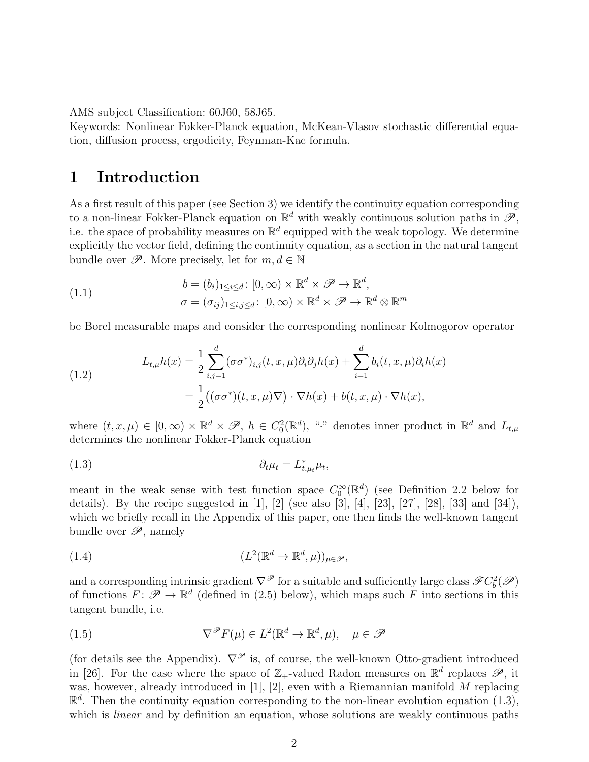AMS subject Classification: 60J60, 58J65.
Keywords: Nonlinear Fokker-Planck equation, McKean-Vlasov stochastic differential equation, diffusion process, ergodicity, Feynman-Kac formula.

# 1 Introduction

As a first result of this paper (see Section 3) we identify the continuity equation corresponding to a non-linear Fokker-Planck equation on $\mathbb{R}^d$ with weakly continuous solution paths in $\mathscr{P}$, i.e. the space of probability measures on $\mathbb{R}^d$ equipped with the weak topology. We determine explicitly the vector field, defining the continuity equation, as a section in the natural tangent bundle over $\mathscr{P}$. More precisely, let for $m, d \in \mathbb{N}$

$$
\begin{aligned}
b &= (b_i)_{1\le i\le d} \colon [0,\infty)\times\mathbb{R}^d\times\mathscr{P}\to\mathbb{R}^d,\\
\sigma &= (\sigma_{ij})_{1\le i,j\le d} \colon [0,\infty)\times\mathbb{R}^d\times\mathscr{P}\to\mathbb{R}^d\otimes\mathbb{R}^m
\end{aligned}
\tag{1.1}
$$

be Borel measurable maps and consider the corresponding nonlinear Kolmogorov operator

$$
\begin{aligned}
L_{t,\mu}h(x) &= \frac{1}{2}\sum_{i,j=1}^d (\sigma\sigma^*)_{i,j}(t,x,\mu)\partial_i\partial_j h(x) + \sum_{i=1}^d b_i(t,x,\mu)\partial_i h(x)\\
&= \frac{1}{2}\big((\sigma\sigma^*)(t,x,\mu)\nabla\big)\cdot\nabla h(x) + b(t,x,\mu)\cdot\nabla h(x),
\end{aligned}
\tag{1.2}
$$

where $(t,x,\mu)\in[0,\infty)\times\mathbb{R}^d\times\mathscr{P}$, $h\in C_0^2(\mathbb{R}^d)$, "$\cdot$" denotes inner product in $\mathbb{R}^d$ and $L_{t,\mu}$ determines the nonlinear Fokker-Planck equation

$$
\partial_t\mu_t = L^*_{t,\mu_t}\mu_t,
\tag{1.3}
$$

meant in the weak sense with test function space $C_0^\infty(\mathbb{R}^d)$ (see Definition 2.2 below for details). By the recipe suggested in [1], [2] (see also [3], [4], [23], [27], [28], [33] and [34]), which we briefly recall in the Appendix of this paper, one then finds the well-known tangent bundle over $\mathscr{P}$, namely

$$
(L^2(\mathbb{R}^d\to\mathbb{R}^d,\mu))_{\mu\in\mathscr{P}},
\tag{1.4}
$$

and a corresponding intrinsic gradient $\nabla^{\mathscr{P}}$ for a suitable and sufficiently large class $\mathscr{F}C_b^2(\mathscr{P})$ of functions $F\colon\mathscr{P}\to\mathbb{R}^d$ (defined in (2.5) below), which maps such $F$ into sections in this tangent bundle, i.e.

$$
\nabla^{\mathscr{P}}F(\mu)\in L^2(\mathbb{R}^d\to\mathbb{R}^d,\mu),\quad \mu\in\mathscr{P}
\tag{1.5}
$$

(for details see the Appendix). $\nabla^{\mathscr{P}}$ is, of course, the well-known Otto-gradient introduced in [26]. For the case where the space of $\mathbb{Z}_+$-valued Radon measures on $\mathbb{R}^d$ replaces $\mathscr{P}$, it was, however, already introduced in [1], [2], even with a Riemannian manifold $M$ replacing $\mathbb{R}^d$. Then the continuity equation corresponding to the non-linear evolution equation (1.3), which is *linear* and by definition an equation, whose solutions are weakly continuous paths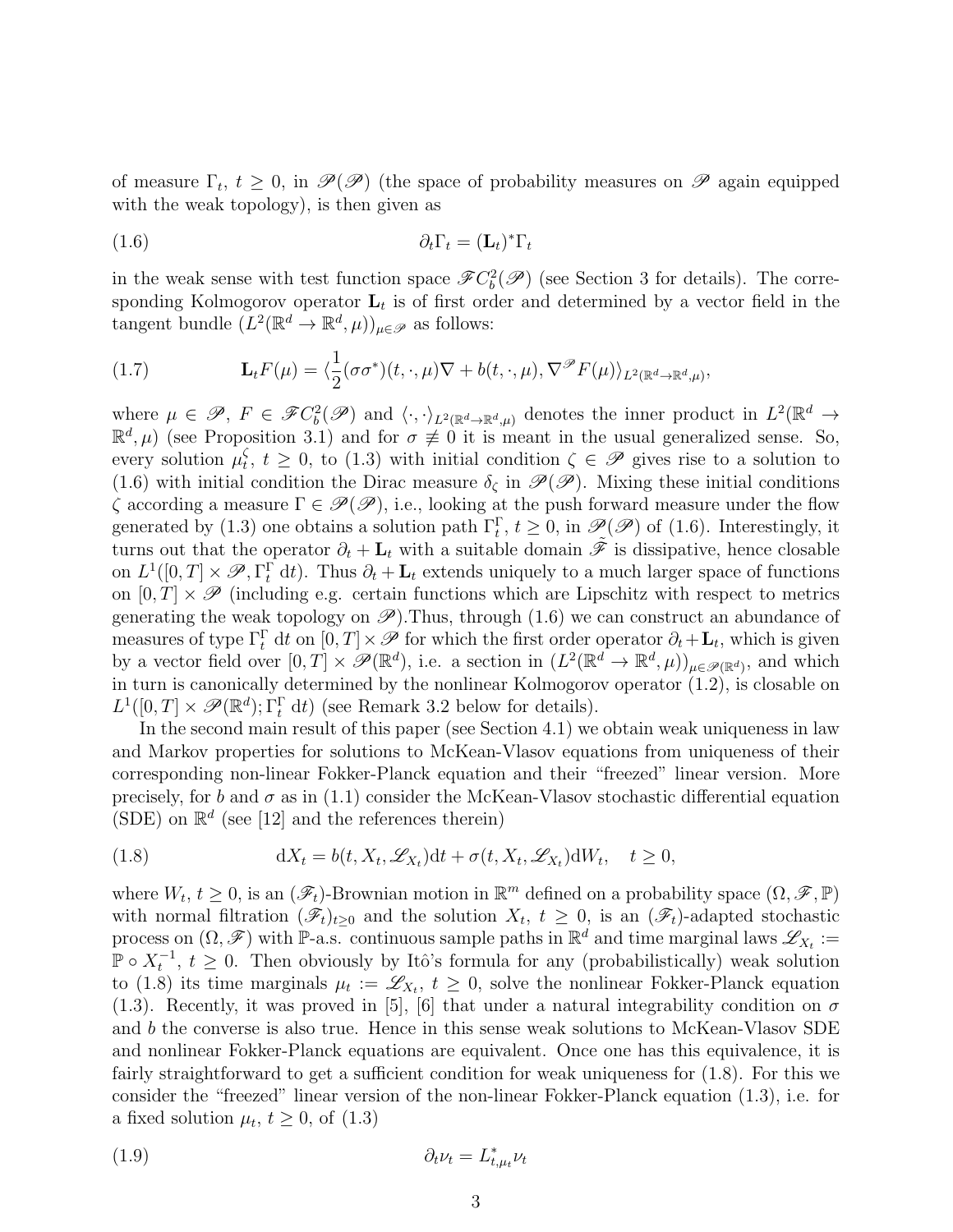of measure $\Gamma_t$, $t \geq 0$, in $\mathscr{P}(\mathscr{P})$ (the space of probability measures on $\mathscr{P}$ again equipped with the weak topology), is then given as

$$\partial_t \Gamma_t = (\mathbf{L}_t)^* \Gamma_t \tag{1.6}$$

in the weak sense with test function space $\mathscr{F}C_b^2(\mathscr{P})$ (see Section 3 for details). The corresponding Kolmogorov operator $\mathbf{L}_t$ is of first order and determined by a vector field in the tangent bundle $(L^2(\mathbb{R}^d \to \mathbb{R}^d, \mu))_{\mu \in \mathscr{P}}$ as follows:

$$\mathbf{L}_t F(\mu) = \langle \frac{1}{2}(\sigma\sigma^*)(t, \cdot, \mu)\nabla + b(t, \cdot, \mu), \nabla^{\mathscr{P}} F(\mu) \rangle_{L^2(\mathbb{R}^d \to \mathbb{R}^d, \mu)}, \tag{1.7}$$

where $\mu \in \mathscr{P}$, $F \in \mathscr{F}C_b^2(\mathscr{P})$ and $\langle \cdot, \cdot \rangle_{L^2(\mathbb{R}^d \to \mathbb{R}^d, \mu)}$ denotes the inner product in $L^2(\mathbb{R}^d \to \mathbb{R}^d, \mu)$ (see Proposition 3.1) and for $\sigma \not\equiv 0$ it is meant in the usual generalized sense. So, every solution $\mu_t^\zeta$, $t \geq 0$, to (1.3) with initial condition $\zeta \in \mathscr{P}$ gives rise to a solution to (1.6) with initial condition the Dirac measure $\delta_\zeta$ in $\mathscr{P}(\mathscr{P})$. Mixing these initial conditions $\zeta$ according a measure $\Gamma \in \mathscr{P}(\mathscr{P})$, i.e., looking at the push forward measure under the flow generated by (1.3) one obtains a solution path $\Gamma_t^\Gamma$, $t \geq 0$, in $\mathscr{P}(\mathscr{P})$ of (1.6). Interestingly, it turns out that the operator $\partial_t + \mathbf{L}_t$ with a suitable domain $\tilde{\mathscr{F}}$ is dissipative, hence closable on $L^1([0,T] \times \mathscr{P}, \Gamma_t^\Gamma\, \mathrm{d}t)$. Thus $\partial_t + \mathbf{L}_t$ extends uniquely to a much larger space of functions on $[0,T] \times \mathscr{P}$ (including e.g. certain functions which are Lipschitz with respect to metrics generating the weak topology on $\mathscr{P}$).Thus, through (1.6) we can construct an abundance of measures of type $\Gamma_t^\Gamma\, \mathrm{d}t$ on $[0,T] \times \mathscr{P}$ for which the first order operator $\partial_t + \mathbf{L}_t$, which is given by a vector field over $[0,T] \times \mathscr{P}(\mathbb{R}^d)$, i.e. a section in $(L^2(\mathbb{R}^d \to \mathbb{R}^d, \mu))_{\mu \in \mathscr{P}(\mathbb{R}^d)}$, and which in turn is canonically determined by the nonlinear Kolmogorov operator (1.2), is closable on $L^1([0,T] \times \mathscr{P}(\mathbb{R}^d); \Gamma_t^\Gamma\, \mathrm{d}t)$ (see Remark 3.2 below for details).

In the second main result of this paper (see Section 4.1) we obtain weak uniqueness in law and Markov properties for solutions to McKean-Vlasov equations from uniqueness of their corresponding non-linear Fokker-Planck equation and their "freezed" linear version. More precisely, for $b$ and $\sigma$ as in (1.1) consider the McKean-Vlasov stochastic differential equation (SDE) on $\mathbb{R}^d$ (see [12] and the references therein)

$$\mathrm{d}X_t = b(t, X_t, \mathscr{L}_{X_t})\mathrm{d}t + \sigma(t, X_t, \mathscr{L}_{X_t})\mathrm{d}W_t, \quad t \geq 0, \tag{1.8}$$

where $W_t$, $t \geq 0$, is an $(\mathscr{F}_t)$-Brownian motion in $\mathbb{R}^m$ defined on a probability space $(\Omega, \mathscr{F}, \mathbb{P})$ with normal filtration $(\mathscr{F}_t)_{t \geq 0}$ and the solution $X_t$, $t \geq 0$, is an $(\mathscr{F}_t)$-adapted stochastic process on $(\Omega, \mathscr{F})$ with $\mathbb{P}$-a.s. continuous sample paths in $\mathbb{R}^d$ and time marginal laws $\mathscr{L}_{X_t} := \mathbb{P} \circ X_t^{-1}$, $t \geq 0$. Then obviously by Itô's formula for any (probabilistically) weak solution to (1.8) its time marginals $\mu_t := \mathscr{L}_{X_t}$, $t \geq 0$, solve the nonlinear Fokker-Planck equation (1.3). Recently, it was proved in [5], [6] that under a natural integrability condition on $\sigma$ and $b$ the converse is also true. Hence in this sense weak solutions to McKean-Vlasov SDE and nonlinear Fokker-Planck equations are equivalent. Once one has this equivalence, it is fairly straightforward to get a sufficient condition for weak uniqueness for (1.8). For this we consider the "freezed" linear version of the non-linear Fokker-Planck equation (1.3), i.e. for a fixed solution $\mu_t$, $t \geq 0$, of (1.3)

$$\partial_t \nu_t = L_{t,\mu_t}^* \nu_t \tag{1.9}$$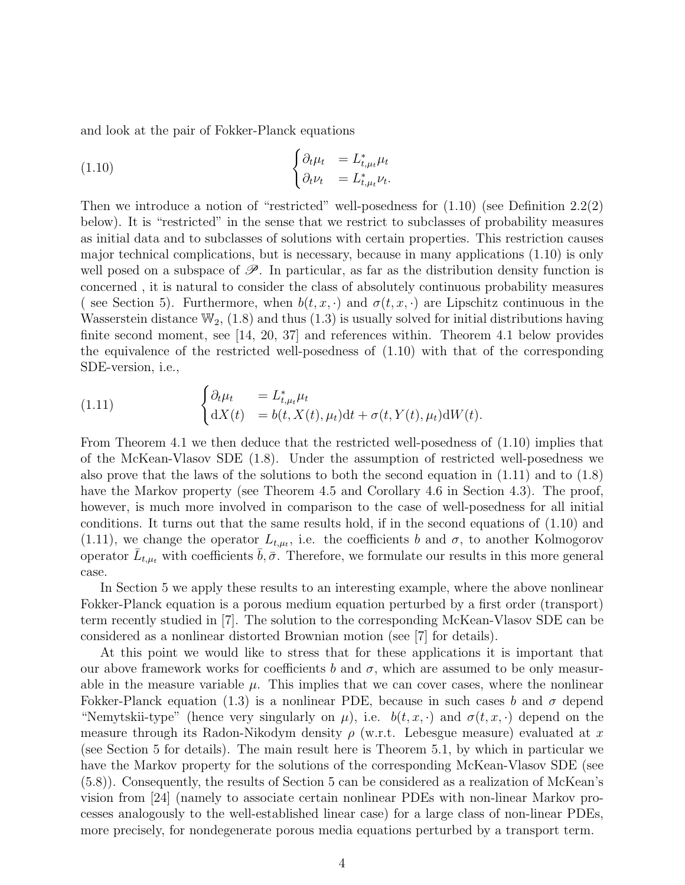and look at the pair of Fokker-Planck equations

$$
\begin{cases} \partial_t \mu_t &= L^*_{t,\mu_t}\mu_t \\ \partial_t \nu_t &= L^*_{t,\mu_t}\nu_t. \end{cases} \tag{1.10}
$$

Then we introduce a notion of "restricted" well-posedness for (1.10) (see Definition 2.2(2) below). It is "restricted" in the sense that we restrict to subclasses of probability measures as initial data and to subclasses of solutions with certain properties. This restriction causes major technical complications, but is necessary, because in many applications (1.10) is only well posed on a subspace of $\mathscr{P}$. In particular, as far as the distribution density function is concerned , it is natural to consider the class of absolutely continuous probability measures ( see Section 5). Furthermore, when $b(t, x, \cdot)$ and $\sigma(t, x, \cdot)$ are Lipschitz continuous in the Wasserstein distance $\mathbb{W}_2$, (1.8) and thus (1.3) is usually solved for initial distributions having finite second moment, see [14, 20, 37] and references within. Theorem 4.1 below provides the equivalence of the restricted well-posedness of (1.10) with that of the corresponding SDE-version, i.e.,

$$
\begin{cases} \partial_t \mu_t &= L^*_{t,\mu_t}\mu_t \\ \mathrm{d}X(t) &= b(t, X(t), \mu_t)\mathrm{d}t + \sigma(t, Y(t), \mu_t)\mathrm{d}W(t). \end{cases} \tag{1.11}
$$

From Theorem 4.1 we then deduce that the restricted well-posedness of (1.10) implies that of the McKean-Vlasov SDE (1.8). Under the assumption of restricted well-posedness we also prove that the laws of the solutions to both the second equation in (1.11) and to (1.8) have the Markov property (see Theorem 4.5 and Corollary 4.6 in Section 4.3). The proof, however, is much more involved in comparison to the case of well-posedness for all initial conditions. It turns out that the same results hold, if in the second equations of (1.10) and (1.11), we change the operator $L_{t,\mu_t}$, i.e. the coefficients $b$ and $\sigma$, to another Kolmogorov operator $\bar{L}_{t,\mu_t}$ with coefficients $\bar{b}, \bar{\sigma}$. Therefore, we formulate our results in this more general case.

In Section 5 we apply these results to an interesting example, where the above nonlinear Fokker-Planck equation is a porous medium equation perturbed by a first order (transport) term recently studied in [7]. The solution to the corresponding McKean-Vlasov SDE can be considered as a nonlinear distorted Brownian motion (see [7] for details).

At this point we would like to stress that for these applications it is important that our above framework works for coefficients $b$ and $\sigma$, which are assumed to be only measurable in the measure variable $\mu$. This implies that we can cover cases, where the nonlinear Fokker-Planck equation (1.3) is a nonlinear PDE, because in such cases $b$ and $\sigma$ depend "Nemytskii-type" (hence very singularly on $\mu$), i.e. $b(t, x, \cdot)$ and $\sigma(t, x, \cdot)$ depend on the measure through its Radon-Nikodym density $\rho$ (w.r.t. Lebesgue measure) evaluated at $x$ (see Section 5 for details). The main result here is Theorem 5.1, by which in particular we have the Markov property for the solutions of the corresponding McKean-Vlasov SDE (see (5.8)). Consequently, the results of Section 5 can be considered as a realization of McKean's vision from [24] (namely to associate certain nonlinear PDEs with non-linear Markov processes analogously to the well-established linear case) for a large class of non-linear PDEs, more precisely, for nondegenerate porous media equations perturbed by a transport term.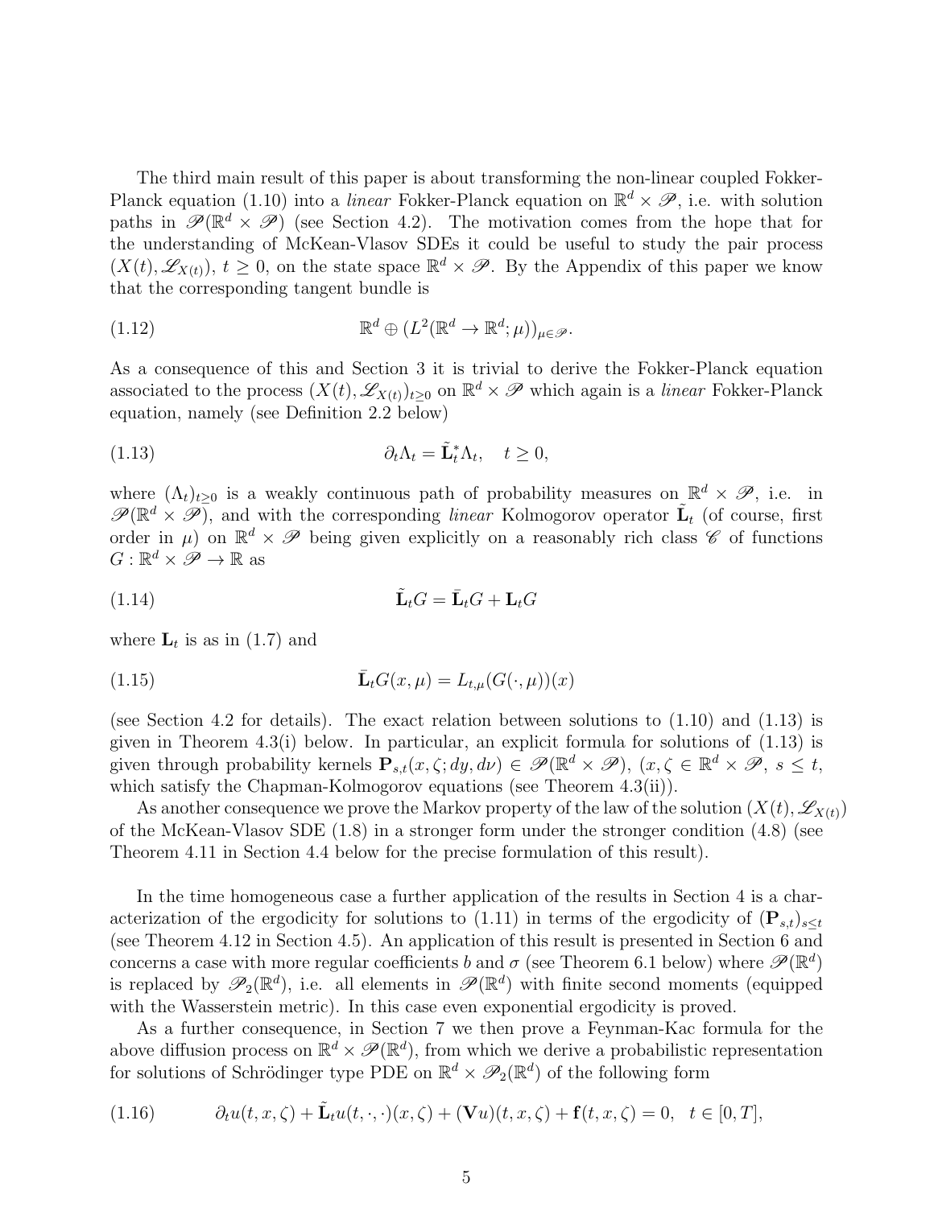The third main result of this paper is about transforming the non-linear coupled Fokker-Planck equation (1.10) into a *linear* Fokker-Planck equation on $\mathbb{R}^d \times \mathscr{P}$, i.e. with solution paths in $\mathscr{P}(\mathbb{R}^d \times \mathscr{P})$ (see Section 4.2). The motivation comes from the hope that for the understanding of McKean-Vlasov SDEs it could be useful to study the pair process $(X(t), \mathscr{L}_{X(t)})$, $t \geq 0$, on the state space $\mathbb{R}^d \times \mathscr{P}$. By the Appendix of this paper we know that the corresponding tangent bundle is

$$\mathbb{R}^d \oplus (L^2(\mathbb{R}^d \to \mathbb{R}^d; \mu))_{\mu \in \mathscr{P}}. \tag{1.12}$$

As a consequence of this and Section 3 it is trivial to derive the Fokker-Planck equation associated to the process $(X(t), \mathscr{L}_{X(t)})_{t\geq 0}$ on $\mathbb{R}^d \times \mathscr{P}$ which again is a *linear* Fokker-Planck equation, namely (see Definition 2.2 below)

$$\partial_t \Lambda_t = \tilde{\mathbf{L}}_t^* \Lambda_t, \quad t \geq 0, \tag{1.13}$$

where $(\Lambda_t)_{t\geq 0}$ is a weakly continuous path of probability measures on $\mathbb{R}^d \times \mathscr{P}$, i.e. in $\mathscr{P}(\mathbb{R}^d \times \mathscr{P})$, and with the corresponding *linear* Kolmogorov operator $\tilde{\mathbf{L}}_t$ (of course, first order in $\mu$) on $\mathbb{R}^d \times \mathscr{P}$ being given explicitly on a reasonably rich class $\mathscr{C}$ of functions $G : \mathbb{R}^d \times \mathscr{P} \to \mathbb{R}$ as

$$\tilde{\mathbf{L}}_t G = \bar{\mathbf{L}}_t G + \mathbf{L}_t G \tag{1.14}$$

where $\mathbf{L}_t$ is as in (1.7) and

$$\bar{\mathbf{L}}_t G(x, \mu) = L_{t,\mu}(G(\cdot, \mu))(x) \tag{1.15}$$

(see Section 4.2 for details). The exact relation between solutions to (1.10) and (1.13) is given in Theorem 4.3(i) below. In particular, an explicit formula for solutions of (1.13) is given through probability kernels $\mathbf{P}_{s,t}(x, \zeta; dy, d\nu) \in \mathscr{P}(\mathbb{R}^d \times \mathscr{P})$, $(x, \zeta \in \mathbb{R}^d \times \mathscr{P}$, $s \leq t$, which satisfy the Chapman-Kolmogorov equations (see Theorem 4.3(ii)).

As another consequence we prove the Markov property of the law of the solution $(X(t), \mathscr{L}_{X(t)})$ of the McKean-Vlasov SDE (1.8) in a stronger form under the stronger condition (4.8) (see Theorem 4.11 in Section 4.4 below for the precise formulation of this result).

In the time homogeneous case a further application of the results in Section 4 is a characterization of the ergodicity for solutions to (1.11) in terms of the ergodicity of $(\mathbf{P}_{s,t})_{s\leq t}$ (see Theorem 4.12 in Section 4.5). An application of this result is presented in Section 6 and concerns a case with more regular coefficients $b$ and $\sigma$ (see Theorem 6.1 below) where $\mathscr{P}(\mathbb{R}^d)$ is replaced by $\mathscr{P}_2(\mathbb{R}^d)$, i.e. all elements in $\mathscr{P}(\mathbb{R}^d)$ with finite second moments (equipped with the Wasserstein metric). In this case even exponential ergodicity is proved.

As a further consequence, in Section 7 we then prove a Feynman-Kac formula for the above diffusion process on $\mathbb{R}^d \times \mathscr{P}(\mathbb{R}^d)$, from which we derive a probabilistic representation for solutions of Schrödinger type PDE on $\mathbb{R}^d \times \mathscr{P}_2(\mathbb{R}^d)$ of the following form

$$\partial_t u(t, x, \zeta) + \tilde{\mathbf{L}}_t u(t, \cdot, \cdot)(x, \zeta) + (\mathbf{V}u)(t, x, \zeta) + \mathbf{f}(t, x, \zeta) = 0, \quad t \in [0, T], \tag{1.16}$$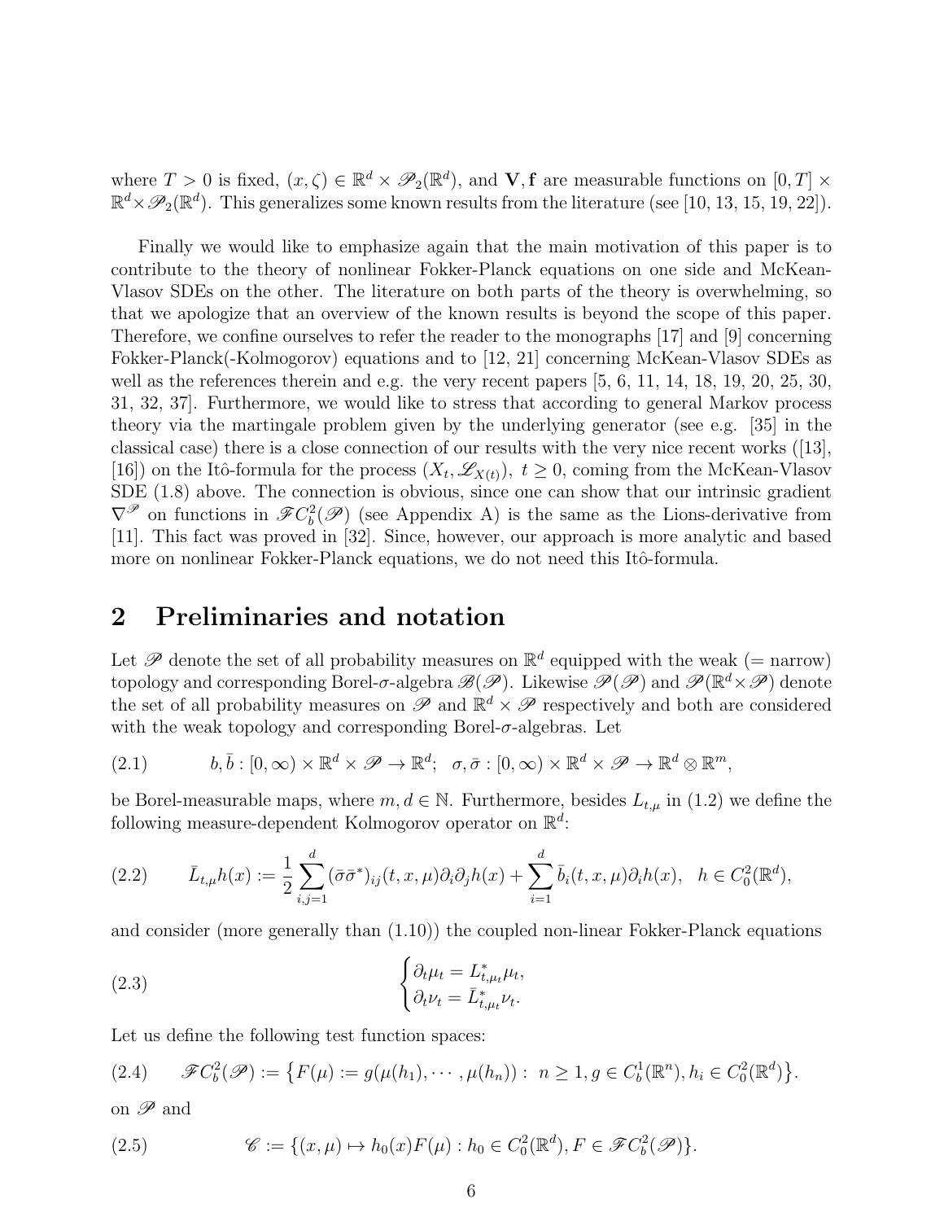where $T > 0$ is fixed, $(x, \zeta) \in \mathbb{R}^d \times \mathscr{P}_2(\mathbb{R}^d)$, and $\mathbf{V}, \mathbf{f}$ are measurable functions on $[0, T] \times \mathbb{R}^d \times \mathscr{P}_2(\mathbb{R}^d)$. This generalizes some known results from the literature (see [10, 13, 15, 19, 22]).

Finally we would like to emphasize again that the main motivation of this paper is to contribute to the theory of nonlinear Fokker-Planck equations on one side and McKean-Vlasov SDEs on the other. The literature on both parts of the theory is overwhelming, so that we apologize that an overview of the known results is beyond the scope of this paper. Therefore, we confine ourselves to refer the reader to the monographs [17] and [9] concerning Fokker-Planck(-Kolmogorov) equations and to [12, 21] concerning McKean-Vlasov SDEs as well as the references therein and e.g. the very recent papers [5, 6, 11, 14, 18, 19, 20, 25, 30, 31, 32, 37]. Furthermore, we would like to stress that according to general Markov process theory via the martingale problem given by the underlying generator (see e.g. [35] in the classical case) there is a close connection of our results with the very nice recent works ([13], [16]) on the Itô-formula for the process $(X_t, \mathscr{L}_{X(t)}),\ t \geq 0$, coming from the McKean-Vlasov SDE (1.8) above. The connection is obvious, since one can show that our intrinsic gradient $\nabla^{\mathscr{P}}$ on functions in $\mathscr{F}C_b^2(\mathscr{P})$ (see Appendix A) is the same as the Lions-derivative from [11]. This fact was proved in [32]. Since, however, our approach is more analytic and based more on nonlinear Fokker-Planck equations, we do not need this Itô-formula.

## 2 Preliminaries and notation

Let $\mathscr{P}$ denote the set of all probability measures on $\mathbb{R}^d$ equipped with the weak (= narrow) topology and corresponding Borel-$\sigma$-algebra $\mathscr{B}(\mathscr{P})$. Likewise $\mathscr{P}(\mathscr{P})$ and $\mathscr{P}(\mathbb{R}^d \times \mathscr{P})$ denote the set of all probability measures on $\mathscr{P}$ and $\mathbb{R}^d \times \mathscr{P}$ respectively and both are considered with the weak topology and corresponding Borel-$\sigma$-algebras. Let

$$
b, \bar{b} : [0, \infty) \times \mathbb{R}^d \times \mathscr{P} \to \mathbb{R}^d; \;\; \sigma, \bar{\sigma} : [0, \infty) \times \mathbb{R}^d \times \mathscr{P} \to \mathbb{R}^d \otimes \mathbb{R}^m, \tag{2.1}
$$

be Borel-measurable maps, where $m, d \in \mathbb{N}$. Furthermore, besides $L_{t,\mu}$ in (1.2) we define the following measure-dependent Kolmogorov operator on $\mathbb{R}^d$:

$$
\bar{L}_{t,\mu} h(x) := \frac{1}{2} \sum_{i,j=1}^{d} (\bar{\sigma}\bar{\sigma}^*)_{ij}(t, x, \mu) \partial_i \partial_j h(x) + \sum_{i=1}^{d} \bar{b}_i(t, x, \mu) \partial_i h(x), \quad h \in C_0^2(\mathbb{R}^d), \tag{2.2}
$$

and consider (more generally than (1.10)) the coupled non-linear Fokker-Planck equations

$$
\begin{cases} \partial_t \mu_t = L^*_{t,\mu_t} \mu_t, \\ \partial_t \nu_t = \bar{L}^*_{t,\mu_t} \nu_t. \end{cases} \tag{2.3}
$$

Let us define the following test function spaces:

$$
\mathscr{F}C_b^2(\mathscr{P}) := \left\{ F(\mu) := g(\mu(h_1), \cdots, \mu(h_n)) : \; n \geq 1, g \in C_b^1(\mathbb{R}^n), h_i \in C_0^2(\mathbb{R}^d) \right\}. \tag{2.4}
$$

on $\mathscr{P}$ and

$$
\mathscr{C} := \{ (x, \mu) \mapsto h_0(x) F(\mu) : h_0 \in C_0^2(\mathbb{R}^d), F \in \mathscr{F}C_b^2(\mathscr{P}) \}. \tag{2.5}
$$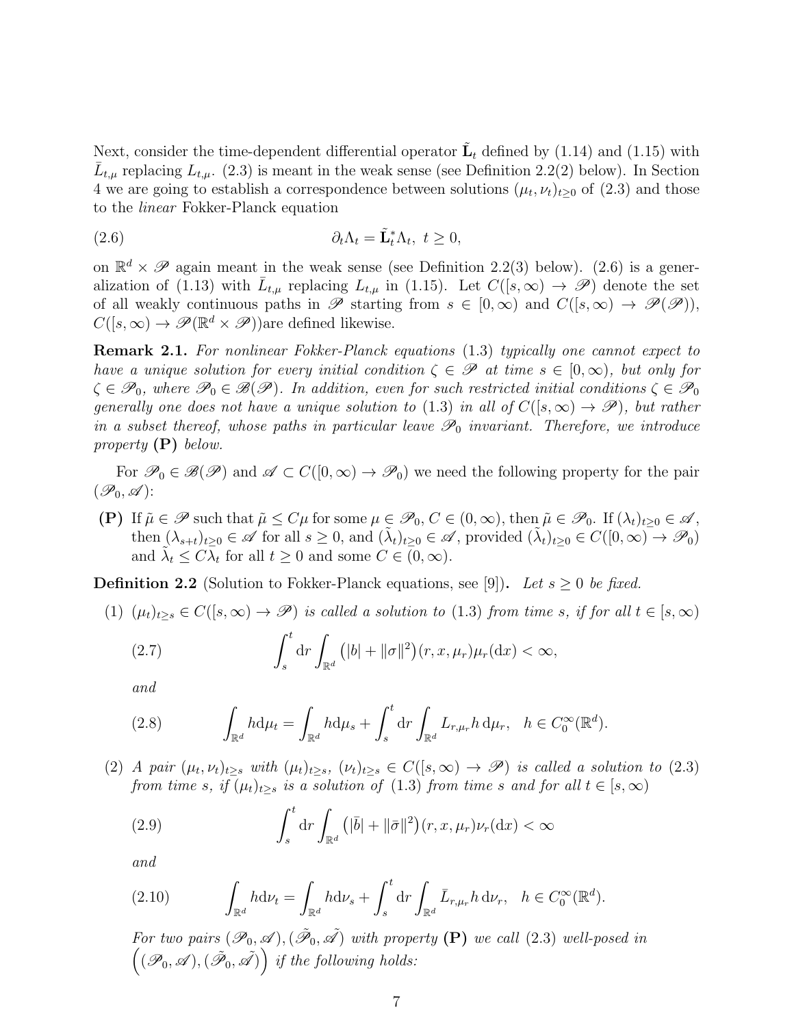Next, consider the time-dependent differential operator $\tilde{\mathbf{L}}_t$ defined by (1.14) and (1.15) with $\bar{L}_{t,\mu}$ replacing $L_{t,\mu}$. (2.3) is meant in the weak sense (see Definition 2.2(2) below). In Section 4 we are going to establish a correspondence between solutions $(\mu_t,\nu_t)_{t\geq 0}$ of (2.3) and those to the *linear* Fokker-Planck equation

$$
\partial_t \Lambda_t = \tilde{\mathbf{L}}_t^* \Lambda_t,\ t\geq 0, \tag{2.6}
$$

on $\mathbb{R}^d\times\mathscr{P}$ again meant in the weak sense (see Definition 2.2(3) below). (2.6) is a generalization of (1.13) with $\bar{L}_{t,\mu}$ replacing $L_{t,\mu}$ in (1.15). Let $C([s,\infty)\to\mathscr{P})$ denote the set of all weakly continuous paths in $\mathscr{P}$ starting from $s\in[0,\infty)$ and $C([s,\infty)\to\mathscr{P}(\mathscr{P}))$, $C([s,\infty)\to\mathscr{P}(\mathbb{R}^d\times\mathscr{P}))$are defined likewise.

**Remark 2.1.** *For nonlinear Fokker-Planck equations (1.3) typically one cannot expect to have a unique solution for every initial condition $\zeta\in\mathscr{P}$ at time $s\in[0,\infty)$, but only for $\zeta\in\mathscr{P}_0$, where $\mathscr{P}_0\in\mathscr{B}(\mathscr{P})$. In addition, even for such restricted initial conditions $\zeta\in\mathscr{P}_0$ generally one does not have a unique solution to (1.3) in all of $C([s,\infty)\to\mathscr{P})$, but rather in a subset thereof, whose paths in particular leave $\mathscr{P}_0$ invariant. Therefore, we introduce property* **(P)** *below.*

For $\mathscr{P}_0\in\mathscr{B}(\mathscr{P})$ and $\mathscr{A}\subset C([0,\infty)\to\mathscr{P}_0)$ we need the following property for the pair $(\mathscr{P}_0,\mathscr{A})$:

- **(P)** If $\tilde{\mu}\in\mathscr{P}$ such that $\tilde{\mu}\leq C\mu$ for some $\mu\in\mathscr{P}_0$, $C\in(0,\infty)$, then $\tilde{\mu}\in\mathscr{P}_0$. If $(\lambda_t)_{t\geq0}\in\mathscr{A}$, then $(\lambda_{s+t})_{t\geq 0}\in\mathscr{A}$ for all $s\geq 0$, and $(\tilde{\lambda}_t)_{t\geq 0}\in\mathscr{A}$, provided $(\tilde{\lambda}_t)_{t\geq 0}\in C([0,\infty)\to\mathscr{P}_0)$ and $\tilde{\lambda}_t\leq C\lambda_t$ for all $t\geq 0$ and some $C\in(0,\infty)$.

**Definition 2.2** (Solution to Fokker-Planck equations, see [9])**.** *Let $s\geq 0$ be fixed.*

(1) *$(\mu_t)_{t\geq s}\in C([s,\infty)\to\mathscr{P})$ is called a solution to (1.3) from time $s$, if for all $t\in[s,\infty)$*

$$
\int_s^t \mathrm{d}r\int_{\mathbb{R}^d}\big(|b|+\|\sigma\|^2\big)(r,x,\mu_r)\mu_r(\mathrm{d}x)<\infty, \tag{2.7}
$$

*and*

$$
\int_{\mathbb{R}^d} h\mathrm{d}\mu_t=\int_{\mathbb{R}^d} h\mathrm{d}\mu_s+\int_s^t\mathrm{d}r\int_{\mathbb{R}^d} L_{r,\mu_r}h\,\mathrm{d}\mu_r,\quad h\in C_0^\infty(\mathbb{R}^d). \tag{2.8}
$$

(2) *A pair $(\mu_t,\nu_t)_{t\geq s}$ with $(\mu_t)_{t\geq s}$, $(\nu_t)_{t\geq s}\in C([s,\infty)\to\mathscr{P})$ is called a solution to (2.3) from time $s$, if $(\mu_t)_{t\geq s}$ is a solution of (1.3) from time $s$ and for all $t\in[s,\infty)$*

$$
\int_s^t \mathrm{d}r\int_{\mathbb{R}^d}\big(|\bar{b}|+\|\bar{\sigma}\|^2\big)(r,x,\mu_r)\nu_r(\mathrm{d}x)<\infty \tag{2.9}
$$

*and*

$$
\int_{\mathbb{R}^d} h\mathrm{d}\nu_t=\int_{\mathbb{R}^d} h\mathrm{d}\nu_s+\int_s^t\mathrm{d}r\int_{\mathbb{R}^d} \bar{L}_{r,\mu_r}h\,\mathrm{d}\nu_r,\quad h\in C_0^\infty(\mathbb{R}^d). \tag{2.10}
$$

*For two pairs $(\mathscr{P}_0,\mathscr{A}),(\tilde{\mathscr{P}}_0,\tilde{\mathscr{A}})$ with property* **(P)** *we call (2.3) well-posed in $\big((\mathscr{P}_0,\mathscr{A}),(\tilde{\mathscr{P}}_0,\tilde{\mathscr{A}})\big)$ if the following holds:*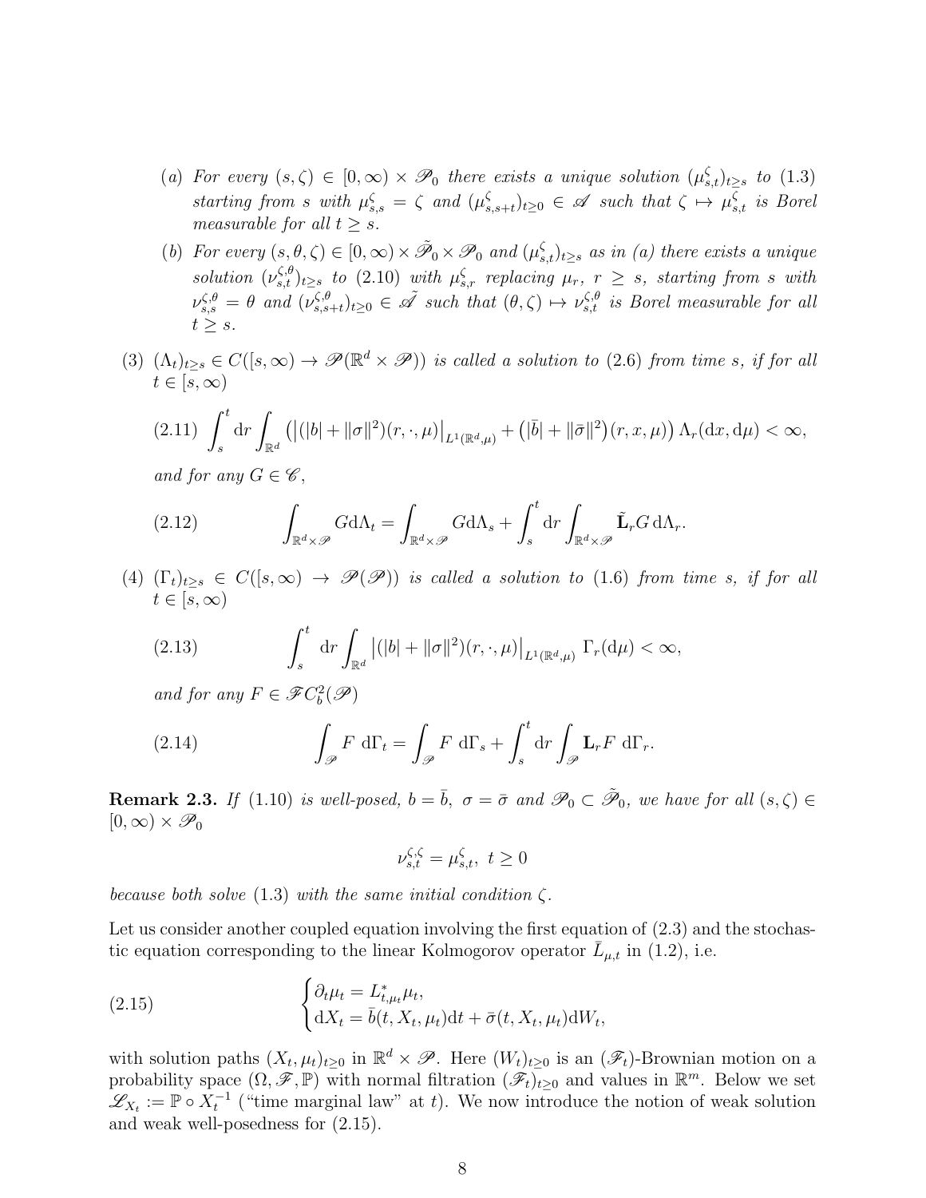(a) *For every* $(s,\zeta) \in [0,\infty) \times \mathscr{P}_0$ *there exists a unique solution* $(\mu^\zeta_{s,t})_{t\geq s}$ *to* (1.3) *starting from* $s$ *with* $\mu^\zeta_{s,s} = \zeta$ *and* $(\mu^\zeta_{s,s+t})_{t\geq 0} \in \mathscr{A}$ *such that* $\zeta \mapsto \mu^\zeta_{s,t}$ *is Borel measurable for all* $t \geq s$.

(b) *For every* $(s,\theta,\zeta) \in [0,\infty) \times \tilde{\mathscr{P}}_0 \times \mathscr{P}_0$ *and* $(\mu^\zeta_{s,t})_{t\geq s}$ *as in (a) there exists a unique solution* $(\nu^{\zeta,\theta}_{s,t})_{t\geq s}$ *to* (2.10) *with* $\mu^\zeta_{s,r}$ *replacing* $\mu_r$, $r \geq s$, *starting from* $s$ *with* $\nu^{\zeta,\theta}_{s,s} = \theta$ *and* $(\nu^{\zeta,\theta}_{s,s+t})_{t\geq 0} \in \tilde{\mathscr{A}}$ *such that* $(\theta,\zeta) \mapsto \nu^{\zeta,\theta}_{s,t}$ *is Borel measurable for all* $t \geq s$.

(3) $(\Lambda_t)_{t\geq s} \in C([s,\infty) \to \mathscr{P}(\mathbb{R}^d \times \mathscr{P}))$ *is called a solution to* (2.6) *from time* $s$, *if for all* $t \in [s,\infty)$

$$\int_s^t \mathrm{d}r \int_{\mathbb{R}^d} \left( \left| (|b| + \|\sigma\|^2)(r,\cdot,\mu) \right|_{L^1(\mathbb{R}^d,\mu)} + \left(|\bar{b}| + \|\bar{\sigma}\|^2\right)(r,x,\mu) \right) \Lambda_r(\mathrm{d}x,\mathrm{d}\mu) < \infty, \tag{2.11}$$

*and for any* $G \in \mathscr{C}$,

$$\int_{\mathbb{R}^d\times\mathscr{P}} G \mathrm{d}\Lambda_t = \int_{\mathbb{R}^d\times\mathscr{P}} G \mathrm{d}\Lambda_s + \int_s^t \mathrm{d}r \int_{\mathbb{R}^d\times\mathscr{P}} \tilde{\mathbf{L}}_r G \,\mathrm{d}\Lambda_r. \tag{2.12}$$

(4) $(\Gamma_t)_{t\geq s} \in C([s,\infty) \to \mathscr{P}(\mathscr{P}))$ *is called a solution to* (1.6) *from time* $s$, *if for all* $t \in [s,\infty)$

$$\int_s^t \mathrm{d}r \int_{\mathbb{R}^d} \left| (|b| + \|\sigma\|^2)(r,\cdot,\mu) \right|_{L^1(\mathbb{R}^d,\mu)} \Gamma_r(\mathrm{d}\mu) < \infty, \tag{2.13}$$

*and for any* $F \in \mathscr{F}C^2_b(\mathscr{P})$

$$\int_{\mathscr{P}} F \,\mathrm{d}\Gamma_t = \int_{\mathscr{P}} F \,\mathrm{d}\Gamma_s + \int_s^t \mathrm{d}r \int_{\mathscr{P}} \mathbf{L}_r F \,\mathrm{d}\Gamma_r. \tag{2.14}$$

**Remark 2.3.** *If* (1.10) *is well-posed,* $b = \bar{b}$, $\sigma = \bar{\sigma}$ *and* $\mathscr{P}_0 \subset \tilde{\mathscr{P}}_0$, *we have for all* $(s,\zeta) \in [0,\infty) \times \mathscr{P}_0$

$$\nu^{\zeta,\zeta}_{s,t} = \mu^\zeta_{s,t}, \ t \geq 0$$

*because both solve* (1.3) *with the same initial condition* $\zeta$.

Let us consider another coupled equation involving the first equation of (2.3) and the stochastic equation corresponding to the linear Kolmogorov operator $\bar{L}_{\mu,t}$ in (1.2), i.e.

$$\begin{cases} \partial_t \mu_t = L^*_{t,\mu_t}\mu_t, \\ \mathrm{d}X_t = \bar{b}(t,X_t,\mu_t)\mathrm{d}t + \bar{\sigma}(t,X_t,\mu_t)\mathrm{d}W_t, \end{cases} \tag{2.15}$$

with solution paths $(X_t,\mu_t)_{t\geq 0}$ in $\mathbb{R}^d \times \mathscr{P}$. Here $(W_t)_{t\geq 0}$ is an $(\mathscr{F}_t)$-Brownian motion on a probability space $(\Omega,\mathscr{F},\mathbb{P})$ with normal filtration $(\mathscr{F}_t)_{t\geq 0}$ and values in $\mathbb{R}^m$. Below we set $\mathscr{L}_{X_t} := \mathbb{P} \circ X_t^{-1}$ ("time marginal law" at $t$). We now introduce the notion of weak solution and weak well-posedness for (2.15).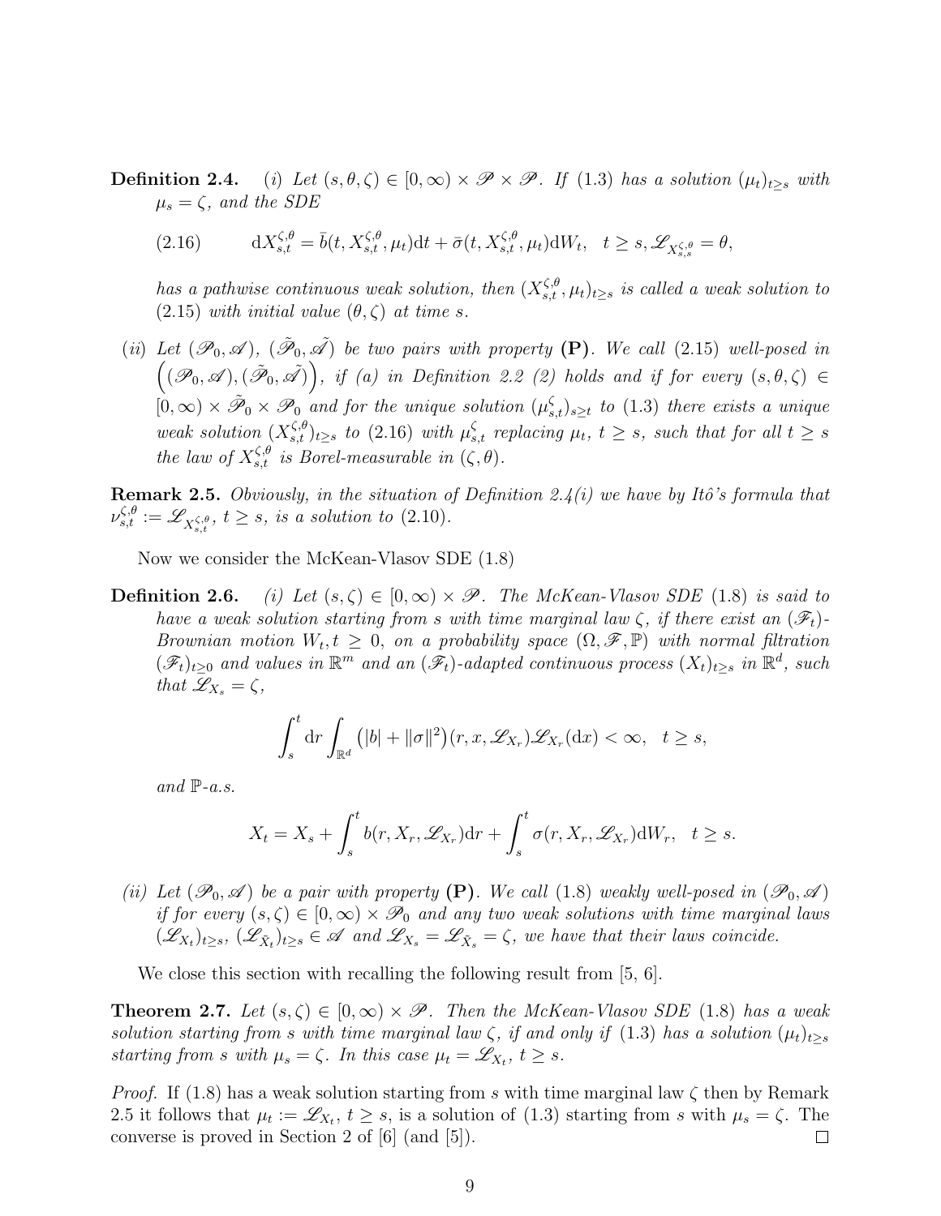**Definition 2.4.** *(i) Let $(s, \theta, \zeta) \in [0, \infty) \times \mathscr{P} \times \mathscr{P}$. If (1.3) has a solution $(\mu_t)_{t \geq s}$ with $\mu_s = \zeta$, and the SDE*

$$\mathrm{d}X_{s,t}^{\zeta,\theta} = \bar{b}(t, X_{s,t}^{\zeta,\theta}, \mu_t)\mathrm{d}t + \bar{\sigma}(t, X_{s,t}^{\zeta,\theta}, \mu_t)\mathrm{d}W_t, \quad t \geq s, \mathscr{L}_{X_{s,s}^{\zeta,\theta}} = \theta, \tag{2.16}$$

*has a pathwise continuous weak solution, then $(X_{s,t}^{\zeta,\theta}, \mu_t)_{t \geq s}$ is called a weak solution to (2.15) with initial value $(\theta, \zeta)$ at time $s$.*

*(ii) Let $(\mathscr{P}_0, \mathscr{A})$, $(\tilde{\mathscr{P}}_0, \tilde{\mathscr{A}})$ be two pairs with property* **(P)**. *We call (2.15) well-posed in $\Big((\mathscr{P}_0, \mathscr{A}), (\tilde{\mathscr{P}}_0, \tilde{\mathscr{A}})\Big)$, if (a) in Definition 2.2 (2) holds and if for every $(s, \theta, \zeta) \in [0, \infty) \times \tilde{\mathscr{P}}_0 \times \mathscr{P}_0$ and for the unique solution $(\mu_{s,t}^{\zeta})_{s \geq t}$ to (1.3) there exists a unique weak solution $(X_{s,t}^{\zeta,\theta})_{t \geq s}$ to (2.16) with $\mu_{s,t}^{\zeta}$ replacing $\mu_t$, $t \geq s$, such that for all $t \geq s$ the law of $X_{s,t}^{\zeta,\theta}$ is Borel-measurable in $(\zeta, \theta)$.*

**Remark 2.5.** *Obviously, in the situation of Definition 2.4(i) we have by Itô's formula that $\nu_{s,t}^{\zeta,\theta} := \mathscr{L}_{X_{s,t}^{\zeta,\theta}}$, $t \geq s$, is a solution to (2.10).*

Now we consider the McKean-Vlasov SDE (1.8)

**Definition 2.6.** *(i) Let $(s, \zeta) \in [0, \infty) \times \mathscr{P}$. The McKean-Vlasov SDE (1.8) is said to have a weak solution starting from $s$ with time marginal law $\zeta$, if there exist an $(\mathscr{F}_t)$-Brownian motion $W_t, t \geq 0$, on a probability space $(\Omega, \mathscr{F}, \mathbb{P})$ with normal filtration $(\mathscr{F}_t)_{t \geq 0}$ and values in $\mathbb{R}^m$ and an $(\mathscr{F}_t)$-adapted continuous process $(X_t)_{t \geq s}$ in $\mathbb{R}^d$, such that $\mathscr{L}_{X_s} = \zeta$,*

$$\int_s^t \mathrm{d}r \int_{\mathbb{R}^d} \big(|b| + \|\sigma\|^2\big)(r, x, \mathscr{L}_{X_r})\mathscr{L}_{X_r}(\mathrm{d}x) < \infty, \quad t \geq s,$$

*and $\mathbb{P}$-a.s.*

$$X_t = X_s + \int_s^t b(r, X_r, \mathscr{L}_{X_r})\mathrm{d}r + \int_s^t \sigma(r, X_r, \mathscr{L}_{X_r})\mathrm{d}W_r, \quad t \geq s.$$

*(ii) Let $(\mathscr{P}_0, \mathscr{A})$ be a pair with property* **(P)**. *We call (1.8) weakly well-posed in $(\mathscr{P}_0, \mathscr{A})$ if for every $(s, \zeta) \in [0, \infty) \times \mathscr{P}_0$ and any two weak solutions with time marginal laws $(\mathscr{L}_{X_t})_{t \geq s}$, $(\mathscr{L}_{\tilde{X}_t})_{t \geq s} \in \mathscr{A}$ and $\mathscr{L}_{X_s} = \mathscr{L}_{\tilde{X}_s} = \zeta$, we have that their laws coincide.*

We close this section with recalling the following result from [5, 6].

**Theorem 2.7.** *Let $(s, \zeta) \in [0, \infty) \times \mathscr{P}$. Then the McKean-Vlasov SDE (1.8) has a weak solution starting from $s$ with time marginal law $\zeta$, if and only if (1.3) has a solution $(\mu_t)_{t \geq s}$ starting from $s$ with $\mu_s = \zeta$. In this case $\mu_t = \mathscr{L}_{X_t}$, $t \geq s$.*

*Proof.* If (1.8) has a weak solution starting from $s$ with time marginal law $\zeta$ then by Remark 2.5 it follows that $\mu_t := \mathscr{L}_{X_t}$, $t \geq s$, is a solution of (1.3) starting from $s$ with $\mu_s = \zeta$. The converse is proved in Section 2 of [6] (and [5]). □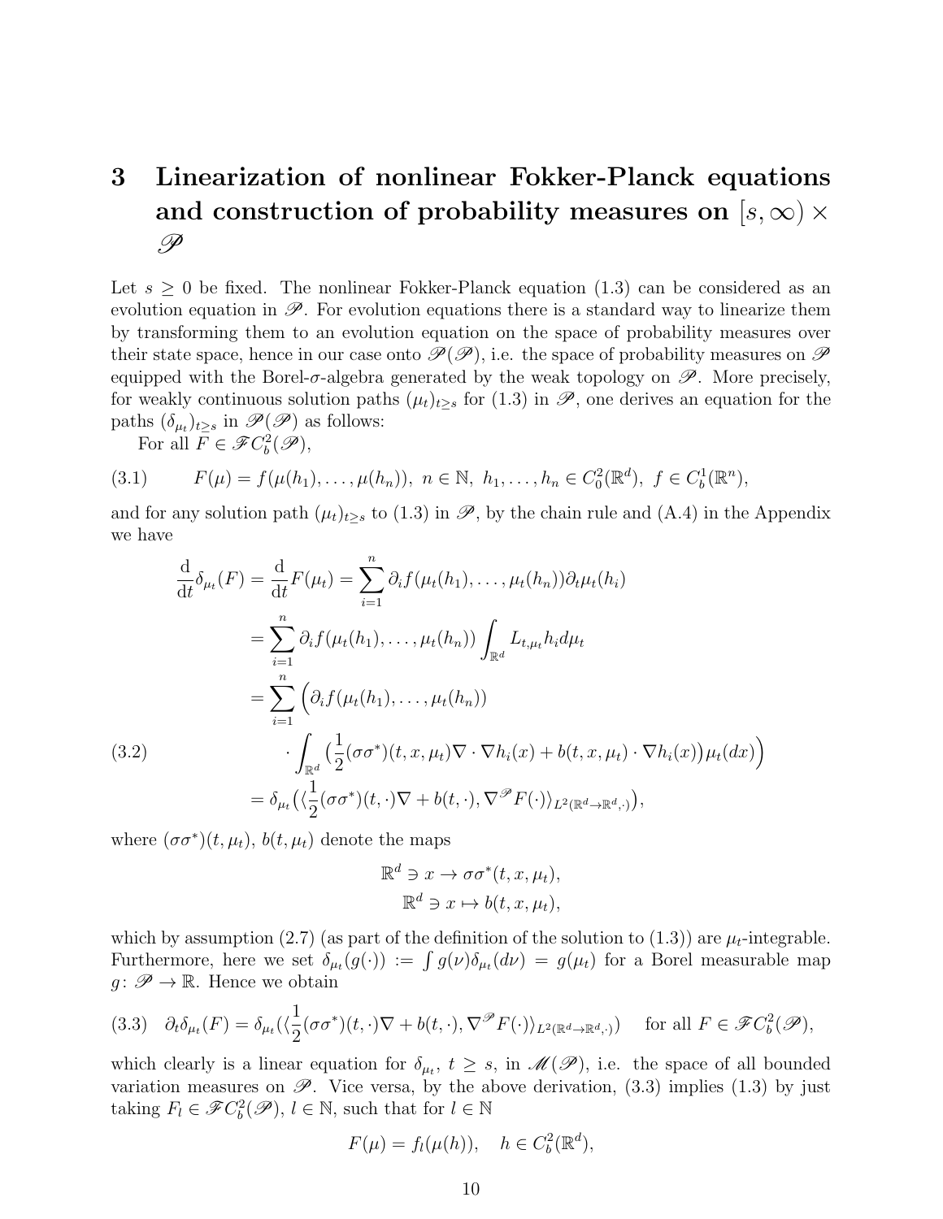# 3 Linearization of nonlinear Fokker-Planck equations and construction of probability measures on $[s, \infty) \times \mathscr{P}$

Let $s \geq 0$ be fixed. The nonlinear Fokker-Planck equation (1.3) can be considered as an evolution equation in $\mathscr{P}$. For evolution equations there is a standard way to linearize them by transforming them to an evolution equation on the space of probability measures over their state space, hence in our case onto $\mathscr{P}(\mathscr{P})$, i.e. the space of probability measures on $\mathscr{P}$ equipped with the Borel-$\sigma$-algebra generated by the weak topology on $\mathscr{P}$. More precisely, for weakly continuous solution paths $(\mu_t)_{t \geq s}$ for (1.3) in $\mathscr{P}$, one derives an equation for the paths $(\delta_{\mu_t})_{t \geq s}$ in $\mathscr{P}(\mathscr{P})$ as follows:

For all $F \in \mathscr{F}C_b^2(\mathscr{P})$,

$$F(\mu) = f(\mu(h_1), \ldots, \mu(h_n)),\ n \in \mathbb{N},\ h_1, \ldots, h_n \in C_0^2(\mathbb{R}^d),\ f \in C_b^1(\mathbb{R}^n), \tag{3.1}$$

and for any solution path $(\mu_t)_{t \geq s}$ to (1.3) in $\mathscr{P}$, by the chain rule and (A.4) in the Appendix we have

$$\begin{aligned}
\frac{\mathrm{d}}{\mathrm{d}t}\delta_{\mu_t}(F) = \frac{\mathrm{d}}{\mathrm{d}t}F(\mu_t) &= \sum_{i=1}^n \partial_i f(\mu_t(h_1), \ldots, \mu_t(h_n))\partial_t \mu_t(h_i) \\
&= \sum_{i=1}^n \partial_i f(\mu_t(h_1), \ldots, \mu_t(h_n)) \int_{\mathbb{R}^d} L_{t,\mu_t} h_i d\mu_t \\
&= \sum_{i=1}^n \Big(\partial_i f(\mu_t(h_1), \ldots, \mu_t(h_n)) \\
&\qquad \cdot \int_{\mathbb{R}^d} \big(\frac{1}{2}(\sigma\sigma^*)(t,x,\mu_t)\nabla \cdot \nabla h_i(x) + b(t,x,\mu_t) \cdot \nabla h_i(x)\big)\mu_t(dx)\Big) \\
&= \delta_{\mu_t}\big(\langle \frac{1}{2}(\sigma\sigma^*)(t,\cdot)\nabla + b(t,\cdot), \nabla^{\mathscr{P}} F(\cdot)\rangle_{L^2(\mathbb{R}^d \to \mathbb{R}^d, \cdot)}\big),
\end{aligned} \tag{3.2}$$

where $(\sigma\sigma^*)(t,\mu_t)$, $b(t,\mu_t)$ denote the maps

$$\begin{aligned}
\mathbb{R}^d \ni x &\to \sigma\sigma^*(t,x,\mu_t), \\
\mathbb{R}^d \ni x &\mapsto b(t,x,\mu_t),
\end{aligned}$$

which by assumption (2.7) (as part of the definition of the solution to (1.3)) are $\mu_t$-integrable. Furthermore, here we set $\delta_{\mu_t}(g(\cdot)) := \int g(\nu)\delta_{\mu_t}(d\nu) = g(\mu_t)$ for a Borel measurable map $g \colon \mathscr{P} \to \mathbb{R}$. Hence we obtain

$$\partial_t \delta_{\mu_t}(F) = \delta_{\mu_t}(\langle \frac{1}{2}(\sigma\sigma^*)(t,\cdot)\nabla + b(t,\cdot), \nabla^{\mathscr{P}} F(\cdot)\rangle_{L^2(\mathbb{R}^d \to \mathbb{R}^d, \cdot)}) \quad \text{for all } F \in \mathscr{F}C_b^2(\mathscr{P}), \tag{3.3}$$

which clearly is a linear equation for $\delta_{\mu_t}$, $t \geq s$, in $\mathscr{M}(\mathscr{P})$, i.e. the space of all bounded variation measures on $\mathscr{P}$. Vice versa, by the above derivation, (3.3) implies (1.3) by just taking $F_l \in \mathscr{F}C_b^2(\mathscr{P})$, $l \in \mathbb{N}$, such that for $l \in \mathbb{N}$

$$F(\mu) = f_l(\mu(h)), \quad h \in C_b^2(\mathbb{R}^d),$$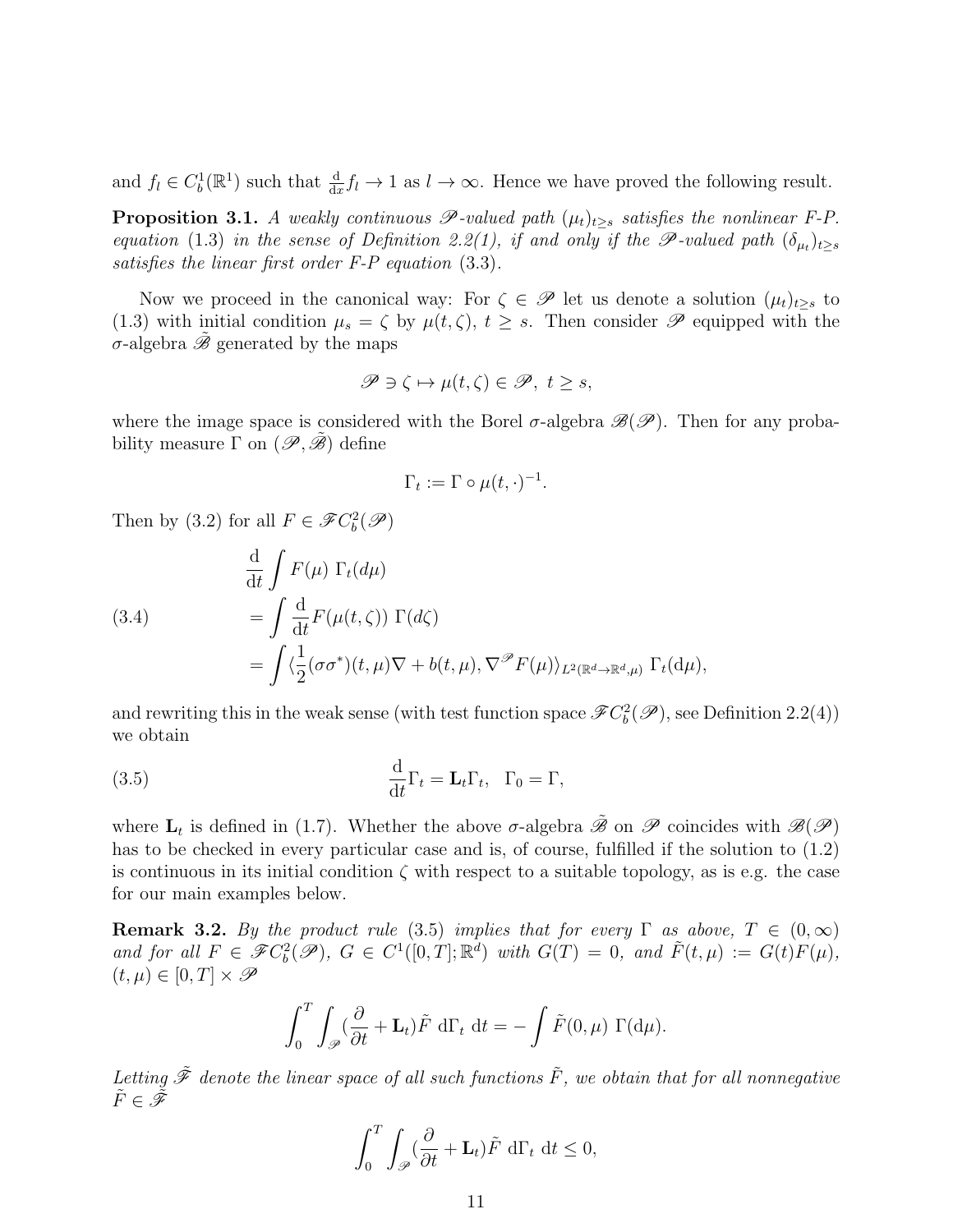and $f_l \in C_b^1(\mathbb{R}^1)$ such that $\frac{\mathrm{d}}{\mathrm{d}x} f_l \to 1$ as $l \to \infty$. Hence we have proved the following result.

**Proposition 3.1.** *A weakly continuous $\mathscr{P}$-valued path $(\mu_t)_{t\geq s}$ satisfies the nonlinear F-P. equation (1.3) in the sense of Definition 2.2(1), if and only if the $\mathscr{P}$-valued path $(\delta_{\mu_t})_{t\geq s}$ satisfies the linear first order F-P equation (3.3).*

Now we proceed in the canonical way: For $\zeta \in \mathscr{P}$ let us denote a solution $(\mu_t)_{t\geq s}$ to (1.3) with initial condition $\mu_s = \zeta$ by $\mu(t,\zeta)$, $t \geq s$. Then consider $\mathscr{P}$ equipped with the $\sigma$-algebra $\tilde{\mathscr{B}}$ generated by the maps

$$\mathscr{P} \ni \zeta \mapsto \mu(t,\zeta) \in \mathscr{P},\ t \geq s,$$

where the image space is considered with the Borel $\sigma$-algebra $\mathscr{B}(\mathscr{P})$. Then for any probability measure $\Gamma$ on $(\mathscr{P}, \tilde{\mathscr{B}})$ define

$$\Gamma_t := \Gamma \circ \mu(t,\cdot)^{-1}.$$

Then by (3.2) for all $F \in \mathscr{F}C_b^2(\mathscr{P})$

$$\begin{aligned}
&\frac{\mathrm{d}}{\mathrm{d}t} \int F(\mu)\ \Gamma_t(d\mu) \\
&= \int \frac{\mathrm{d}}{\mathrm{d}t} F(\mu(t,\zeta))\ \Gamma(d\zeta) \\
&= \int \langle \frac{1}{2}(\sigma\sigma^*)(t,\mu)\nabla + b(t,\mu), \nabla^{\mathscr{P}} F(\mu)\rangle_{L^2(\mathbb{R}^d \to \mathbb{R}^d,\mu)}\ \Gamma_t(\mathrm{d}\mu),
\end{aligned} \tag{3.4}$$

and rewriting this in the weak sense (with test function space $\mathscr{F}C_b^2(\mathscr{P})$, see Definition 2.2(4)) we obtain

$$\frac{\mathrm{d}}{\mathrm{d}t}\Gamma_t = \mathbf{L}_t \Gamma_t, \quad \Gamma_0 = \Gamma, \tag{3.5}$$

where $\mathbf{L}_t$ is defined in (1.7). Whether the above $\sigma$-algebra $\tilde{\mathscr{B}}$ on $\mathscr{P}$ coincides with $\mathscr{B}(\mathscr{P})$ has to be checked in every particular case and is, of course, fulfilled if the solution to (1.2) is continuous in its initial condition $\zeta$ with respect to a suitable topology, as is e.g. the case for our main examples below.

**Remark 3.2.** *By the product rule (3.5) implies that for every $\Gamma$ as above, $T \in (0,\infty)$ and for all $F \in \mathscr{F}C_b^2(\mathscr{P})$, $G \in C^1([0,T];\mathbb{R}^d)$ with $G(T) = 0$, and $\tilde{F}(t,\mu) := G(t)F(\mu)$, $(t,\mu) \in [0,T] \times \mathscr{P}$*

$$\int_0^T \int_{\mathscr{P}} (\frac{\partial}{\partial t} + \mathbf{L}_t)\tilde{F}\ \mathrm{d}\Gamma_t\ \mathrm{d}t = -\int \tilde{F}(0,\mu)\ \Gamma(\mathrm{d}\mu).$$

*Letting $\tilde{\mathscr{F}}$ denote the linear space of all such functions $\tilde{F}$, we obtain that for all nonnegative $\tilde{F} \in \tilde{\mathscr{F}}$*

$$\int_0^T \int_{\mathscr{P}} (\frac{\partial}{\partial t} + \mathbf{L}_t)\tilde{F}\ \mathrm{d}\Gamma_t\ \mathrm{d}t \leq 0,$$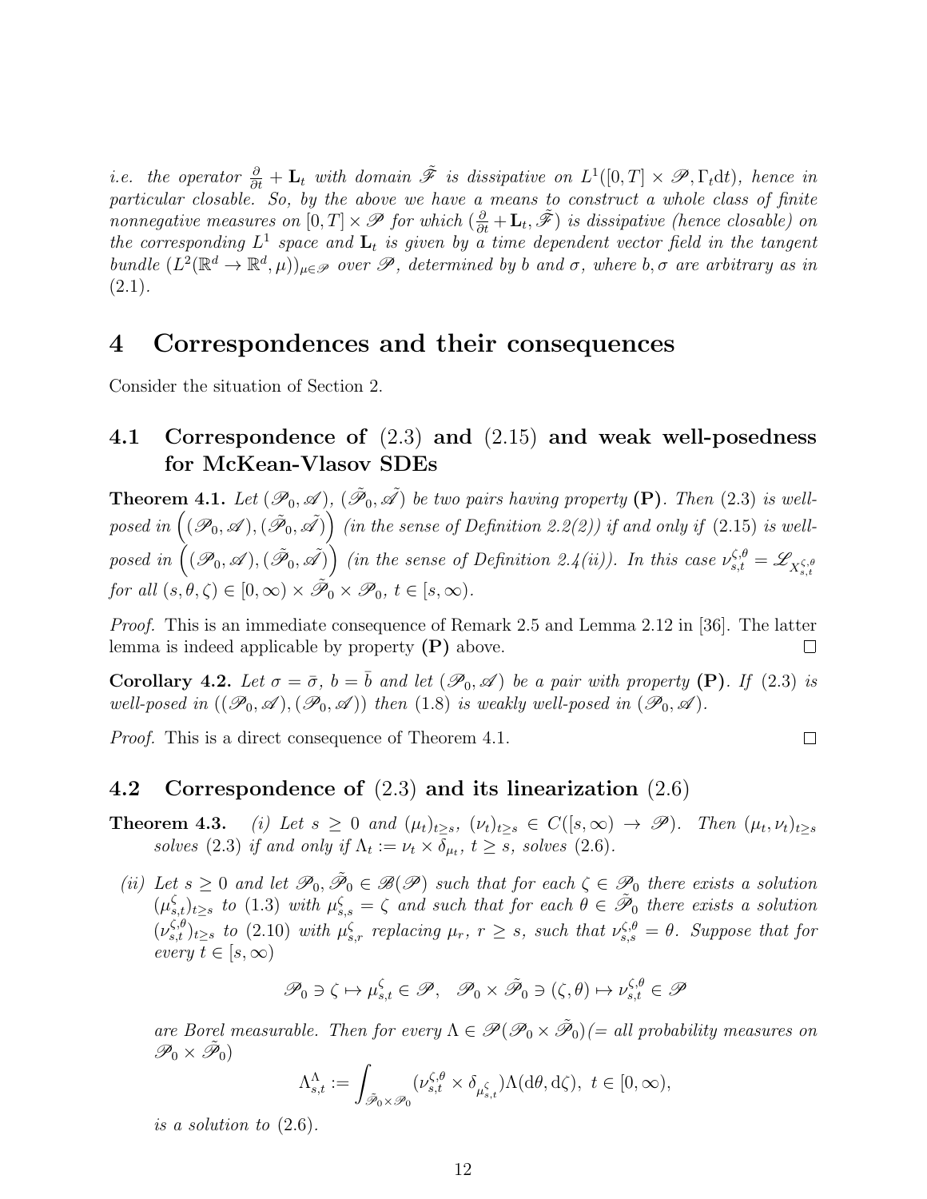*i.e. the operator $\frac{\partial}{\partial t} + \mathbf{L}_t$ with domain $\tilde{\tilde{\mathscr{F}}}$ is dissipative on $L^1([0,T] \times \mathscr{P}, \Gamma_t \mathrm{d}t)$, hence in particular closable. So, by the above we have a means to construct a whole class of finite nonnegative measures on $[0,T] \times \mathscr{P}$ for which $(\frac{\partial}{\partial t} + \mathbf{L}_t, \tilde{\tilde{\mathscr{F}}})$ is dissipative (hence closable) on the corresponding $L^1$ space and $\mathbf{L}_t$ is given by a time dependent vector field in the tangent bundle $(L^2(\mathbb{R}^d \to \mathbb{R}^d, \mu))_{\mu \in \mathscr{P}}$ over $\mathscr{P}$, determined by $b$ and $\sigma$, where $b, \sigma$ are arbitrary as in (2.1).*

# 4 Correspondences and their consequences

Consider the situation of Section 2.

## 4.1 Correspondence of (2.3) and (2.15) and weak well-posedness for McKean-Vlasov SDEs

**Theorem 4.1.** *Let $(\mathscr{P}_0, \mathscr{A})$, $(\tilde{\mathscr{P}}_0, \tilde{\mathscr{A}})$ be two pairs having property* **(P)**. *Then (2.3) is well-posed in $\Big((\mathscr{P}_0, \mathscr{A}), (\tilde{\mathscr{P}}_0, \tilde{\mathscr{A}})\Big)$ (in the sense of Definition 2.2(2)) if and only if (2.15) is well-posed in $\Big((\mathscr{P}_0, \mathscr{A}), (\tilde{\mathscr{P}}_0, \tilde{\mathscr{A}})\Big)$ (in the sense of Definition 2.4(ii)). In this case $\nu^{\zeta,\theta}_{s,t} = \mathscr{L}_{X^{\zeta,\theta}_{s,t}}$ for all $(s,\theta,\zeta) \in [0,\infty) \times \tilde{\mathscr{P}}_0 \times \mathscr{P}_0$, $t \in [s,\infty)$.*

*Proof.* This is an immediate consequence of Remark 2.5 and Lemma 2.12 in [36]. The latter lemma is indeed applicable by property **(P)** above. □

**Corollary 4.2.** *Let $\sigma = \bar{\sigma}$, $b = \bar{b}$ and let $(\mathscr{P}_0, \mathscr{A})$ be a pair with property* **(P)**. *If (2.3) is well-posed in $((\mathscr{P}_0, \mathscr{A}), (\mathscr{P}_0, \mathscr{A}))$ then (1.8) is weakly well-posed in $(\mathscr{P}_0, \mathscr{A})$.*

*Proof.* This is a direct consequence of Theorem 4.1. □

## 4.2 Correspondence of (2.3) and its linearization (2.6)

**Theorem 4.3.** *(i) Let $s \geq 0$ and $(\mu_t)_{t \geq s}$, $(\nu_t)_{t \geq s} \in C([s,\infty) \to \mathscr{P})$. Then $(\mu_t, \nu_t)_{t \geq s}$ solves (2.3) if and only if $\Lambda_t := \nu_t \times \delta_{\mu_t}$, $t \geq s$, solves (2.6).*

*(ii) Let $s \geq 0$ and let $\mathscr{P}_0, \tilde{\mathscr{P}}_0 \in \mathscr{B}(\mathscr{P})$ such that for each $\zeta \in \mathscr{P}_0$ there exists a solution $(\mu^\zeta_{s,t})_{t \geq s}$ to (1.3) with $\mu^\zeta_{s,s} = \zeta$ and such that for each $\theta \in \tilde{\mathscr{P}}_0$ there exists a solution $(\nu^{\zeta,\theta}_{s,t})_{t \geq s}$ to (2.10) with $\mu^\zeta_{s,r}$ replacing $\mu_r$, $r \geq s$, such that $\nu^{\zeta,\theta}_{s,s} = \theta$. Suppose that for every $t \in [s,\infty)$*

$$\mathscr{P}_0 \ni \zeta \mapsto \mu^\zeta_{s,t} \in \mathscr{P}, \quad \mathscr{P}_0 \times \tilde{\mathscr{P}}_0 \ni (\zeta,\theta) \mapsto \nu^{\zeta,\theta}_{s,t} \in \mathscr{P}$$

*are Borel measurable. Then for every $\Lambda \in \mathscr{P}(\mathscr{P}_0 \times \tilde{\mathscr{P}}_0)$(= all probability measures on $\mathscr{P}_0 \times \tilde{\mathscr{P}}_0$)*

$$\Lambda^\Lambda_{s,t} := \int_{\tilde{\mathscr{P}}_0 \times \mathscr{P}_0} (\nu^{\zeta,\theta}_{s,t} \times \delta_{\mu^\zeta_{s,t}}) \Lambda(\mathrm{d}\theta, \mathrm{d}\zeta), \ t \in [0,\infty),$$

*is a solution to (2.6).*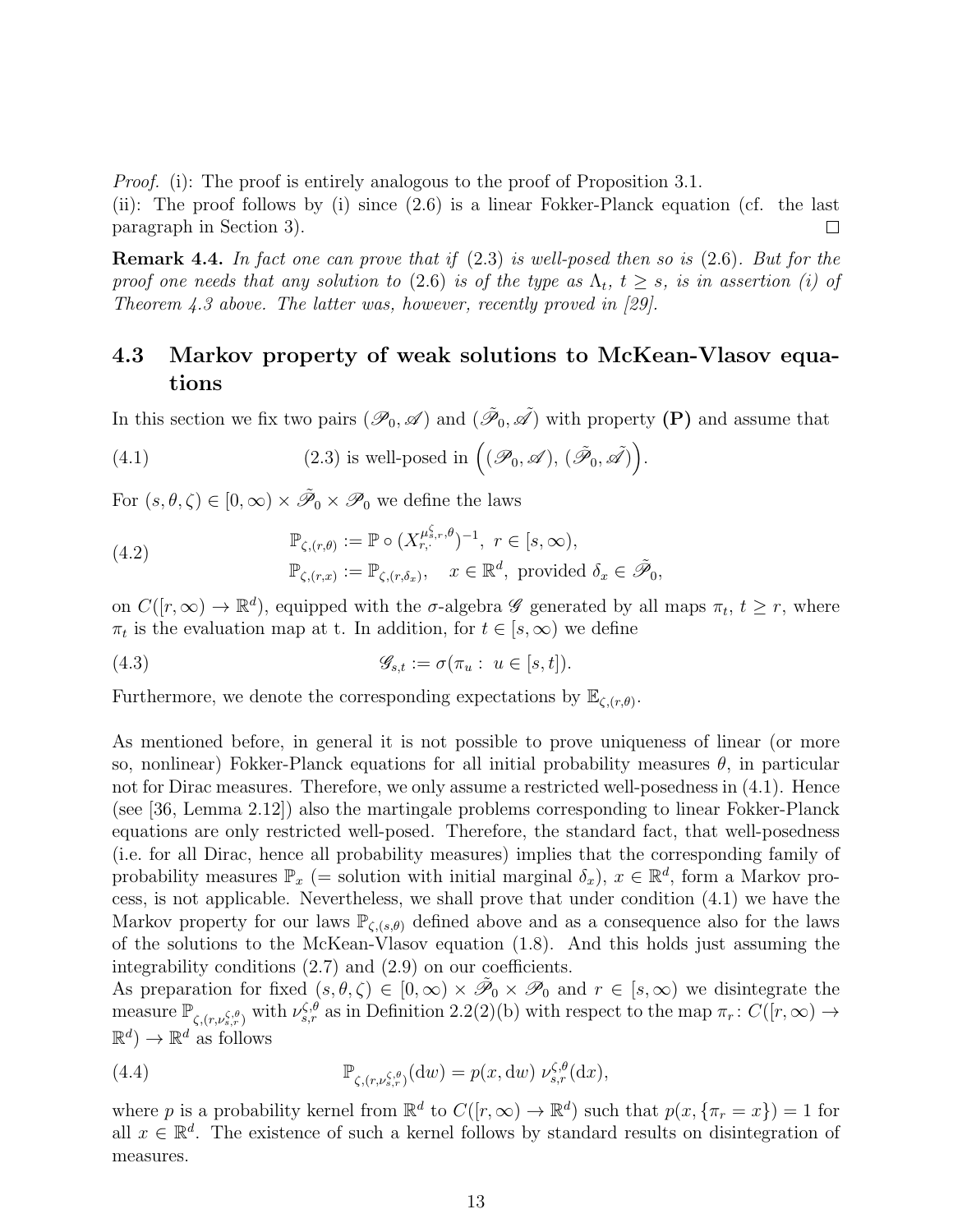*Proof.* (i): The proof is entirely analogous to the proof of Proposition 3.1.
(ii): The proof follows by (i) since (2.6) is a linear Fokker-Planck equation (cf. the last paragraph in Section 3). □

**Remark 4.4.** *In fact one can prove that if* (2.3) *is well-posed then so is* (2.6)*. But for the proof one needs that any solution to* (2.6) *is of the type as* $\Lambda_t$*,* $t \geq s$*, is in assertion (i) of Theorem 4.3 above. The latter was, however, recently proved in [29].*

### 4.3 Markov property of weak solutions to McKean-Vlasov equations

In this section we fix two pairs $(\mathscr{P}_0, \mathscr{A})$ and $(\tilde{\mathscr{P}}_0, \tilde{\mathscr{A}})$ with property **(P)** and assume that

$$\text{(2.3) is well-posed in } \Big((\mathscr{P}_0, \mathscr{A}),\, (\tilde{\mathscr{P}}_0, \tilde{\mathscr{A}})\Big). \tag{4.1}$$

For $(s, \theta, \zeta) \in [0,\infty) \times \tilde{\mathscr{P}}_0 \times \mathscr{P}_0$ we define the laws

$$\begin{aligned} \mathbb{P}_{\zeta,(r,\theta)} &:= \mathbb{P} \circ (X^{\mu^{\zeta}_{s,r,\theta}}_{r,\cdot})^{-1}, \; r \in [s,\infty), \\ \mathbb{P}_{\zeta,(r,x)} &:= \mathbb{P}_{\zeta,(r,\delta_x)}, \quad x \in \mathbb{R}^d, \text{ provided } \delta_x \in \tilde{\mathscr{P}}_0, \end{aligned} \tag{4.2}$$

on $C([r,\infty) \to \mathbb{R}^d)$, equipped with the $\sigma$-algebra $\mathscr{G}$ generated by all maps $\pi_t$, $t \geq r$, where $\pi_t$ is the evaluation map at t. In addition, for $t \in [s,\infty)$ we define

$$\mathscr{G}_{s,t} := \sigma(\pi_u : \; u \in [s,t]). \tag{4.3}$$

Furthermore, we denote the corresponding expectations by $\mathbb{E}_{\zeta,(r,\theta)}$.

As mentioned before, in general it is not possible to prove uniqueness of linear (or more so, nonlinear) Fokker-Planck equations for all initial probability measures $\theta$, in particular not for Dirac measures. Therefore, we only assume a restricted well-posedness in (4.1). Hence (see [36, Lemma 2.12]) also the martingale problems corresponding to linear Fokker-Planck equations are only restricted well-posed. Therefore, the standard fact, that well-posedness (i.e. for all Dirac, hence all probability measures) implies that the corresponding family of probability measures $\mathbb{P}_x$ (= solution with initial marginal $\delta_x$), $x \in \mathbb{R}^d$, form a Markov process, is not applicable. Nevertheless, we shall prove that under condition (4.1) we have the Markov property for our laws $\mathbb{P}_{\zeta,(s,\theta)}$ defined above and as a consequence also for the laws of the solutions to the McKean-Vlasov equation (1.8). And this holds just assuming the integrability conditions (2.7) and (2.9) on our coefficients.
As preparation for fixed $(s, \theta, \zeta) \in [0,\infty) \times \tilde{\mathscr{P}}_0 \times \mathscr{P}_0$ and $r \in [s,\infty)$ we disintegrate the measure $\mathbb{P}_{\zeta,(r,\nu^{\zeta,\theta}_{s,r})}$ with $\nu^{\zeta,\theta}_{s,r}$ as in Definition 2.2(2)(b) with respect to the map $\pi_r \colon C([r,\infty) \to \mathbb{R}^d) \to \mathbb{R}^d$ as follows

$$\mathbb{P}_{\zeta,(r,\nu^{\zeta,\theta}_{s,r})}(\mathrm{d}w) = p(x, \mathrm{d}w)\; \nu^{\zeta,\theta}_{s,r}(\mathrm{d}x), \tag{4.4}$$

where $p$ is a probability kernel from $\mathbb{R}^d$ to $C([r,\infty) \to \mathbb{R}^d)$ such that $p(x, \{\pi_r = x\}) = 1$ for all $x \in \mathbb{R}^d$. The existence of such a kernel follows by standard results on disintegration of measures.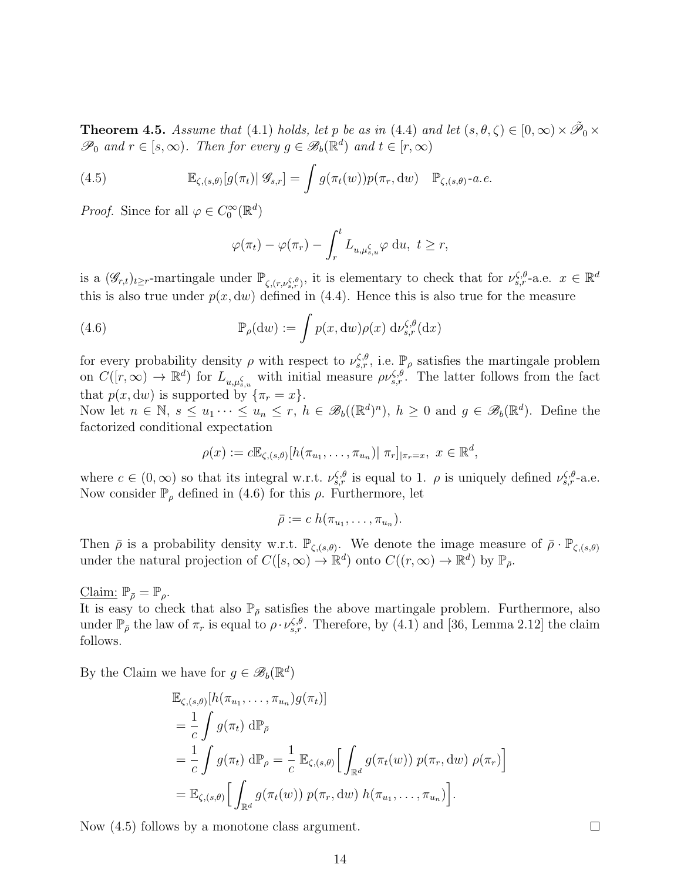**Theorem 4.5.** *Assume that (4.1) holds, let $p$ be as in (4.4) and let $(s, \theta, \zeta) \in [0, \infty) \times \tilde{\mathscr{P}}_0 \times \mathscr{P}_0$ and $r \in [s, \infty)$. Then for every $g \in \mathscr{B}_b(\mathbb{R}^d)$ and $t \in [r, \infty)$*

$$\mathbb{E}_{\zeta,(s,\theta)}[g(\pi_t)|\, \mathscr{G}_{s,r}] = \int g(\pi_t(w))p(\pi_r, \mathrm{d}w) \quad \mathbb{P}_{\zeta,(s,\theta)}\text{-a.e.} \tag{4.5}$$

*Proof.* Since for all $\varphi \in C_0^\infty(\mathbb{R}^d)$

$$\varphi(\pi_t) - \varphi(\pi_r) - \int_r^t L_{u,\mu^\zeta_{s,u}} \varphi \, \mathrm{d}u, \ t \geq r,$$

is a $(\mathscr{G}_{r,t})_{t \geq r}$-martingale under $\mathbb{P}_{\zeta,(r,\nu^{\zeta,\theta}_{s,r})}$, it is elementary to check that for $\nu^{\zeta,\theta}_{s,r}$-a.e. $x \in \mathbb{R}^d$ this is also true under $p(x, \mathrm{d}w)$ defined in (4.4). Hence this is also true for the measure

$$\mathbb{P}_\rho(\mathrm{d}w) := \int p(x, \mathrm{d}w)\rho(x) \, \mathrm{d}\nu^{\zeta,\theta}_{s,r}(\mathrm{d}x) \tag{4.6}$$

for every probability density $\rho$ with respect to $\nu^{\zeta,\theta}_{s,r}$, i.e. $\mathbb{P}_\rho$ satisfies the martingale problem on $C([r, \infty) \to \mathbb{R}^d)$ for $L_{u,\mu^\zeta_{s,u}}$ with initial measure $\rho\nu^{\zeta,\theta}_{s,r}$. The latter follows from the fact that $p(x, \mathrm{d}w)$ is supported by $\{\pi_r = x\}$.
Now let $n \in \mathbb{N}$, $s \leq u_1 \cdots \leq u_n \leq r$, $h \in \mathscr{B}_b((\mathbb{R}^d)^n)$, $h \geq 0$ and $g \in \mathscr{B}_b(\mathbb{R}^d)$. Define the factorized conditional expectation

$$\rho(x) := c\mathbb{E}_{\zeta,(s,\theta)}[h(\pi_{u_1}, \ldots, \pi_{u_n})|\, \pi_r]_{|\pi_r = x}, \ x \in \mathbb{R}^d,$$

where $c \in (0, \infty)$ so that its integral w.r.t. $\nu^{\zeta,\theta}_{s,r}$ is equal to 1. $\rho$ is uniquely defined $\nu^{\zeta,\theta}_{s,r}$-a.e. Now consider $\mathbb{P}_\rho$ defined in (4.6) for this $\rho$. Furthermore, let

$$\bar{\rho} := c \, h(\pi_{u_1}, \ldots, \pi_{u_n}).$$

Then $\bar{\rho}$ is a probability density w.r.t. $\mathbb{P}_{\zeta,(s,\theta)}$. We denote the image measure of $\bar{\rho} \cdot \mathbb{P}_{\zeta,(s,\theta)}$ under the natural projection of $C([s, \infty) \to \mathbb{R}^d)$ onto $C((r, \infty) \to \mathbb{R}^d)$ by $\mathbb{P}_{\bar{\rho}}$.

<u>Claim:</u> $\mathbb{P}_{\bar{\rho}} = \mathbb{P}_\rho$.
It is easy to check that also $\mathbb{P}_{\bar{\rho}}$ satisfies the above martingale problem. Furthermore, also under $\mathbb{P}_{\bar{\rho}}$ the law of $\pi_r$ is equal to $\rho \cdot \nu^{\zeta,\theta}_{s,r}$. Therefore, by (4.1) and [36, Lemma 2.12] the claim follows.

By the Claim we have for $g \in \mathscr{B}_b(\mathbb{R}^d)$

$$\begin{aligned}
&\mathbb{E}_{\zeta,(s,\theta)}[h(\pi_{u_1}, \ldots, \pi_{u_n})g(\pi_t)] \\
&= \frac{1}{c} \int g(\pi_t) \, \mathrm{d}\mathbb{P}_{\bar{\rho}} \\
&= \frac{1}{c} \int g(\pi_t) \, \mathrm{d}\mathbb{P}_\rho = \frac{1}{c} \, \mathbb{E}_{\zeta,(s,\theta)}\Big[ \int_{\mathbb{R}^d} g(\pi_t(w)) \, p(\pi_r, \mathrm{d}w) \, \rho(\pi_r) \Big] \\
&= \mathbb{E}_{\zeta,(s,\theta)}\Big[ \int_{\mathbb{R}^d} g(\pi_t(w)) \, p(\pi_r, \mathrm{d}w) \, h(\pi_{u_1}, \ldots, \pi_{u_n}) \Big].
\end{aligned}$$

Now (4.5) follows by a monotone class argument. $\square$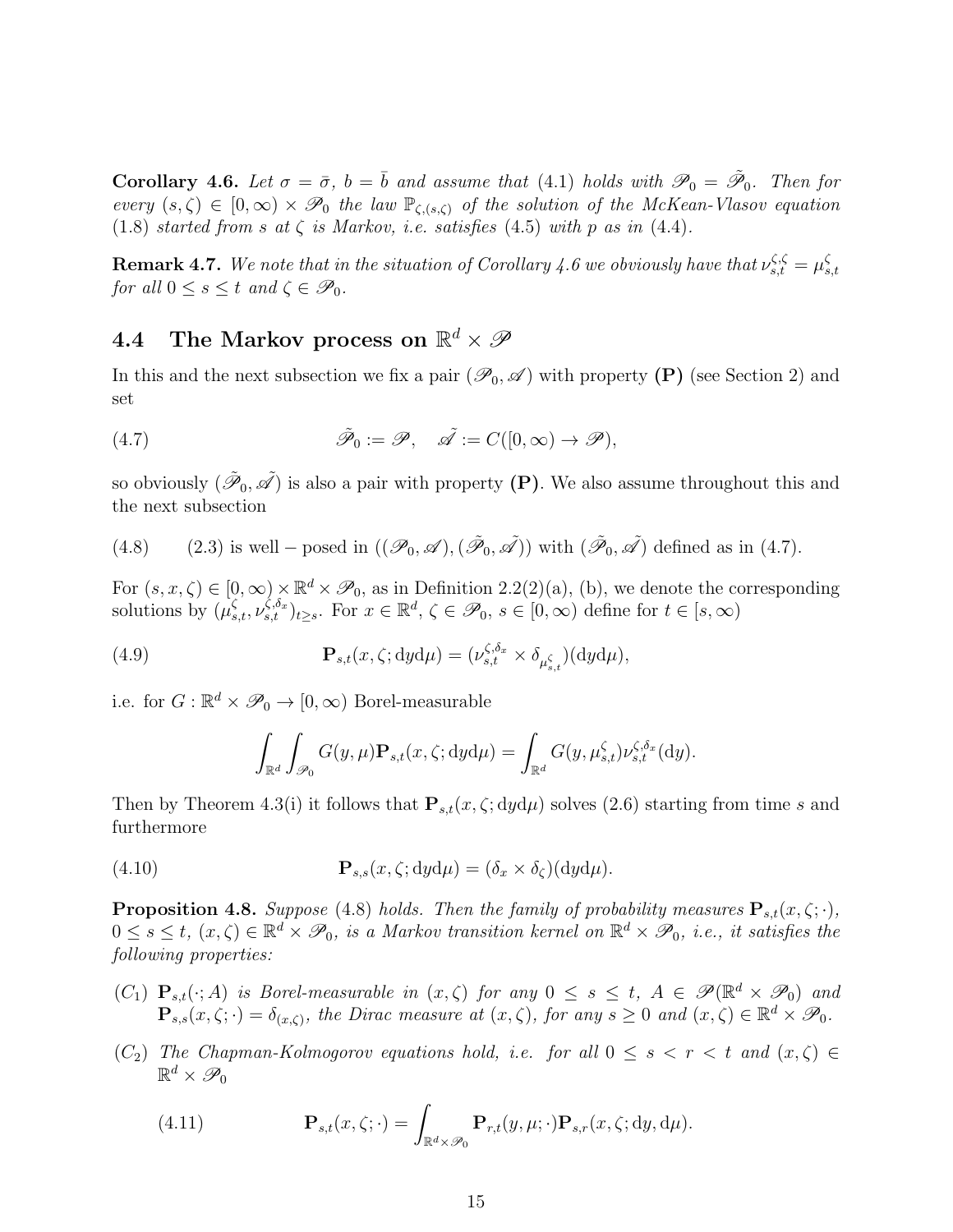**Corollary 4.6.** *Let $\sigma = \bar{\sigma}$, $b = \bar{b}$ and assume that* (4.1) *holds with $\mathscr{P}_0 = \tilde{\mathscr{P}}_0$. Then for every $(s, \zeta) \in [0, \infty) \times \mathscr{P}_0$ the law $\mathbb{P}_{\zeta,(s,\zeta)}$ of the solution of the McKean-Vlasov equation* (1.8) *started from $s$ at $\zeta$ is Markov, i.e. satisfies* (4.5) *with $p$ as in* (4.4).

**Remark 4.7.** *We note that in the situation of Corollary 4.6 we obviously have that $\nu_{s,t}^{\zeta,\zeta} = \mu_{s,t}^{\zeta}$ for all $0 \le s \le t$ and $\zeta \in \mathscr{P}_0$.*

## 4.4 The Markov process on $\mathbb{R}^d \times \mathscr{P}$

In this and the next subsection we fix a pair $(\mathscr{P}_0, \mathscr{A})$ with property **(P)** (see Section 2) and set

$$\tilde{\mathscr{P}}_0 := \mathscr{P}, \quad \tilde{\mathscr{A}} := C([0, \infty) \to \mathscr{P}), \tag{4.7}$$

so obviously $(\tilde{\mathscr{P}}_0, \tilde{\mathscr{A}})$ is also a pair with property **(P)**. We also assume throughout this and the next subsection

$$(2.3) \text{ is well} - \text{posed in } ((\mathscr{P}_0, \mathscr{A}), (\tilde{\mathscr{P}}_0, \tilde{\mathscr{A}})) \text{ with } (\tilde{\mathscr{P}}_0, \tilde{\mathscr{A}}) \text{ defined as in (4.7).} \tag{4.8}$$

For $(s, x, \zeta) \in [0, \infty) \times \mathbb{R}^d \times \mathscr{P}_0$, as in Definition 2.2(2)(a), (b), we denote the corresponding solutions by $(\mu_{s,t}^{\zeta}, \nu_{s,t}^{\zeta,\delta_x})_{t \ge s}$. For $x \in \mathbb{R}^d$, $\zeta \in \mathscr{P}_0$, $s \in [0, \infty)$ define for $t \in [s, \infty)$

$$\mathbf{P}_{s,t}(x, \zeta; \mathrm{d}y\mathrm{d}\mu) = (\nu_{s,t}^{\zeta,\delta_x} \times \delta_{\mu_{s,t}^{\zeta}})(\mathrm{d}y\mathrm{d}\mu), \tag{4.9}$$

i.e. for $G : \mathbb{R}^d \times \mathscr{P}_0 \to [0, \infty)$ Borel-measurable

$$\int_{\mathbb{R}^d} \int_{\mathscr{P}_0} G(y, \mu) \mathbf{P}_{s,t}(x, \zeta; \mathrm{d}y\mathrm{d}\mu) = \int_{\mathbb{R}^d} G(y, \mu_{s,t}^{\zeta}) \nu_{s,t}^{\zeta,\delta_x}(\mathrm{d}y).$$

Then by Theorem 4.3(i) it follows that $\mathbf{P}_{s,t}(x, \zeta; \mathrm{d}y\mathrm{d}\mu)$ solves (2.6) starting from time $s$ and furthermore

$$\mathbf{P}_{s,s}(x, \zeta; \mathrm{d}y\mathrm{d}\mu) = (\delta_x \times \delta_{\zeta})(\mathrm{d}y\mathrm{d}\mu). \tag{4.10}$$

**Proposition 4.8.** *Suppose* (4.8) *holds. Then the family of probability measures $\mathbf{P}_{s,t}(x, \zeta; \cdot)$, $0 \le s \le t$, $(x, \zeta) \in \mathbb{R}^d \times \mathscr{P}_0$, is a Markov transition kernel on $\mathbb{R}^d \times \mathscr{P}_0$, i.e., it satisfies the following properties:*

- $(C_1)$ *$\mathbf{P}_{s,t}(\cdot; A)$ is Borel-measurable in $(x, \zeta)$ for any $0 \le s \le t$, $A \in \mathscr{P}(\mathbb{R}^d \times \mathscr{P}_0)$ and $\mathbf{P}_{s,s}(x, \zeta; \cdot) = \delta_{(x,\zeta)}$, the Dirac measure at $(x, \zeta)$, for any $s \ge 0$ and $(x, \zeta) \in \mathbb{R}^d \times \mathscr{P}_0$.*
- $(C_2)$ *The Chapman-Kolmogorov equations hold, i.e. for all $0 \le s < r < t$ and $(x, \zeta) \in \mathbb{R}^d \times \mathscr{P}_0$*

$$\mathbf{P}_{s,t}(x, \zeta; \cdot) = \int_{\mathbb{R}^d \times \mathscr{P}_0} \mathbf{P}_{r,t}(y, \mu; \cdot) \mathbf{P}_{s,r}(x, \zeta; \mathrm{d}y, \mathrm{d}\mu). \tag{4.11}$$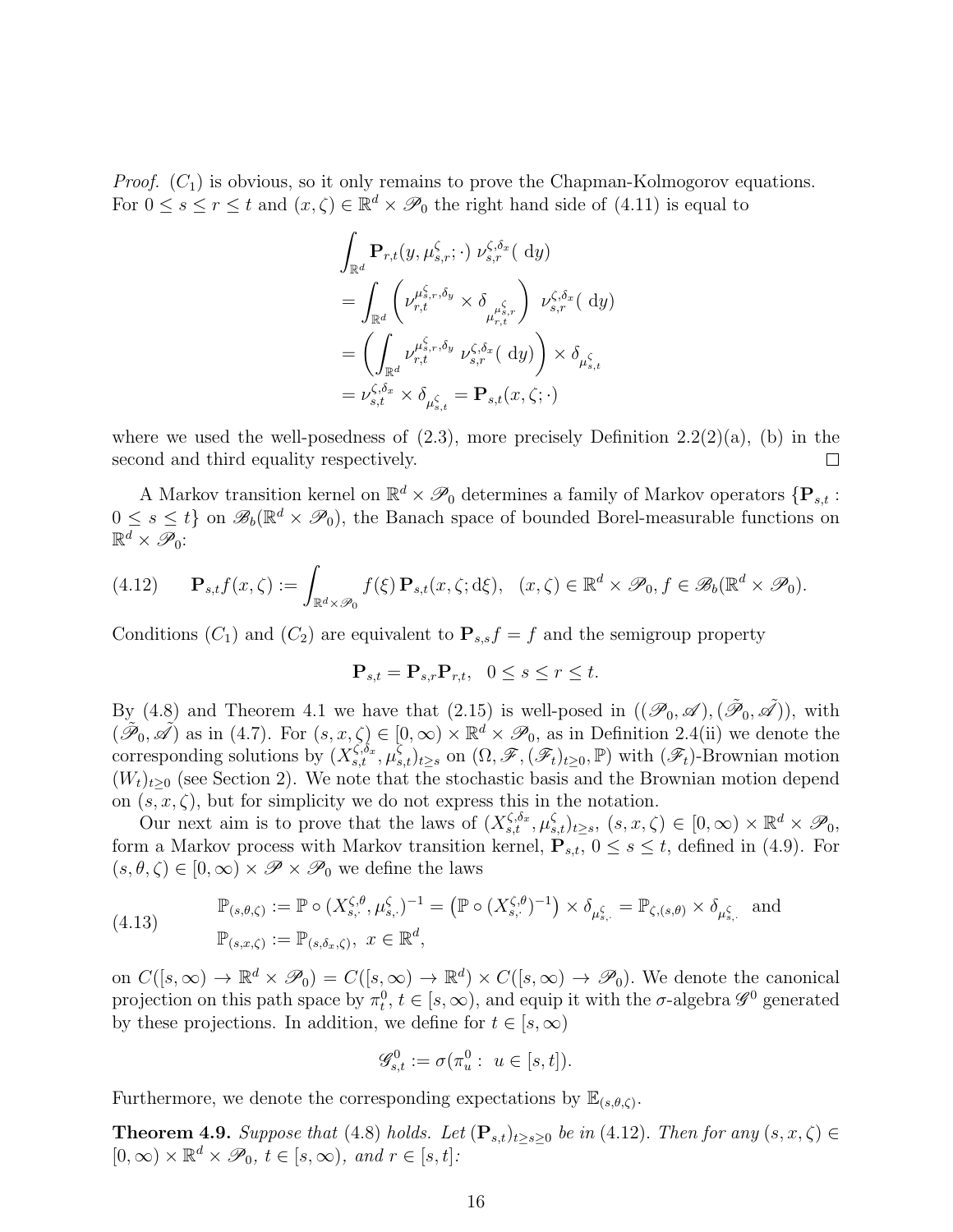*Proof.* $(C_1)$ is obvious, so it only remains to prove the Chapman-Kolmogorov equations. For $0 \le s \le r \le t$ and $(x,\zeta) \in \mathbb{R}^d \times \mathscr{P}_0$ the right hand side of (4.11) is equal to

$$
\begin{aligned}
&\int_{\mathbb{R}^d} \mathbf{P}_{r,t}(y, \mu^{\zeta}_{s,r}; \cdot)\; \nu^{\zeta,\delta_x}_{s,r}(\,\mathrm{d}y) \\
&= \int_{\mathbb{R}^d} \left( \nu^{\mu^{\zeta}_{s,r},\delta_y}_{r,t} \times \delta_{\mu^{\mu^{\zeta}_{s,r}}_{r,t}} \right)\; \nu^{\zeta,\delta_x}_{s,r}(\,\mathrm{d}y) \\
&= \left( \int_{\mathbb{R}^d} \nu^{\mu^{\zeta}_{s,r},\delta_y}_{r,t}\; \nu^{\zeta,\delta_x}_{s,r}(\,\mathrm{d}y) \right) \times \delta_{\mu^{\zeta}_{s,t}} \\
&= \nu^{\zeta,\delta_x}_{s,t} \times \delta_{\mu^{\zeta}_{s,t}} = \mathbf{P}_{s,t}(x,\zeta;\cdot)
\end{aligned}
$$

where we used the well-posedness of (2.3), more precisely Definition 2.2(2)(a), (b) in the second and third equality respectively. $\square$

A Markov transition kernel on $\mathbb{R}^d \times \mathscr{P}_0$ determines a family of Markov operators $\{\mathbf{P}_{s,t} : 0 \le s \le t\}$ on $\mathscr{B}_b(\mathbb{R}^d \times \mathscr{P}_0)$, the Banach space of bounded Borel-measurable functions on $\mathbb{R}^d \times \mathscr{P}_0$:

$$
\mathbf{P}_{s,t} f(x,\zeta) := \int_{\mathbb{R}^d \times \mathscr{P}_0} f(\xi)\, \mathbf{P}_{s,t}(x,\zeta;\mathrm{d}\xi), \quad (x,\zeta) \in \mathbb{R}^d \times \mathscr{P}_0, f \in \mathscr{B}_b(\mathbb{R}^d \times \mathscr{P}_0). \tag{4.12}
$$

Conditions $(C_1)$ and $(C_2)$ are equivalent to $\mathbf{P}_{s,s} f = f$ and the semigroup property

$$
\mathbf{P}_{s,t} = \mathbf{P}_{s,r}\mathbf{P}_{r,t}, \quad 0 \le s \le r \le t.
$$

By (4.8) and Theorem 4.1 we have that (2.15) is well-posed in $((\mathscr{P}_0, \mathscr{A}), (\tilde{\mathscr{P}}_0, \tilde{\mathscr{A}}))$, with $(\tilde{\mathscr{P}}_0, \tilde{\mathscr{A}})$ as in (4.7). For $(s,x,\zeta) \in [0,\infty) \times \mathbb{R}^d \times \mathscr{P}_0$, as in Definition 2.4(ii) we denote the corresponding solutions by $(X^{\zeta,\delta_x}_{s,t}, \mu^{\zeta}_{s,t})_{t \ge s}$ on $(\Omega, \mathscr{F}, (\mathscr{F}_t)_{t\ge 0}, \mathbb{P})$ with $(\mathscr{F}_t)$-Brownian motion $(W_t)_{t \ge 0}$ (see Section 2). We note that the stochastic basis and the Brownian motion depend on $(s,x,\zeta)$, but for simplicity we do not express this in the notation.

Our next aim is to prove that the laws of $(X^{\zeta,\delta_x}_{s,t}, \mu^{\zeta}_{s,t})_{t\ge s}$, $(s,x,\zeta) \in [0,\infty) \times \mathbb{R}^d \times \mathscr{P}_0$, form a Markov process with Markov transition kernel, $\mathbf{P}_{s,t}$, $0 \le s \le t$, defined in (4.9). For $(s,\theta,\zeta) \in [0,\infty) \times \mathscr{P} \times \mathscr{P}_0$ we define the laws

$$
\begin{aligned}
&\mathbb{P}_{(s,\theta,\zeta)} := \mathbb{P} \circ (X^{\zeta,\theta}_{s,\cdot}, \mu^{\zeta}_{s,\cdot})^{-1} = \left(\mathbb{P} \circ (X^{\zeta,\theta}_{s,\cdot})^{-1}\right) \times \delta_{\mu^{\zeta}_{s,\cdot}} = \mathbb{P}_{\zeta,(s,\theta)} \times \delta_{\mu^{\zeta}_{s,\cdot}} \quad \text{and} \\
&\mathbb{P}_{(s,x,\zeta)} := \mathbb{P}_{(s,\delta_x,\zeta)}, \; x \in \mathbb{R}^d,
\end{aligned} \tag{4.13}
$$

on $C([s,\infty) \to \mathbb{R}^d \times \mathscr{P}_0) = C([s,\infty) \to \mathbb{R}^d) \times C([s,\infty) \to \mathscr{P}_0)$. We denote the canonical projection on this path space by $\pi^0_t$, $t \in [s,\infty)$, and equip it with the $\sigma$-algebra $\mathscr{G}^0$ generated by these projections. In addition, we define for $t \in [s,\infty)$

$$
\mathscr{G}^0_{s,t} := \sigma(\pi^0_u : \; u \in [s,t]).
$$

Furthermore, we denote the corresponding expectations by $\mathbb{E}_{(s,\theta,\zeta)}$.

**Theorem 4.9.** *Suppose that (4.8) holds. Let $(\mathbf{P}_{s,t})_{t\ge s\ge 0}$ be in (4.12). Then for any $(s,x,\zeta) \in [0,\infty) \times \mathbb{R}^d \times \mathscr{P}_0$, $t \in [s,\infty)$, and $r \in [s,t]$:*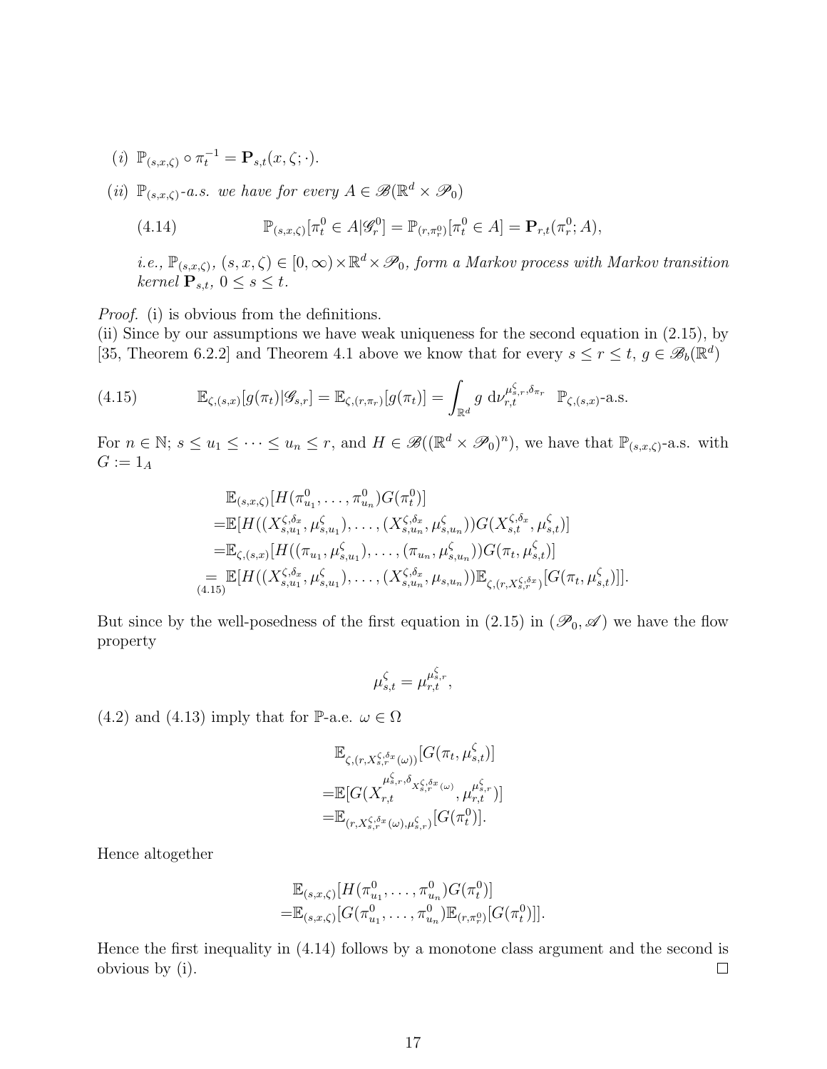(*i*) $\mathbb{P}_{(s,x,\zeta)} \circ \pi_t^{-1} = \mathbf{P}_{s,t}(x, \zeta; \cdot)$.

(*ii*) $\mathbb{P}_{(s,x,\zeta)}$*-a.s. we have for every* $A \in \mathscr{B}(\mathbb{R}^d \times \mathscr{P}_0)$

$$\mathbb{P}_{(s,x,\zeta)}[\pi_t^0 \in A|\mathscr{G}_r^0] = \mathbb{P}_{(r,\pi_r^0)}[\pi_t^0 \in A] = \mathbf{P}_{r,t}(\pi_r^0; A), \tag{4.14}$$

*i.e.,* $\mathbb{P}_{(s,x,\zeta)}$*,* $(s, x, \zeta) \in [0, \infty) \times \mathbb{R}^d \times \mathscr{P}_0$*, form a Markov process with Markov transition kernel* $\mathbf{P}_{s,t}$*,* $0 \leq s \leq t$*.*

*Proof.* (i) is obvious from the definitions.
(ii) Since by our assumptions we have weak uniqueness for the second equation in (2.15), by [35, Theorem 6.2.2] and Theorem 4.1 above we know that for every $s \leq r \leq t$, $g \in \mathscr{B}_b(\mathbb{R}^d)$

$$\mathbb{E}_{\zeta,(s,x)}[g(\pi_t)|\mathscr{G}_{s,r}] = \mathbb{E}_{\zeta,(r,\pi_r)}[g(\pi_t)] = \int_{\mathbb{R}^d} g \, \mathrm{d}\nu_{r,t}^{\mu_{s,r}^\zeta,\delta_{\pi_r}} \quad \mathbb{P}_{\zeta,(s,x)}\text{-a.s.} \tag{4.15}$$

For $n \in \mathbb{N}$; $s \leq u_1 \leq \cdots \leq u_n \leq r$, and $H \in \mathscr{B}((\mathbb{R}^d \times \mathscr{P}_0)^n)$, we have that $\mathbb{P}_{(s,x,\zeta)}$-a.s. with $G := 1_A$

$$\begin{aligned}
&\mathbb{E}_{(s,x,\zeta)}[H(\pi_{u_1}^0, \ldots, \pi_{u_n}^0)G(\pi_t^0)] \\
=&\mathbb{E}[H((X_{s,u_1}^{\zeta,\delta_x}, \mu_{s,u_1}^\zeta), \ldots, (X_{s,u_n}^{\zeta,\delta_x}, \mu_{s,u_n}^\zeta))G(X_{s,t}^{\zeta,\delta_x}, \mu_{s,t}^\zeta)] \\
=&\mathbb{E}_{\zeta,(s,x)}[H((\pi_{u_1}, \mu_{s,u_1}^\zeta), \ldots, (\pi_{u_n}, \mu_{s,u_n}^\zeta))G(\pi_t, \mu_{s,t}^\zeta)] \\
\underset{(4.15)}{=}&\mathbb{E}[H((X_{s,u_1}^{\zeta,\delta_x}, \mu_{s,u_1}^\zeta), \ldots, (X_{s,u_n}^{\zeta,\delta_x}, \mu_{s,u_n}))\mathbb{E}_{\zeta,(r,X_{s,r}^{\zeta,\delta_x})}[G(\pi_t, \mu_{s,t}^\zeta)]].
\end{aligned}$$

But since by the well-posedness of the first equation in (2.15) in $(\mathscr{P}_0, \mathscr{A})$ we have the flow property

$$\mu_{s,t}^\zeta = \mu_{r,t}^{\mu_{s,r}^\zeta},$$

(4.2) and (4.13) imply that for $\mathbb{P}$-a.e. $\omega \in \Omega$

$$\begin{aligned}
&\mathbb{E}_{\zeta,(r,X_{s,r}^{\zeta,\delta_x}(\omega))}[G(\pi_t, \mu_{s,t}^\zeta)] \\
=&\mathbb{E}[G(X_{r,t}^{\mu_{s,r}^\zeta,\delta_{X_{s,r}^{\zeta,\delta_x}(\omega)}}, \mu_{r,t}^{\mu_{s,r}^\zeta})] \\
=&\mathbb{E}_{(r,X_{s,r}^{\zeta,\delta_x}(\omega),\mu_{s,r}^\zeta)}[G(\pi_t^0)].
\end{aligned}$$

Hence altogether

$$\begin{aligned}
&\mathbb{E}_{(s,x,\zeta)}[H(\pi_{u_1}^0, \ldots, \pi_{u_n}^0)G(\pi_t^0)] \\
=&\mathbb{E}_{(s,x,\zeta)}[G(\pi_{u_1}^0, \ldots, \pi_{u_n}^0)\mathbb{E}_{(r,\pi_r^0)}[G(\pi_t^0)]].
\end{aligned}$$

Hence the first inequality in (4.14) follows by a monotone class argument and the second is obvious by (i). $\square$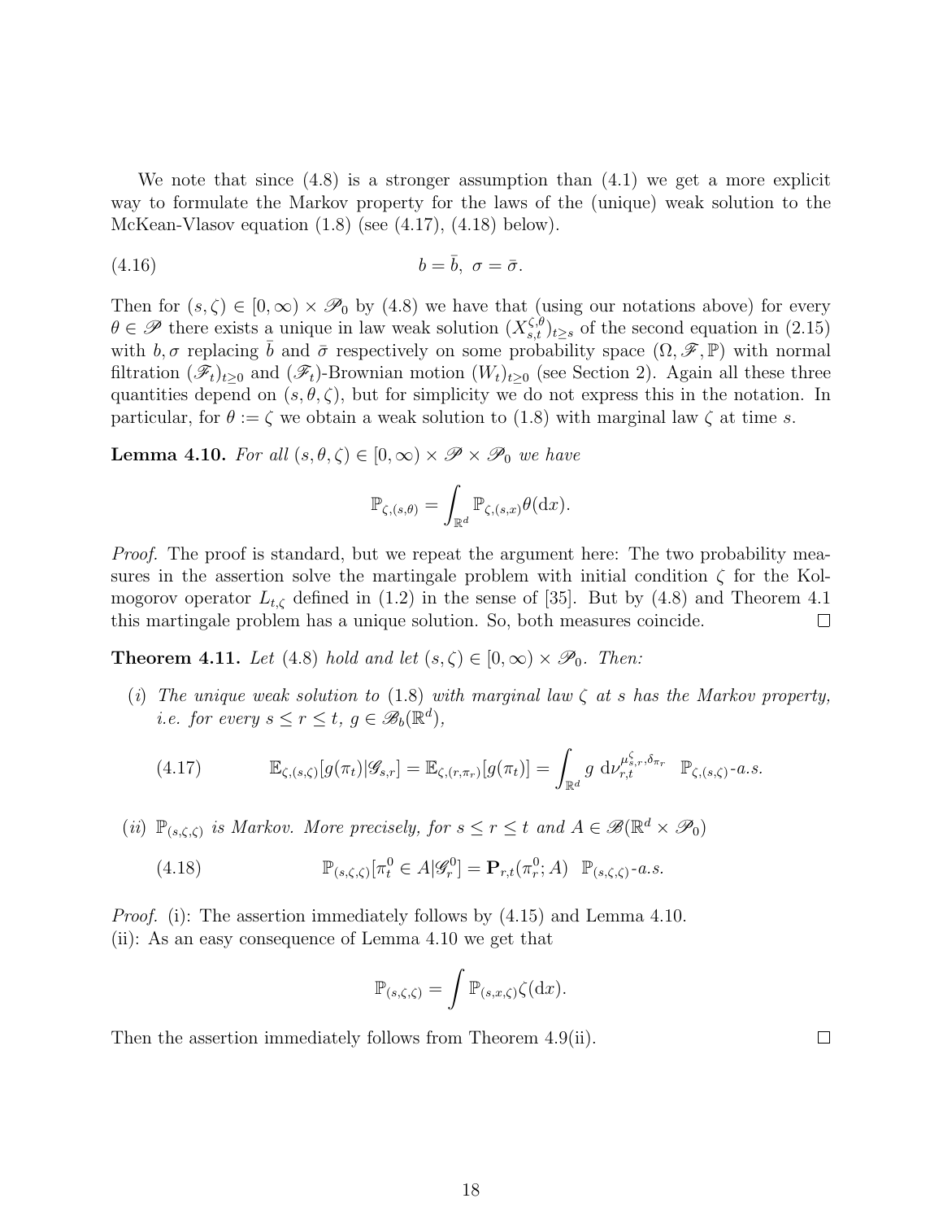We note that since (4.8) is a stronger assumption than (4.1) we get a more explicit way to formulate the Markov property for the laws of the (unique) weak solution to the McKean-Vlasov equation (1.8) (see (4.17), (4.18) below).

$$b = \bar{b},\ \sigma = \bar{\sigma}. \tag{4.16}$$

Then for $(s, \zeta) \in [0, \infty) \times \mathscr{P}_0$ by (4.8) we have that (using our notations above) for every $\theta \in \mathscr{P}$ there exists a unique in law weak solution $(X^{\zeta,\theta}_{s,t})_{t \geq s}$ of the second equation in (2.15) with $b, \sigma$ replacing $\bar{b}$ and $\bar{\sigma}$ respectively on some probability space $(\Omega, \mathscr{F}, \mathbb{P})$ with normal filtration $(\mathscr{F}_t)_{t \geq 0}$ and $(\mathscr{F}_t)$-Brownian motion $(W_t)_{t \geq 0}$ (see Section 2). Again all these three quantities depend on $(s, \theta, \zeta)$, but for simplicity we do not express this in the notation. In particular, for $\theta := \zeta$ we obtain a weak solution to (1.8) with marginal law $\zeta$ at time $s$.

**Lemma 4.10.** *For all $(s, \theta, \zeta) \in [0, \infty) \times \mathscr{P} \times \mathscr{P}_0$ we have*

$$\mathbb{P}_{\zeta,(s,\theta)} = \int_{\mathbb{R}^d} \mathbb{P}_{\zeta,(s,x)} \theta(\mathrm{d}x).$$

*Proof.* The proof is standard, but we repeat the argument here: The two probability measures in the assertion solve the martingale problem with initial condition $\zeta$ for the Kolmogorov operator $L_{t,\zeta}$ defined in (1.2) in the sense of [35]. But by (4.8) and Theorem 4.1 this martingale problem has a unique solution. So, both measures coincide. □

**Theorem 4.11.** *Let (4.8) hold and let $(s, \zeta) \in [0, \infty) \times \mathscr{P}_0$. Then:*

(*i*) *The unique weak solution to (1.8) with marginal law $\zeta$ at $s$ has the Markov property, i.e. for every $s \leq r \leq t$, $g \in \mathscr{B}_b(\mathbb{R}^d)$,*

$$\mathbb{E}_{\zeta,(s,\zeta)}[g(\pi_t)|\mathscr{G}_{s,r}] = \mathbb{E}_{\zeta,(r,\pi_r)}[g(\pi_t)] = \int_{\mathbb{R}^d} g \ \mathrm{d}\nu^{\mu^{\zeta}_{s,r},\delta_{\pi_r}}_{r,t} \quad \mathbb{P}_{\zeta,(s,\zeta)}\text{-a.s.} \tag{4.17}$$

(*ii*) *$\mathbb{P}_{(s,\zeta,\zeta)}$ is Markov. More precisely, for $s \leq r \leq t$ and $A \in \mathscr{B}(\mathbb{R}^d \times \mathscr{P}_0)$*

$$\mathbb{P}_{(s,\zeta,\zeta)}[\pi^0_t \in A|\mathscr{G}^0_r] = \mathbf{P}_{r,t}(\pi^0_r; A) \quad \mathbb{P}_{(s,\zeta,\zeta)}\text{-a.s.} \tag{4.18}$$

*Proof.* (i): The assertion immediately follows by (4.15) and Lemma 4.10.
(ii): As an easy consequence of Lemma 4.10 we get that

$$\mathbb{P}_{(s,\zeta,\zeta)} = \int \mathbb{P}_{(s,x,\zeta)} \zeta(\mathrm{d}x).$$

Then the assertion immediately follows from Theorem 4.9(ii). □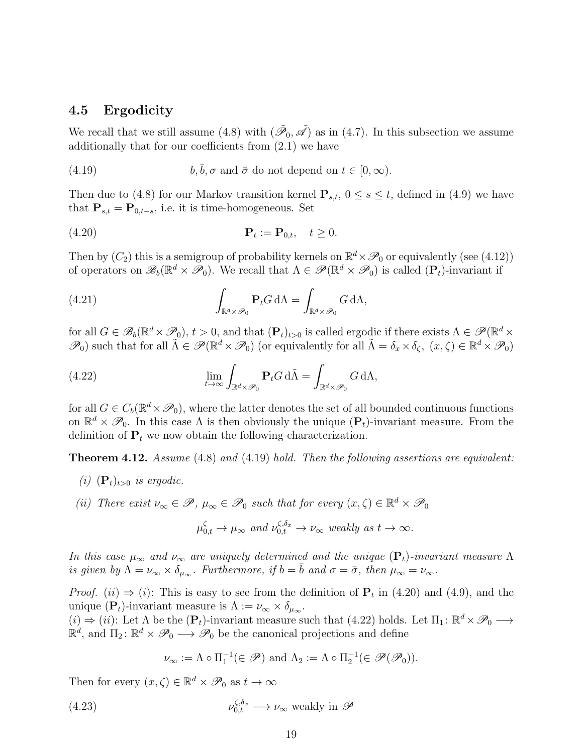### 4.5 Ergodicity

We recall that we still assume (4.8) with $(\tilde{\mathscr{P}}_0, \tilde{\mathscr{A}})$ as in (4.7). In this subsection we assume additionally that for our coefficients from (2.1) we have

$$b, \bar{b}, \sigma \text{ and } \bar{\sigma} \text{ do not depend on } t \in [0, \infty). \tag{4.19}$$

Then due to (4.8) for our Markov transition kernel $\mathbf{P}_{s,t}$, $0 \le s \le t$, defined in (4.9) we have that $\mathbf{P}_{s,t} = \mathbf{P}_{0,t-s}$, i.e. it is time-homogeneous. Set

$$\mathbf{P}_t := \mathbf{P}_{0,t}, \quad t \ge 0. \tag{4.20}$$

Then by $(C_2)$ this is a semigroup of probability kernels on $\mathbb{R}^d \times \mathscr{P}_0$ or equivalently (see (4.12)) of operators on $\mathscr{B}_b(\mathbb{R}^d \times \mathscr{P}_0)$. We recall that $\Lambda \in \mathscr{P}(\mathbb{R}^d \times \mathscr{P}_0)$ is called $(\mathbf{P}_t)$-invariant if

$$\int_{\mathbb{R}^d \times \mathscr{P}_0} \mathbf{P}_t G \, \mathrm{d}\Lambda = \int_{\mathbb{R}^d \times \mathscr{P}_0} G \, \mathrm{d}\Lambda, \tag{4.21}$$

for all $G \in \mathscr{B}_b(\mathbb{R}^d \times \mathscr{P}_0)$, $t > 0$, and that $(\mathbf{P}_t)_{t>0}$ is called ergodic if there exists $\Lambda \in \mathscr{P}(\mathbb{R}^d \times \mathscr{P}_0)$ such that for all $\tilde{\Lambda} \in \mathscr{P}(\mathbb{R}^d \times \mathscr{P}_0)$ (or equivalently for all $\tilde{\Lambda} = \delta_x \times \delta_\zeta$, $(x, \zeta) \in \mathbb{R}^d \times \mathscr{P}_0$)

$$\lim_{t \to \infty} \int_{\mathbb{R}^d \times \mathscr{P}_0} \mathbf{P}_t G \, \mathrm{d}\tilde{\Lambda} = \int_{\mathbb{R}^d \times \mathscr{P}_0} G \, \mathrm{d}\Lambda, \tag{4.22}$$

for all $G \in C_b(\mathbb{R}^d \times \mathscr{P}_0)$, where the latter denotes the set of all bounded continuous functions on $\mathbb{R}^d \times \mathscr{P}_0$. In this case $\Lambda$ is then obviously the unique $(\mathbf{P}_t)$-invariant measure. From the definition of $\mathbf{P}_t$ we now obtain the following characterization.

**Theorem 4.12.** *Assume* (4.8) *and* (4.19) *hold. Then the following assertions are equivalent:*

*(i)* $(\mathbf{P}_t)_{t>0}$ *is ergodic.*

*(ii) There exist* $\nu_\infty \in \mathscr{P}$, $\mu_\infty \in \mathscr{P}_0$ *such that for every* $(x, \zeta) \in \mathbb{R}^d \times \mathscr{P}_0$

$$\mu_{0,t}^{\zeta} \to \mu_\infty \text{ and } \nu_{0,t}^{\zeta, \delta_x} \to \nu_\infty \text{ weakly as } t \to \infty.$$

*In this case* $\mu_\infty$ *and* $\nu_\infty$ *are uniquely determined and the unique* $(\mathbf{P}_t)$*-invariant measure* $\Lambda$ *is given by* $\Lambda = \nu_\infty \times \delta_{\mu_\infty}$. *Furthermore, if* $b = \bar{b}$ *and* $\sigma = \bar{\sigma}$, *then* $\mu_\infty = \nu_\infty$.

*Proof.* $(ii) \Rightarrow (i)$: This is easy to see from the definition of $\mathbf{P}_t$ in (4.20) and (4.9), and the unique $(\mathbf{P}_t)$-invariant measure is $\Lambda := \nu_\infty \times \delta_{\mu_\infty}$.
$(i) \Rightarrow (ii)$: Let $\Lambda$ be the $(\mathbf{P}_t)$-invariant measure such that (4.22) holds. Let $\Pi_1 \colon \mathbb{R}^d \times \mathscr{P}_0 \longrightarrow \mathbb{R}^d$, and $\Pi_2 \colon \mathbb{R}^d \times \mathscr{P}_0 \longrightarrow \mathscr{P}_0$ be the canonical projections and define

$$\nu_\infty := \Lambda \circ \Pi_1^{-1} (\in \mathscr{P}) \text{ and } \Lambda_2 := \Lambda \circ \Pi_2^{-1} (\in \mathscr{P}(\mathscr{P}_0)).$$

Then for every $(x, \zeta) \in \mathbb{R}^d \times \mathscr{P}_0$ as $t \to \infty$

$$\nu_{0,t}^{\zeta, \delta_x} \longrightarrow \nu_\infty \text{ weakly in } \mathscr{P} \tag{4.23}$$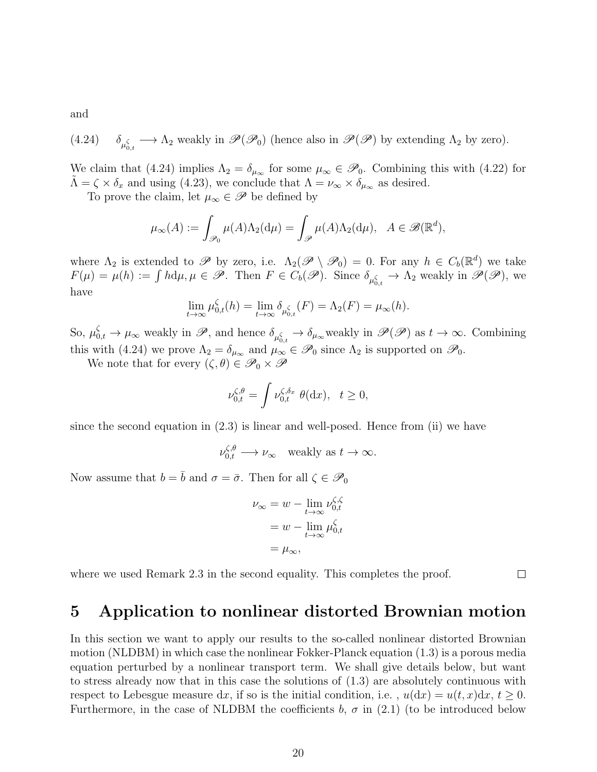and

$$\delta_{\mu^\zeta_{0,t}} \longrightarrow \Lambda_2 \text{ weakly in } \mathscr{P}(\mathscr{P}_0) \text{ (hence also in } \mathscr{P}(\mathscr{P}) \text{ by extending } \Lambda_2 \text{ by zero).} \tag{4.24}$$

We claim that (4.24) implies $\Lambda_2 = \delta_{\mu_\infty}$ for some $\mu_\infty \in \mathscr{P}_0$. Combining this with (4.22) for $\tilde{\Lambda} = \zeta \times \delta_x$ and using (4.23), we conclude that $\Lambda = \nu_\infty \times \delta_{\mu_\infty}$ as desired.

To prove the claim, let $\mu_\infty \in \mathscr{P}$ be defined by

$$\mu_\infty(A) := \int_{\mathscr{P}_0} \mu(A)\Lambda_2(\mathrm{d}\mu) = \int_{\mathscr{P}} \mu(A)\Lambda_2(\mathrm{d}\mu), \quad A \in \mathscr{B}(\mathbb{R}^d),$$

where $\Lambda_2$ is extended to $\mathscr{P}$ by zero, i.e. $\Lambda_2(\mathscr{P} \setminus \mathscr{P}_0) = 0$. For any $h \in C_b(\mathbb{R}^d)$ we take $F(\mu) = \mu(h) := \int h \mathrm{d}\mu, \mu \in \mathscr{P}$. Then $F \in C_b(\mathscr{P})$. Since $\delta_{\mu^\zeta_{0,t}} \to \Lambda_2$ weakly in $\mathscr{P}(\mathscr{P})$, we have

$$\lim_{t\to\infty} \mu^\zeta_{0,t}(h) = \lim_{t\to\infty} \delta_{\mu^\zeta_{0,t}}(F) = \Lambda_2(F) = \mu_\infty(h).$$

So, $\mu^\zeta_{0,t} \to \mu_\infty$ weakly in $\mathscr{P}$, and hence $\delta_{\mu^\zeta_{0,t}} \to \delta_{\mu_\infty}$weakly in $\mathscr{P}(\mathscr{P})$ as $t \to \infty$. Combining this with (4.24) we prove $\Lambda_2 = \delta_{\mu_\infty}$ and $\mu_\infty \in \mathscr{P}_0$ since $\Lambda_2$ is supported on $\mathscr{P}_0$.

We note that for every $(\zeta, \theta) \in \mathscr{P}_0 \times \mathscr{P}$

$$\nu^{\zeta,\theta}_{0,t} = \int \nu^{\zeta,\delta_x}_{0,t} \, \theta(\mathrm{d}x), \quad t \geq 0,$$

since the second equation in (2.3) is linear and well-posed. Hence from (ii) we have

$$\nu^{\zeta,\theta}_{0,t} \longrightarrow \nu_\infty \quad \text{weakly as } t \to \infty.$$

Now assume that $b = \bar{b}$ and $\sigma = \bar{\sigma}$. Then for all $\zeta \in \mathscr{P}_0$

$$\begin{aligned}
\nu_\infty &= w - \lim_{t\to\infty} \nu^{\zeta,\zeta}_{0,t} \\
&= w - \lim_{t\to\infty} \mu^\zeta_{0,t} \\
&= \mu_\infty,
\end{aligned}$$

where we used Remark 2.3 in the second equality. This completes the proof. $\square$

# 5 Application to nonlinear distorted Brownian motion

In this section we want to apply our results to the so-called nonlinear distorted Brownian motion (NLDBM) in which case the nonlinear Fokker-Planck equation (1.3) is a porous media equation perturbed by a nonlinear transport term. We shall give details below, but want to stress already now that in this case the solutions of (1.3) are absolutely continuous with respect to Lebesgue measure $\mathrm{d}x$, if so is the initial condition, i.e. , $u(\mathrm{d}x) = u(t,x)\mathrm{d}x$, $t \geq 0$. Furthermore, in the case of NLDBM the coefficients $b$, $\sigma$ in (2.1) (to be introduced below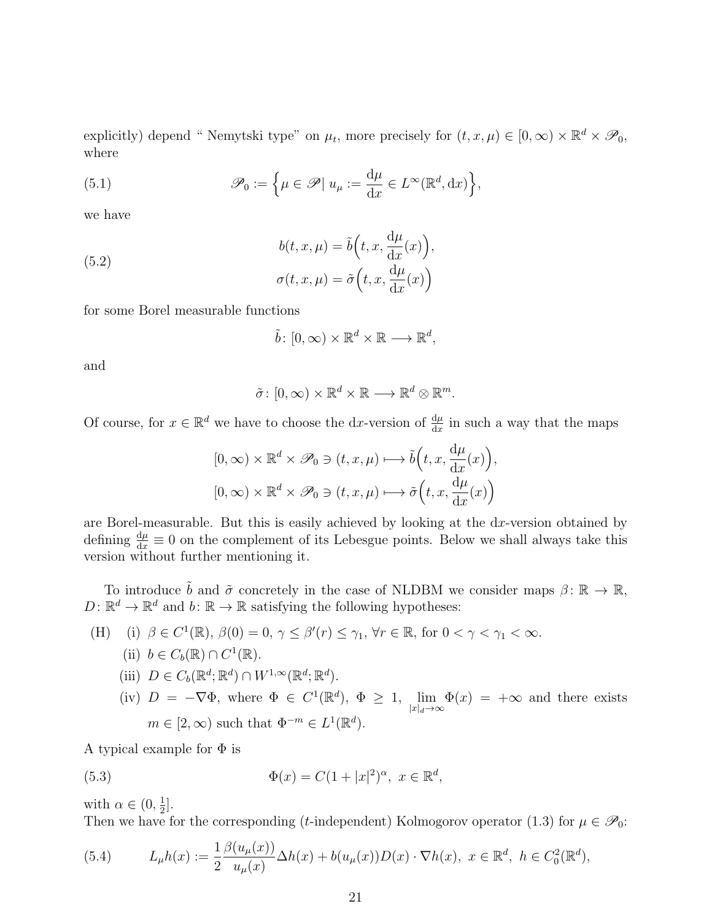explicitly) depend " Nemytski type" on $\mu_t$, more precisely for $(t, x, \mu) \in [0, \infty) \times \mathbb{R}^d \times \mathscr{P}_0$, where

$$
\mathscr{P}_0 := \Big\{ \mu \in \mathscr{P} \,|\, u_\mu := \frac{\mathrm{d}\mu}{\mathrm{d}x} \in L^\infty(\mathbb{R}^d, \mathrm{d}x) \Big\}, \tag{5.1}
$$

we have

$$
\begin{aligned}
b(t, x, \mu) &= \tilde{b}\Big(t, x, \frac{\mathrm{d}\mu}{\mathrm{d}x}(x)\Big), \\
\sigma(t, x, \mu) &= \tilde{\sigma}\Big(t, x, \frac{\mathrm{d}\mu}{\mathrm{d}x}(x)\Big)
\end{aligned} \tag{5.2}
$$

for some Borel measurable functions

$$
\tilde{b} \colon [0, \infty) \times \mathbb{R}^d \times \mathbb{R} \longrightarrow \mathbb{R}^d,
$$

and

$$
\tilde{\sigma} \colon [0, \infty) \times \mathbb{R}^d \times \mathbb{R} \longrightarrow \mathbb{R}^d \otimes \mathbb{R}^m.
$$

Of course, for $x \in \mathbb{R}^d$ we have to choose the $\mathrm{d}x$-version of $\frac{\mathrm{d}\mu}{\mathrm{d}x}$ in such a way that the maps

$$
\begin{aligned}
&[0, \infty) \times \mathbb{R}^d \times \mathscr{P}_0 \ni (t, x, \mu) \longmapsto \tilde{b}\Big(t, x, \frac{\mathrm{d}\mu}{\mathrm{d}x}(x)\Big), \\
&[0, \infty) \times \mathbb{R}^d \times \mathscr{P}_0 \ni (t, x, \mu) \longmapsto \tilde{\sigma}\Big(t, x, \frac{\mathrm{d}\mu}{\mathrm{d}x}(x)\Big)
\end{aligned}
$$

are Borel-measurable. But this is easily achieved by looking at the $\mathrm{d}x$-version obtained by defining $\frac{\mathrm{d}\mu}{\mathrm{d}x} \equiv 0$ on the complement of its Lebesgue points. Below we shall always take this version without further mentioning it.

To introduce $\tilde{b}$ and $\tilde{\sigma}$ concretely in the case of NLDBM we consider maps $\beta \colon \mathbb{R} \to \mathbb{R}$, $D \colon \mathbb{R}^d \to \mathbb{R}^d$ and $b \colon \mathbb{R} \to \mathbb{R}$ satisfying the following hypotheses:

(H) (i) $\beta \in C^1(\mathbb{R})$, $\beta(0) = 0$, $\gamma \le \beta'(r) \le \gamma_1$, $\forall r \in \mathbb{R}$, for $0 < \gamma < \gamma_1 < \infty$.
 (ii) $b \in C_b(\mathbb{R}) \cap C^1(\mathbb{R})$.
 (iii) $D \in C_b(\mathbb{R}^d; \mathbb{R}^d) \cap W^{1,\infty}(\mathbb{R}^d; \mathbb{R}^d)$.
 (iv) $D = -\nabla \Phi$, where $\Phi \in C^1(\mathbb{R}^d)$, $\Phi \ge 1$, $\lim\limits_{|x|_d \to \infty} \Phi(x) = +\infty$ and there exists $m \in [2, \infty)$ such that $\Phi^{-m} \in L^1(\mathbb{R}^d)$.

A typical example for $\Phi$ is

$$
\Phi(x) = C(1 + |x|^2)^\alpha, \; x \in \mathbb{R}^d, \tag{5.3}
$$

with $\alpha \in (0, \frac{1}{2}]$.
Then we have for the corresponding ($t$-independent) Kolmogorov operator (1.3) for $\mu \in \mathscr{P}_0$:

$$
L_\mu h(x) := \frac{1}{2} \frac{\beta(u_\mu(x))}{u_\mu(x)} \Delta h(x) + b(u_\mu(x)) D(x) \cdot \nabla h(x), \; x \in \mathbb{R}^d, \; h \in C_0^2(\mathbb{R}^d), \tag{5.4}
$$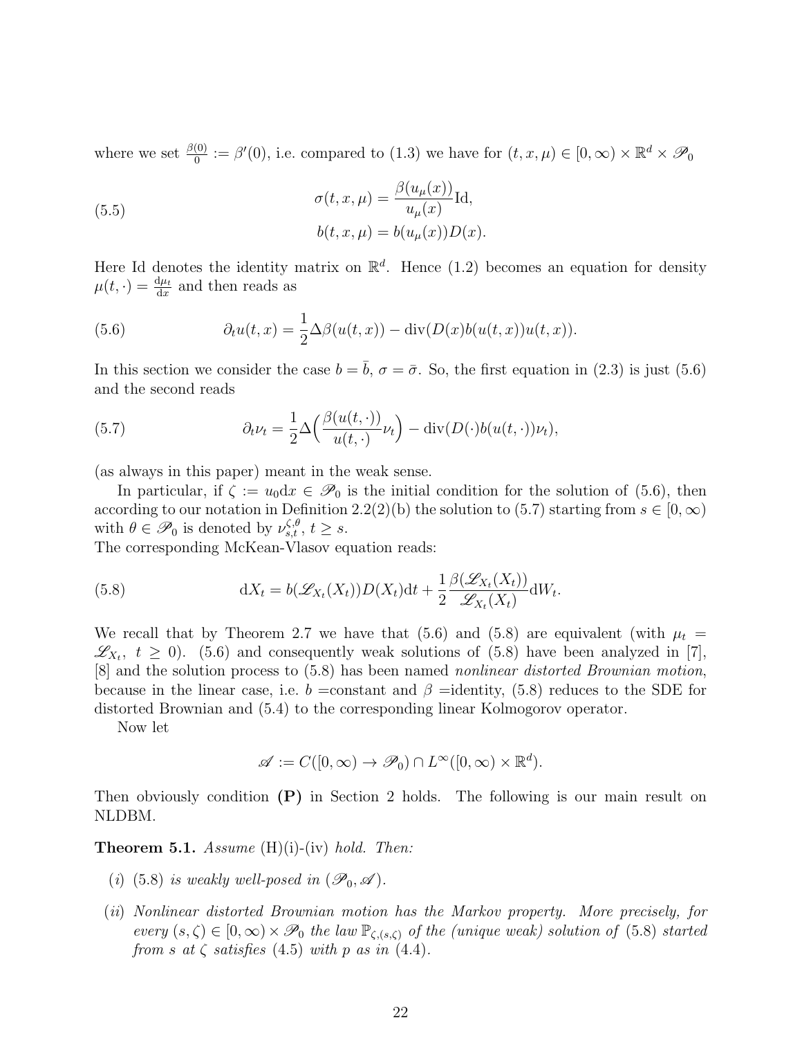where we set $\frac{\beta(0)}{0} := \beta'(0)$, i.e. compared to (1.3) we have for $(t, x, \mu) \in [0, \infty) \times \mathbb{R}^d \times \mathscr{P}_0$

$$
\begin{aligned}
\sigma(t, x, \mu) &= \frac{\beta(u_\mu(x))}{u_\mu(x)} \mathrm{Id}, \\
b(t, x, \mu) &= b(u_\mu(x)) D(x).
\end{aligned}
\tag{5.5}
$$

Here Id denotes the identity matrix on $\mathbb{R}^d$. Hence (1.2) becomes an equation for density $\mu(t, \cdot) = \frac{\mathrm{d}\mu_t}{\mathrm{d}x}$ and then reads as

$$
\partial_t u(t, x) = \frac{1}{2} \Delta \beta(u(t, x)) - \operatorname{div}(D(x) b(u(t, x)) u(t, x)). \tag{5.6}
$$

In this section we consider the case $b = \bar{b}$, $\sigma = \bar{\sigma}$. So, the first equation in (2.3) is just (5.6) and the second reads

$$
\partial_t \nu_t = \frac{1}{2} \Delta \Big( \frac{\beta(u(t, \cdot))}{u(t, \cdot)} \nu_t \Big) - \operatorname{div}(D(\cdot) b(u(t, \cdot)) \nu_t), \tag{5.7}
$$

(as always in this paper) meant in the weak sense.

In particular, if $\zeta := u_0 \mathrm{d}x \in \mathscr{P}_0$ is the initial condition for the solution of (5.6), then according to our notation in Definition 2.2(2)(b) the solution to (5.7) starting from $s \in [0, \infty)$ with $\theta \in \mathscr{P}_0$ is denoted by $\nu_{s,t}^{\zeta, \theta}$, $t \geq s$.
The corresponding McKean-Vlasov equation reads:

$$
\mathrm{d}X_t = b(\mathscr{L}_{X_t}(X_t)) D(X_t) \mathrm{d}t + \frac{1}{2} \frac{\beta(\mathscr{L}_{X_t}(X_t))}{\mathscr{L}_{X_t}(X_t)} \mathrm{d}W_t. \tag{5.8}
$$

We recall that by Theorem 2.7 we have that (5.6) and (5.8) are equivalent (with $\mu_t = \mathscr{L}_{X_t}$, $t \geq 0$). (5.6) and consequently weak solutions of (5.8) have been analyzed in [7], [8] and the solution process to (5.8) has been named *nonlinear distorted Brownian motion*, because in the linear case, i.e. $b$ =constant and $\beta$ =identity, (5.8) reduces to the SDE for distorted Brownian and (5.4) to the corresponding linear Kolmogorov operator.

Now let

$$
\mathscr{A} := C([0, \infty) \to \mathscr{P}_0) \cap L^\infty([0, \infty) \times \mathbb{R}^d).
$$

Then obviously condition **(P)** in Section 2 holds. The following is our main result on NLDBM.

**Theorem 5.1.** *Assume* (H)(i)-(iv) *hold. Then:*

- (*i*) (5.8) *is weakly well-posed in* $(\mathscr{P}_0, \mathscr{A})$.
- (*ii*) *Nonlinear distorted Brownian motion has the Markov property. More precisely, for every* $(s, \zeta) \in [0, \infty) \times \mathscr{P}_0$ *the law* $\mathbb{P}_{\zeta,(s,\zeta)}$ *of the (unique weak) solution of* (5.8) *started from* $s$ *at* $\zeta$ *satisfies* (4.5) *with* $p$ *as in* (4.4).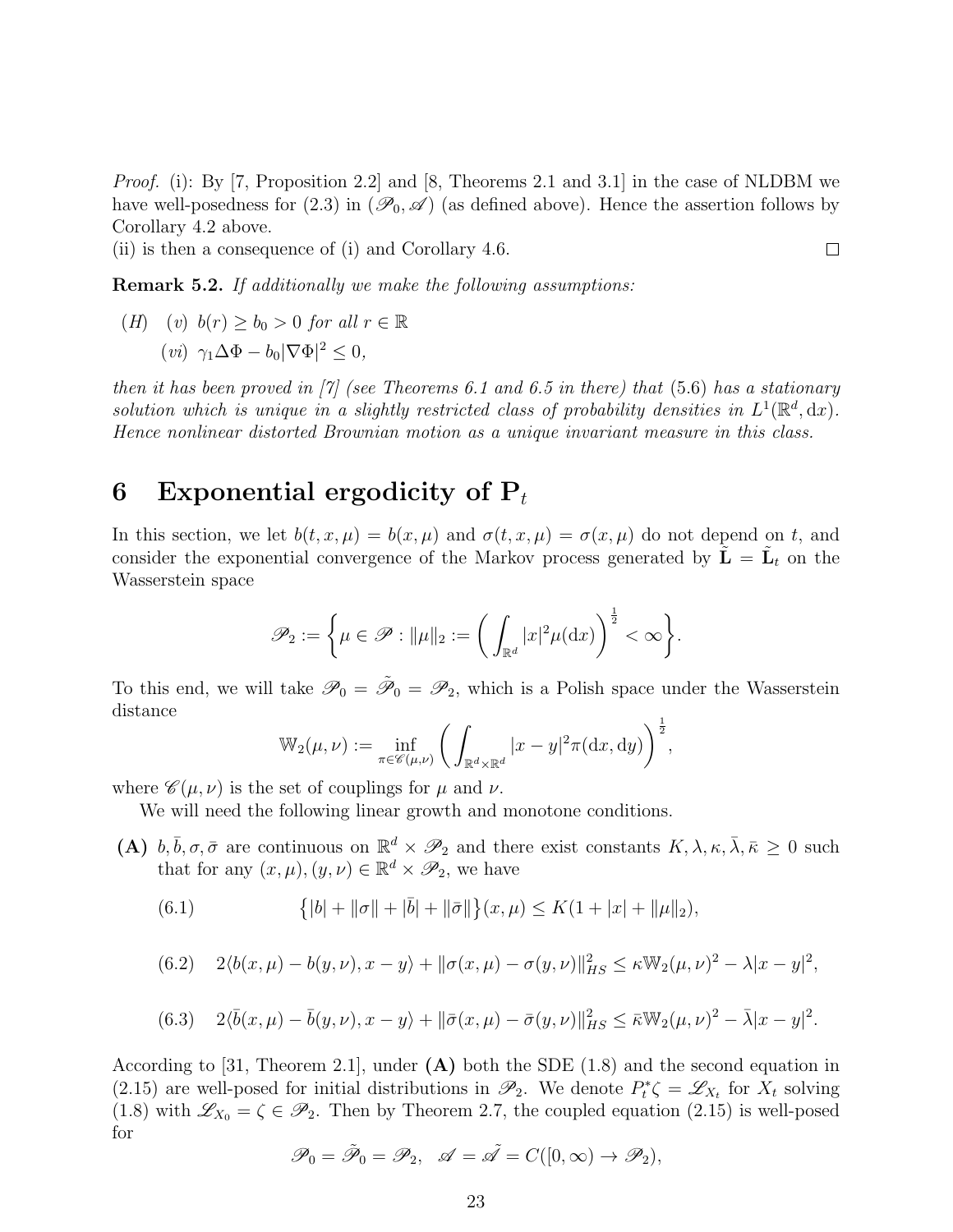*Proof.* (i): By [7, Proposition 2.2] and [8, Theorems 2.1 and 3.1] in the case of NLDBM we have well-posedness for (2.3) in $(\mathscr{P}_0, \mathscr{A})$ (as defined above). Hence the assertion follows by Corollary 4.2 above.
(ii) is then a consequence of (i) and Corollary 4.6. $\square$

**Remark 5.2.** *If additionally we make the following assumptions:*

*(H)* *(v)* $b(r) \geq b_0 > 0$ *for all* $r \in \mathbb{R}$

*(vi)* $\gamma_1 \Delta\Phi - b_0 |\nabla\Phi|^2 \leq 0,$

*then it has been proved in [7] (see Theorems 6.1 and 6.5 in there) that (5.6) has a stationary solution which is unique in a slightly restricted class of probability densities in* $L^1(\mathbb{R}^d, \mathrm{d}x)$*. Hence nonlinear distorted Brownian motion as a unique invariant measure in this class.*

# 6 Exponential ergodicity of $\mathbf{P}_t$

In this section, we let $b(t,x,\mu) = b(x,\mu)$ and $\sigma(t,x,\mu) = \sigma(x,\mu)$ do not depend on $t$, and consider the exponential convergence of the Markov process generated by $\tilde{\mathbf{L}} = \tilde{\mathbf{L}}_t$ on the Wasserstein space

$$\mathscr{P}_2 := \left\{ \mu \in \mathscr{P} : \|\mu\|_2 := \left( \int_{\mathbb{R}^d} |x|^2 \mu(\mathrm{d}x) \right)^{\frac{1}{2}} < \infty \right\}.$$

To this end, we will take $\mathscr{P}_0 = \tilde{\mathscr{P}}_0 = \mathscr{P}_2$, which is a Polish space under the Wasserstein distance

$$\mathbb{W}_2(\mu,\nu) := \inf_{\pi \in \mathscr{C}(\mu,\nu)} \left( \int_{\mathbb{R}^d \times \mathbb{R}^d} |x-y|^2 \pi(\mathrm{d}x, \mathrm{d}y) \right)^{\frac{1}{2}},$$

where $\mathscr{C}(\mu,\nu)$ is the set of couplings for $\mu$ and $\nu$.

We will need the following linear growth and monotone conditions.

**(A)** $b, \bar{b}, \sigma, \bar{\sigma}$ are continuous on $\mathbb{R}^d \times \mathscr{P}_2$ and there exist constants $K, \lambda, \kappa, \bar{\lambda}, \bar{\kappa} \geq 0$ such that for any $(x,\mu), (y,\nu) \in \mathbb{R}^d \times \mathscr{P}_2$, we have

$$\big\{ |b| + \|\sigma\| + |\bar{b}| + \|\bar{\sigma}\| \big\}(x,\mu) \leq K(1 + |x| + \|\mu\|_2), \tag{6.1}$$

$$2\langle b(x,\mu) - b(y,\nu), x-y \rangle + \|\sigma(x,\mu) - \sigma(y,\nu)\|_{HS}^2 \leq \kappa \mathbb{W}_2(\mu,\nu)^2 - \lambda |x-y|^2, \tag{6.2}$$

$$2\langle \bar{b}(x,\mu) - \bar{b}(y,\nu), x-y \rangle + \|\bar{\sigma}(x,\mu) - \bar{\sigma}(y,\nu)\|_{HS}^2 \leq \bar{\kappa} \mathbb{W}_2(\mu,\nu)^2 - \bar{\lambda} |x-y|^2. \tag{6.3}$$

According to [31, Theorem 2.1], under **(A)** both the SDE (1.8) and the second equation in (2.15) are well-posed for initial distributions in $\mathscr{P}_2$. We denote $P_t^* \zeta = \mathscr{L}_{X_t}$ for $X_t$ solving (1.8) with $\mathscr{L}_{X_0} = \zeta \in \mathscr{P}_2$. Then by Theorem 2.7, the coupled equation (2.15) is well-posed for

$$\mathscr{P}_0 = \tilde{\mathscr{P}}_0 = \mathscr{P}_2, \quad \mathscr{A} = \tilde{\mathscr{A}} = C([0,\infty) \to \mathscr{P}_2),$$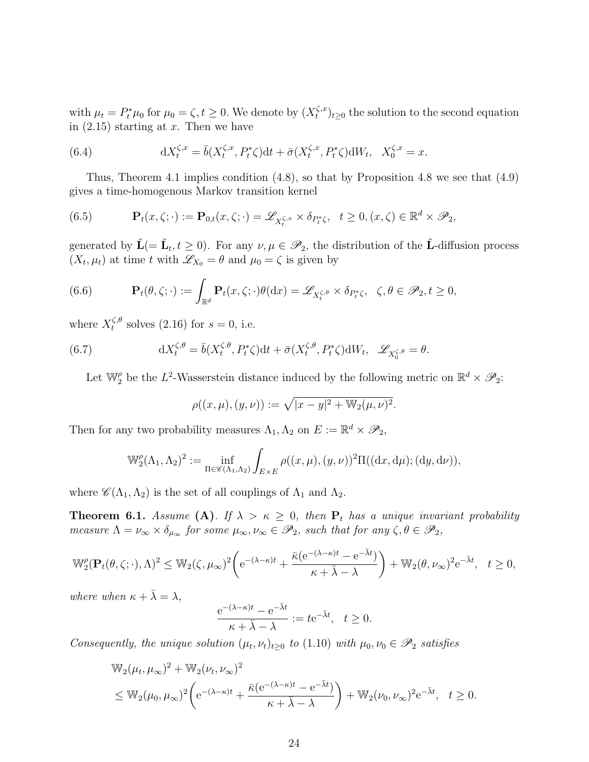with $\mu_t = P_t^* \mu_0$ for $\mu_0 = \zeta, t \geq 0$. We denote by $(X_t^{\zeta,x})_{t\geq 0}$ the solution to the second equation in (2.15) starting at $x$. Then we have

$$
\mathrm{d}X_t^{\zeta,x} = \bar{b}(X_t^{\zeta,x}, P_t^*\zeta)\mathrm{d}t + \bar{\sigma}(X_t^{\zeta,x}, P_t^*\zeta)\mathrm{d}W_t, \quad X_0^{\zeta,x} = x. \tag{6.4}
$$

Thus, Theorem 4.1 implies condition (4.8), so that by Proposition 4.8 we see that (4.9) gives a time-homogenous Markov transition kernel

$$
\mathbf{P}_t(x,\zeta;\cdot) := \mathbf{P}_{0,t}(x,\zeta;\cdot) = \mathscr{L}_{X_t^{\zeta,x}} \times \delta_{P_t^*\zeta}, \quad t \geq 0, (x,\zeta) \in \mathbb{R}^d \times \mathscr{P}_2, \tag{6.5}
$$

generated by $\tilde{\mathbf{L}}(=\tilde{\mathbf{L}}_t, t \geq 0)$. For any $\nu, \mu \in \mathscr{P}_2$, the distribution of the $\tilde{\mathbf{L}}$-diffusion process $(X_t, \mu_t)$ at time $t$ with $\mathscr{L}_{X_0} = \theta$ and $\mu_0 = \zeta$ is given by

$$
\mathbf{P}_t(\theta,\zeta;\cdot) := \int_{\mathbb{R}^d} \mathbf{P}_t(x,\zeta;\cdot)\theta(\mathrm{d}x) = \mathscr{L}_{X_t^{\zeta,\theta}} \times \delta_{P_t^*\zeta}, \quad \zeta,\theta \in \mathscr{P}_2, t \geq 0, \tag{6.6}
$$

where $X_t^{\zeta,\theta}$ solves (2.16) for $s = 0$, i.e.

$$
\mathrm{d}X_t^{\zeta,\theta} = \bar{b}(X_t^{\zeta,\theta}, P_t^*\zeta)\mathrm{d}t + \bar{\sigma}(X_t^{\zeta,\theta}, P_t^*\zeta)\mathrm{d}W_t, \quad \mathscr{L}_{X_0^{\zeta,\theta}} = \theta. \tag{6.7}
$$

Let $\mathbb{W}_2^\rho$ be the $L^2$-Wasserstein distance induced by the following metric on $\mathbb{R}^d \times \mathscr{P}_2$:

$$
\rho((x,\mu),(y,\nu)) := \sqrt{|x-y|^2 + \mathbb{W}_2(\mu,\nu)^2}.
$$

Then for any two probability measures $\Lambda_1, \Lambda_2$ on $E := \mathbb{R}^d \times \mathscr{P}_2$,

$$
\mathbb{W}_2^\rho(\Lambda_1,\Lambda_2)^2 := \inf_{\Pi \in \mathscr{C}(\Lambda_1,\Lambda_2)} \int_{E\times E} \rho((x,\mu),(y,\nu))^2 \Pi((\mathrm{d}x,\mathrm{d}\mu);(\mathrm{d}y,\mathrm{d}\nu)),
$$

where $\mathscr{C}(\Lambda_1,\Lambda_2)$ is the set of all couplings of $\Lambda_1$ and $\Lambda_2$.

**Theorem 6.1.** *Assume* **(A)**. *If $\lambda > \kappa \geq 0$, then $\mathbf{P}_t$ has a unique invariant probability measure $\Lambda = \nu_\infty \times \delta_{\mu_\infty}$ for some $\mu_\infty, \nu_\infty \in \mathscr{P}_2$, such that for any $\zeta, \theta \in \mathscr{P}_2$,*

$$
\mathbb{W}_2^\rho(\mathbf{P}_t(\theta,\zeta;\cdot),\Lambda)^2 \leq \mathbb{W}_2(\zeta,\mu_\infty)^2\bigg(\mathrm{e}^{-(\lambda-\kappa)t} + \frac{\bar{\kappa}(\mathrm{e}^{-(\lambda-\kappa)t} - \mathrm{e}^{-\bar{\lambda}t})}{\kappa + \bar{\lambda} - \lambda}\bigg) + \mathbb{W}_2(\theta,\nu_\infty)^2 \mathrm{e}^{-\bar{\lambda}t}, \quad t \geq 0,
$$

*where when $\kappa + \bar{\lambda} = \lambda$,*

$$
\frac{\mathrm{e}^{-(\lambda-\kappa)t} - \mathrm{e}^{-\bar{\lambda}t}}{\kappa + \bar{\lambda} - \lambda} := t\mathrm{e}^{-\bar{\lambda}t}, \quad t \geq 0.
$$

*Consequently, the unique solution $(\mu_t, \nu_t)_{t\geq 0}$ to (1.10) with $\mu_0, \nu_0 \in \mathscr{P}_2$ satisfies*

$$
\begin{aligned}
&\mathbb{W}_2(\mu_t,\mu_\infty)^2 + \mathbb{W}_2(\nu_t,\nu_\infty)^2 \\
&\leq \mathbb{W}_2(\mu_0,\mu_\infty)^2\bigg(\mathrm{e}^{-(\lambda-\kappa)t} + \frac{\bar{\kappa}(\mathrm{e}^{-(\lambda-\kappa)t} - \mathrm{e}^{-\bar{\lambda}t})}{\kappa + \bar{\lambda} - \lambda}\bigg) + \mathbb{W}_2(\nu_0,\nu_\infty)^2 \mathrm{e}^{-\bar{\lambda}t}, \quad t \geq 0.
\end{aligned}
$$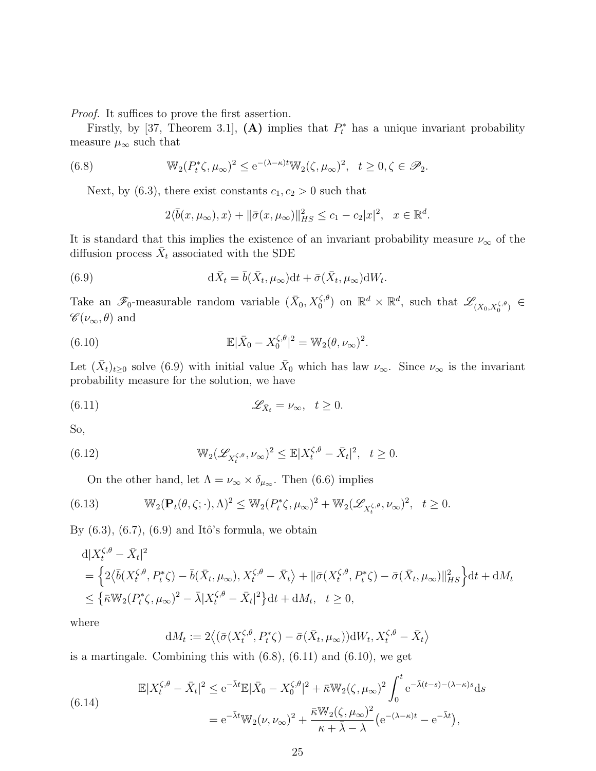*Proof.* It suffices to prove the first assertion.

Firstly, by [37, Theorem 3.1], **(A)** implies that $P_t^*$ has a unique invariant probability measure $\mu_\infty$ such that

$$\mathbb{W}_2(P_t^*\zeta, \mu_\infty)^2 \le \mathrm{e}^{-(\lambda-\kappa)t}\mathbb{W}_2(\zeta, \mu_\infty)^2, \quad t \ge 0, \zeta \in \mathscr{P}_2. \tag{6.8}$$

Next, by (6.3), there exist constants $c_1, c_2 > 0$ such that

$$2\langle \bar{b}(x, \mu_\infty), x\rangle + \|\bar{\sigma}(x, \mu_\infty)\|_{HS}^2 \le c_1 - c_2|x|^2, \quad x \in \mathbb{R}^d.$$

It is standard that this implies the existence of an invariant probability measure $\nu_\infty$ of the diffusion process $\bar{X}_t$ associated with the SDE

$$\mathrm{d}\bar{X}_t = \bar{b}(\bar{X}_t, \mu_\infty)\mathrm{d}t + \bar{\sigma}(\bar{X}_t, \mu_\infty)\mathrm{d}W_t. \tag{6.9}$$

Take an $\mathscr{F}_0$-measurable random variable $(\bar{X}_0, X_0^{\zeta,\theta})$ on $\mathbb{R}^d \times \mathbb{R}^d$, such that $\mathscr{L}_{(\bar{X}_0, X_0^{\zeta,\theta})} \in \mathscr{C}(\nu_\infty, \theta)$ and

$$\mathbb{E}|\bar{X}_0 - X_0^{\zeta,\theta}|^2 = \mathbb{W}_2(\theta, \nu_\infty)^2. \tag{6.10}$$

Let $(\bar{X}_t)_{t\ge 0}$ solve (6.9) with initial value $\bar{X}_0$ which has law $\nu_\infty$. Since $\nu_\infty$ is the invariant probability measure for the solution, we have

$$\mathscr{L}_{\bar{X}_t} = \nu_\infty, \quad t \ge 0. \tag{6.11}$$

So,

$$\mathbb{W}_2(\mathscr{L}_{X_t^{\zeta,\theta}}, \nu_\infty)^2 \le \mathbb{E}|X_t^{\zeta,\theta} - \bar{X}_t|^2, \quad t \ge 0. \tag{6.12}$$

On the other hand, let $\Lambda = \nu_\infty \times \delta_{\mu_\infty}$. Then (6.6) implies

$$\mathbb{W}_2(\mathbf{P}_t(\theta, \zeta; \cdot), \Lambda)^2 \le \mathbb{W}_2(P_t^*\zeta, \mu_\infty)^2 + \mathbb{W}_2(\mathscr{L}_{X_t^{\zeta,\theta}}, \nu_\infty)^2, \quad t \ge 0. \tag{6.13}$$

By (6.3), (6.7), (6.9) and Itô's formula, we obtain

$$\begin{aligned}
&\mathrm{d}|X_t^{\zeta,\theta} - \bar{X}_t|^2 \\
&= \Big\{2\big\langle \bar{b}(X_t^{\zeta,\theta}, P_t^*\zeta) - \bar{b}(\bar{X}_t, \mu_\infty), X_t^{\zeta,\theta} - \bar{X}_t\big\rangle + \|\bar{\sigma}(X_t^{\zeta,\theta}, P_t^*\zeta) - \bar{\sigma}(\bar{X}_t, \mu_\infty)\|_{HS}^2\Big\}\mathrm{d}t + \mathrm{d}M_t \\
&\le \big\{\bar{\kappa}\mathbb{W}_2(P_t^*\zeta, \mu_\infty)^2 - \bar{\lambda}|X_t^{\zeta,\theta} - \bar{X}_t|^2\big\}\mathrm{d}t + \mathrm{d}M_t, \quad t \ge 0,
\end{aligned}$$

where

$$\mathrm{d}M_t := 2\big\langle (\bar{\sigma}(X_t^{\zeta,\theta}, P_t^*\zeta) - \bar{\sigma}(\bar{X}_t, \mu_\infty))\mathrm{d}W_t, X_t^{\zeta,\theta} - \bar{X}_t\big\rangle$$

is a martingale. Combining this with (6.8), (6.11) and (6.10), we get

$$\begin{aligned}
\mathbb{E}|X_t^{\zeta,\theta} - \bar{X}_t|^2 &\le \mathrm{e}^{-\bar{\lambda}t}\mathbb{E}|\bar{X}_0 - X_0^{\zeta,\theta}|^2 + \bar{\kappa}\mathbb{W}_2(\zeta, \mu_\infty)^2 \int_0^t \mathrm{e}^{-\bar{\lambda}(t-s)-(\lambda-\kappa)s}\mathrm{d}s \\
&= \mathrm{e}^{-\bar{\lambda}t}\mathbb{W}_2(\nu, \nu_\infty)^2 + \frac{\bar{\kappa}\mathbb{W}_2(\zeta, \mu_\infty)^2}{\kappa + \bar{\lambda} - \lambda}\big(\mathrm{e}^{-(\lambda-\kappa)t} - \mathrm{e}^{-\bar{\lambda}t}\big),
\end{aligned} \tag{6.14}$$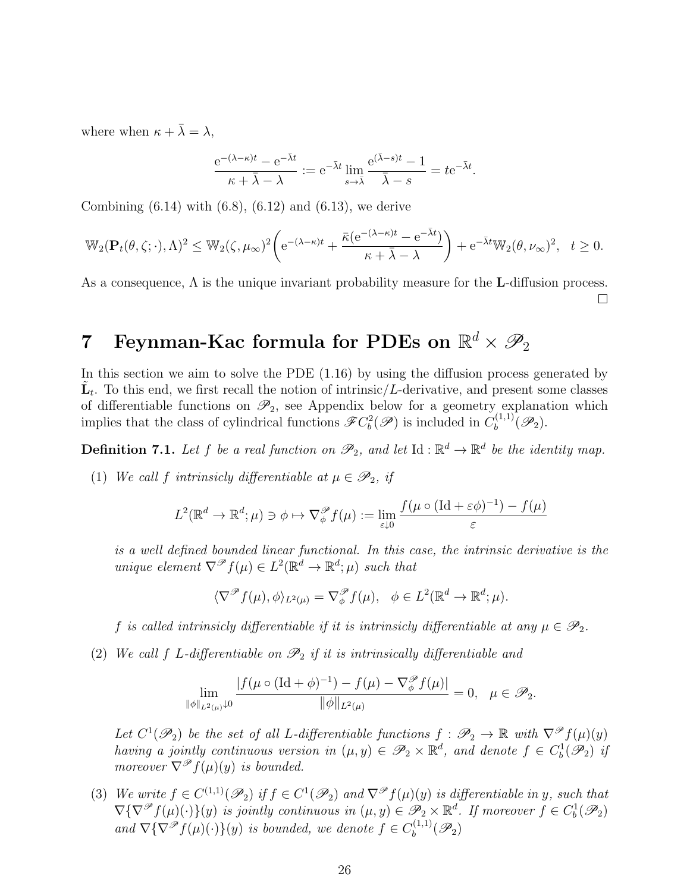where when $\kappa + \bar{\lambda} = \lambda$,

$$\frac{\mathrm{e}^{-(\lambda-\kappa)t} - \mathrm{e}^{-\bar{\lambda}t}}{\kappa + \bar{\lambda} - \lambda} := \mathrm{e}^{-\bar{\lambda}t} \lim_{s \to \bar{\lambda}} \frac{\mathrm{e}^{(\bar{\lambda}-s)t} - 1}{\bar{\lambda} - s} = t\mathrm{e}^{-\bar{\lambda}t}.$$

Combining (6.14) with (6.8), (6.12) and (6.13), we derive

$$\mathbb{W}_2(\mathbf{P}_t(\theta, \zeta; \cdot), \Lambda)^2 \le \mathbb{W}_2(\zeta, \mu_\infty)^2 \bigg( \mathrm{e}^{-(\lambda-\kappa)t} + \frac{\bar{\kappa}(\mathrm{e}^{-(\lambda-\kappa)t} - \mathrm{e}^{-\bar{\lambda}t})}{\kappa + \bar{\lambda} - \lambda} \bigg) + \mathrm{e}^{-\bar{\lambda}t} \mathbb{W}_2(\theta, \nu_\infty)^2, \quad t \ge 0.$$

As a consequence, $\Lambda$ is the unique invariant probability measure for the $\mathbf{L}$-diffusion process. □

# 7 Feynman-Kac formula for PDEs on $\mathbb{R}^d \times \mathscr{P}_2$

In this section we aim to solve the PDE (1.16) by using the diffusion process generated by $\tilde{\mathbf{L}}_t$. To this end, we first recall the notion of intrinsic/$L$-derivative, and present some classes of differentiable functions on $\mathscr{P}_2$, see Appendix below for a geometry explanation which implies that the class of cylindrical functions $\mathscr{F}C_b^2(\mathscr{P})$ is included in $C_b^{(1,1)}(\mathscr{P}_2)$.

**Definition 7.1.** *Let $f$ be a real function on $\mathscr{P}_2$, and let $\mathrm{Id} : \mathbb{R}^d \to \mathbb{R}^d$ be the identity map.*

(1) *We call $f$ intrinsicly differentiable at $\mu \in \mathscr{P}_2$, if*

$$L^2(\mathbb{R}^d \to \mathbb{R}^d; \mu) \ni \phi \mapsto \nabla^{\mathscr{P}}_\phi f(\mu) := \lim_{\varepsilon \downarrow 0} \frac{f(\mu \circ (\mathrm{Id} + \varepsilon\phi)^{-1}) - f(\mu)}{\varepsilon}$$

*is a well defined bounded linear functional. In this case, the intrinsic derivative is the unique element $\nabla^{\mathscr{P}} f(\mu) \in L^2(\mathbb{R}^d \to \mathbb{R}^d; \mu)$ such that*

$$\langle \nabla^{\mathscr{P}} f(\mu), \phi \rangle_{L^2(\mu)} = \nabla^{\mathscr{P}}_\phi f(\mu), \quad \phi \in L^2(\mathbb{R}^d \to \mathbb{R}^d; \mu).$$

*$f$ is called intrinsicly differentiable if it is intrinsicly differentiable at any $\mu \in \mathscr{P}_2$.*

(2) *We call $f$ $L$-differentiable on $\mathscr{P}_2$ if it is intrinsically differentiable and*

$$\lim_{\|\phi\|_{L^2(\mu)} \downarrow 0} \frac{|f(\mu \circ (\mathrm{Id} + \phi)^{-1}) - f(\mu) - \nabla^{\mathscr{P}}_\phi f(\mu)|}{\|\phi\|_{L^2(\mu)}} = 0, \quad \mu \in \mathscr{P}_2.$$

*Let $C^1(\mathscr{P}_2)$ be the set of all $L$-differentiable functions $f : \mathscr{P}_2 \to \mathbb{R}$ with $\nabla^{\mathscr{P}} f(\mu)(y)$ having a jointly continuous version in $(\mu, y) \in \mathscr{P}_2 \times \mathbb{R}^d$, and denote $f \in C_b^1(\mathscr{P}_2)$ if moreover $\nabla^{\mathscr{P}} f(\mu)(y)$ is bounded.*

(3) *We write $f \in C^{(1,1)}(\mathscr{P}_2)$ if $f \in C^1(\mathscr{P}_2)$ and $\nabla^{\mathscr{P}} f(\mu)(y)$ is differentiable in $y$, such that $\nabla\{\nabla^{\mathscr{P}} f(\mu)(\cdot)\}(y)$ is jointly continuous in $(\mu, y) \in \mathscr{P}_2 \times \mathbb{R}^d$. If moreover $f \in C_b^1(\mathscr{P}_2)$ and $\nabla\{\nabla^{\mathscr{P}} f(\mu)(\cdot)\}(y)$ is bounded, we denote $f \in C_b^{(1,1)}(\mathscr{P}_2)$*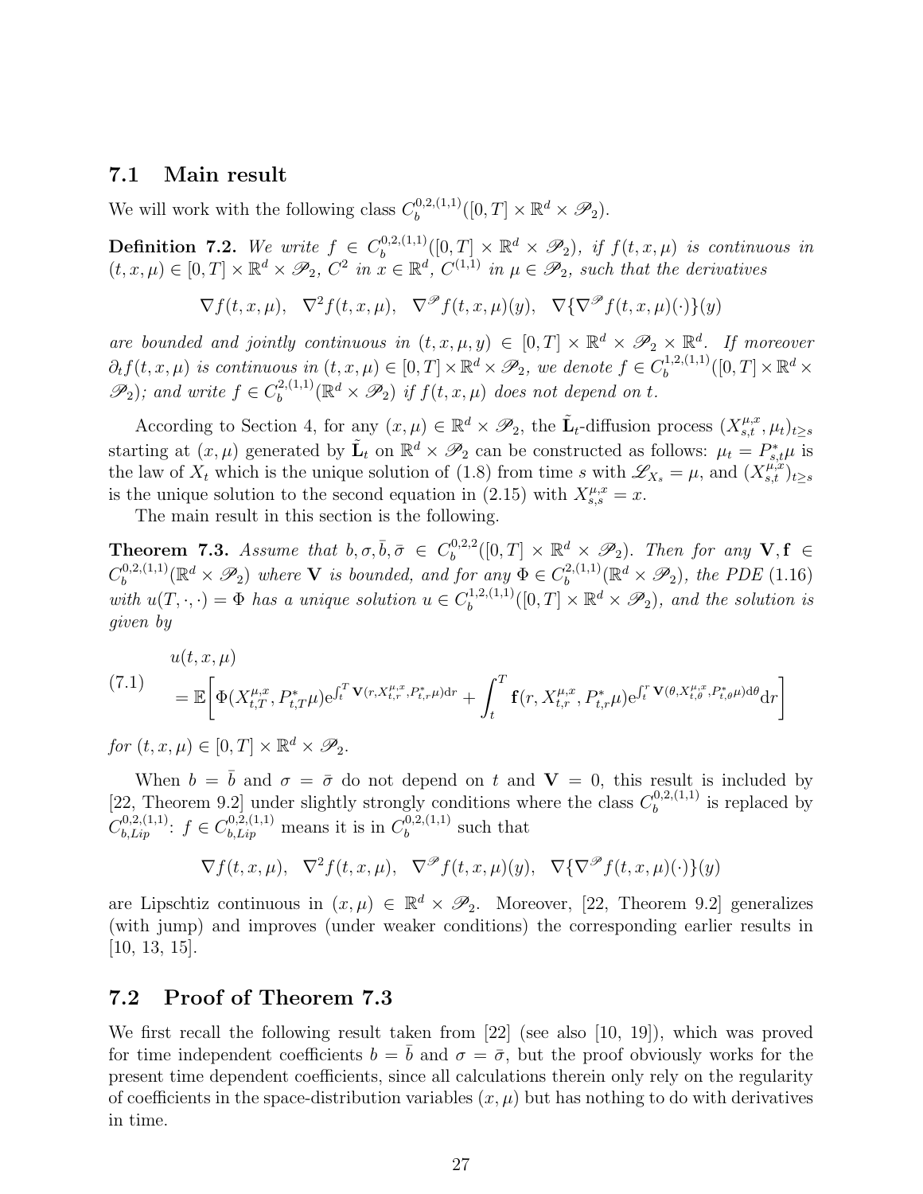### 7.1 Main result

We will work with the following class $C_b^{0,2,(1,1)}([0,T]\times\mathbb{R}^d\times\mathscr{P}_2)$.

**Definition 7.2.** *We write $f\in C_b^{0,2,(1,1)}([0,T]\times\mathbb{R}^d\times\mathscr{P}_2)$, if $f(t,x,\mu)$ is continuous in $(t,x,\mu)\in[0,T]\times\mathbb{R}^d\times\mathscr{P}_2$, $C^2$ in $x\in\mathbb{R}^d$, $C^{(1,1)}$ in $\mu\in\mathscr{P}_2$, such that the derivatives*

$$\nabla f(t,x,\mu),\quad \nabla^2 f(t,x,\mu),\quad \nabla^{\mathscr{P}} f(t,x,\mu)(y),\quad \nabla\{\nabla^{\mathscr{P}} f(t,x,\mu)(\cdot)\}(y)$$

*are bounded and jointly continuous in $(t,x,\mu,y)\in[0,T]\times\mathbb{R}^d\times\mathscr{P}_2\times\mathbb{R}^d$. If moreover $\partial_t f(t,x,\mu)$ is continuous in $(t,x,\mu)\in[0,T]\times\mathbb{R}^d\times\mathscr{P}_2$, we denote $f\in C_b^{1,2,(1,1)}([0,T]\times\mathbb{R}^d\times\mathscr{P}_2)$; and write $f\in C_b^{2,(1,1)}(\mathbb{R}^d\times\mathscr{P}_2)$ if $f(t,x,\mu)$ does not depend on $t$.*

According to Section 4, for any $(x,\mu)\in\mathbb{R}^d\times\mathscr{P}_2$, the $\tilde{\mathbf{L}}_t$-diffusion process $(X_{s,t}^{\mu,x},\mu_t)_{t\geq s}$ starting at $(x,\mu)$ generated by $\tilde{\mathbf{L}}_t$ on $\mathbb{R}^d\times\mathscr{P}_2$ can be constructed as follows: $\mu_t=P_{s,t}^*\mu$ is the law of $X_t$ which is the unique solution of (1.8) from time $s$ with $\mathscr{L}_{X_s}=\mu$, and $(X_{s,t}^{\mu,x})_{t\geq s}$ is the unique solution to the second equation in (2.15) with $X_{s,s}^{\mu,x}=x$.

The main result in this section is the following.

**Theorem 7.3.** *Assume that $b,\sigma,\bar{b},\bar{\sigma}\in C_b^{0,2,2}([0,T]\times\mathbb{R}^d\times\mathscr{P}_2)$. Then for any $\mathbf{V},\mathbf{f}\in C_b^{0,2,(1,1)}(\mathbb{R}^d\times\mathscr{P}_2)$ where $\mathbf{V}$ is bounded, and for any $\Phi\in C_b^{2,(1,1)}(\mathbb{R}^d\times\mathscr{P}_2)$, the PDE (1.16) with $u(T,\cdot,\cdot)=\Phi$ has a unique solution $u\in C_b^{1,2,(1,1)}([0,T]\times\mathbb{R}^d\times\mathscr{P}_2)$, and the solution is given by*

$$u(t,x,\mu)
=\mathbb{E}\bigg[\Phi(X_{t,T}^{\mu,x},P_{t,T}^*\mu)\mathrm{e}^{\int_t^T \mathbf{V}(r,X_{t,r}^{\mu,x},P_{t,r}^*\mu)\mathrm{d}r}+\int_t^T \mathbf{f}(r,X_{t,r}^{\mu,x},P_{t,r}^*\mu)\mathrm{e}^{\int_t^r \mathbf{V}(\theta,X_{t,\theta}^{\mu,x},P_{t,\theta}^*\mu)\mathrm{d}\theta}\mathrm{d}r\bigg] \tag{7.1}$$

*for $(t,x,\mu)\in[0,T]\times\mathbb{R}^d\times\mathscr{P}_2$.*

When $b=\bar{b}$ and $\sigma=\bar{\sigma}$ do not depend on $t$ and $\mathbf{V}=0$, this result is included by [22, Theorem 9.2] under slightly strongly conditions where the class $C_b^{0,2,(1,1)}$ is replaced by $C_{b,Lip}^{0,2,(1,1)}$: $f\in C_{b,Lip}^{0,2,(1,1)}$ means it is in $C_b^{0,2,(1,1)}$ such that

$$\nabla f(t,x,\mu),\quad \nabla^2 f(t,x,\mu),\quad \nabla^{\mathscr{P}} f(t,x,\mu)(y),\quad \nabla\{\nabla^{\mathscr{P}} f(t,x,\mu)(\cdot)\}(y)$$

are Lipschtiz continuous in $(x,\mu)\in\mathbb{R}^d\times\mathscr{P}_2$. Moreover, [22, Theorem 9.2] generalizes (with jump) and improves (under weaker conditions) the corresponding earlier results in [10, 13, 15].

### 7.2 Proof of Theorem 7.3

We first recall the following result taken from [22] (see also [10, 19]), which was proved for time independent coefficients $b=\bar{b}$ and $\sigma=\bar{\sigma}$, but the proof obviously works for the present time dependent coefficients, since all calculations therein only rely on the regularity of coefficients in the space-distribution variables $(x,\mu)$ but has nothing to do with derivatives in time.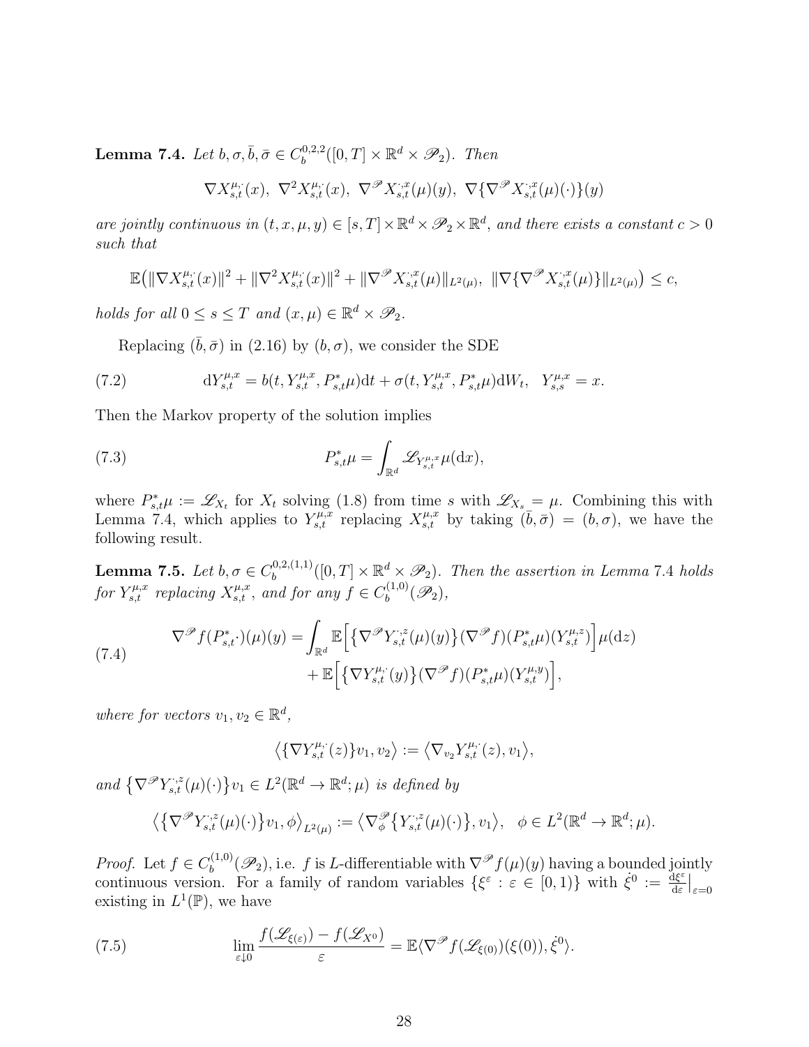**Lemma 7.4.** *Let $b, \sigma, \bar{b}, \bar{\sigma} \in C_b^{0,2,2}([0,T] \times \mathbb{R}^d \times \mathscr{P}_2)$. Then*

$$\nabla X_{s,t}^{\mu,\cdot}(x),\ \nabla^2 X_{s,t}^{\mu,\cdot}(x),\ \nabla^{\mathscr{P}} X_{s,t}^{\cdot,x}(\mu)(y),\ \nabla\{\nabla^{\mathscr{P}} X_{s,t}^{\cdot,x}(\mu)(\cdot)\}(y)$$

*are jointly continuous in $(t, x, \mu, y) \in [s,T] \times \mathbb{R}^d \times \mathscr{P}_2 \times \mathbb{R}^d$, and there exists a constant $c > 0$ such that*

$$\mathbb{E}\big(\|\nabla X_{s,t}^{\mu,\cdot}(x)\|^2 + \|\nabla^2 X_{s,t}^{\mu,\cdot}(x)\|^2 + \|\nabla^{\mathscr{P}} X_{s,t}^{\cdot,x}(\mu)\|_{L^2(\mu)},\ \|\nabla\{\nabla^{\mathscr{P}} X_{s,t}^{\cdot,x}(\mu)\}\|_{L^2(\mu)}\big) \leq c,$$

*holds for all $0 \leq s \leq T$ and $(x,\mu) \in \mathbb{R}^d \times \mathscr{P}_2$.*

Replacing $(\bar{b}, \bar{\sigma})$ in (2.16) by $(b, \sigma)$, we consider the SDE

$$\mathrm{d}Y_{s,t}^{\mu,x} = b(t, Y_{s,t}^{\mu,x}, P_{s,t}^*\mu)\mathrm{d}t + \sigma(t, Y_{s,t}^{\mu,x}, P_{s,t}^*\mu)\mathrm{d}W_t, \quad Y_{s,s}^{\mu,x} = x. \tag{7.2}$$

Then the Markov property of the solution implies

$$P_{s,t}^*\mu = \int_{\mathbb{R}^d} \mathscr{L}_{Y_{s,t}^{\mu,x}}\mu(\mathrm{d}x), \tag{7.3}$$

where $P_{s,t}^*\mu := \mathscr{L}_{X_t}$ for $X_t$ solving (1.8) from time $s$ with $\mathscr{L}_{X_s} = \mu$. Combining this with Lemma 7.4, which applies to $Y_{s,t}^{\mu,x}$ replacing $X_{s,t}^{\mu,x}$ by taking $(\bar{b}, \bar{\sigma}) = (b, \sigma)$, we have the following result.

**Lemma 7.5.** *Let $b, \sigma \in C_b^{0,2,(1,1)}([0,T] \times \mathbb{R}^d \times \mathscr{P}_2)$. Then the assertion in Lemma 7.4 holds for $Y_{s,t}^{\mu,x}$ replacing $X_{s,t}^{\mu,x}$, and for any $f \in C_b^{(1,0)}(\mathscr{P}_2)$,*

$$\begin{aligned}\nabla^{\mathscr{P}} f(P_{s,t}^*\cdot)(\mu)(y) = &\int_{\mathbb{R}^d} \mathbb{E}\Big[\big\{\nabla^{\mathscr{P}} Y_{s,t}^{\cdot,z}(\mu)(y)\big\}(\nabla^{\mathscr{P}} f)(P_{s,t}^*\mu)(Y_{s,t}^{\mu,z})\Big]\mu(\mathrm{d}z)\\ &+ \mathbb{E}\Big[\big\{\nabla Y_{s,t}^{\mu,\cdot}(y)\big\}(\nabla^{\mathscr{P}} f)(P_{s,t}^*\mu)(Y_{s,t}^{\mu,y})\Big],\end{aligned} \tag{7.4}$$

*where for vectors $v_1, v_2 \in \mathbb{R}^d$,*

$$\big\langle\{\nabla Y_{s,t}^{\mu,\cdot}(z)\}v_1, v_2\big\rangle := \big\langle \nabla_{v_2} Y_{s,t}^{\mu,\cdot}(z), v_1\big\rangle,$$

*and $\big\{\nabla^{\mathscr{P}} Y_{s,t}^{\cdot,z}(\mu)(\cdot)\big\}v_1 \in L^2(\mathbb{R}^d \to \mathbb{R}^d; \mu)$ is defined by*

$$\big\langle\big\{\nabla^{\mathscr{P}} Y_{s,t}^{\cdot,z}(\mu)(\cdot)\big\}v_1, \phi\big\rangle_{L^2(\mu)} := \big\langle \nabla_\phi^{\mathscr{P}}\big\{Y_{s,t}^{\cdot,z}(\mu)(\cdot)\big\}, v_1\big\rangle, \quad \phi \in L^2(\mathbb{R}^d \to \mathbb{R}^d; \mu).$$

*Proof.* Let $f \in C_b^{(1,0)}(\mathscr{P}_2)$, i.e. $f$ is $L$-differentiable with $\nabla^{\mathscr{P}} f(\mu)(y)$ having a bounded jointly continuous version. For a family of random variables $\{\xi^\varepsilon : \varepsilon \in [0,1)\}$ with $\dot{\xi}^0 := \frac{\mathrm{d}\xi^\varepsilon}{\mathrm{d}\varepsilon}\big|_{\varepsilon=0}$ existing in $L^1(\mathbb{P})$, we have

$$\lim_{\varepsilon \downarrow 0} \frac{f(\mathscr{L}_{\xi(\varepsilon)}) - f(\mathscr{L}_{X^0})}{\varepsilon} = \mathbb{E}\langle \nabla^{\mathscr{P}} f(\mathscr{L}_{\xi(0)})(\xi(0)), \dot{\xi}^0\rangle. \tag{7.5}$$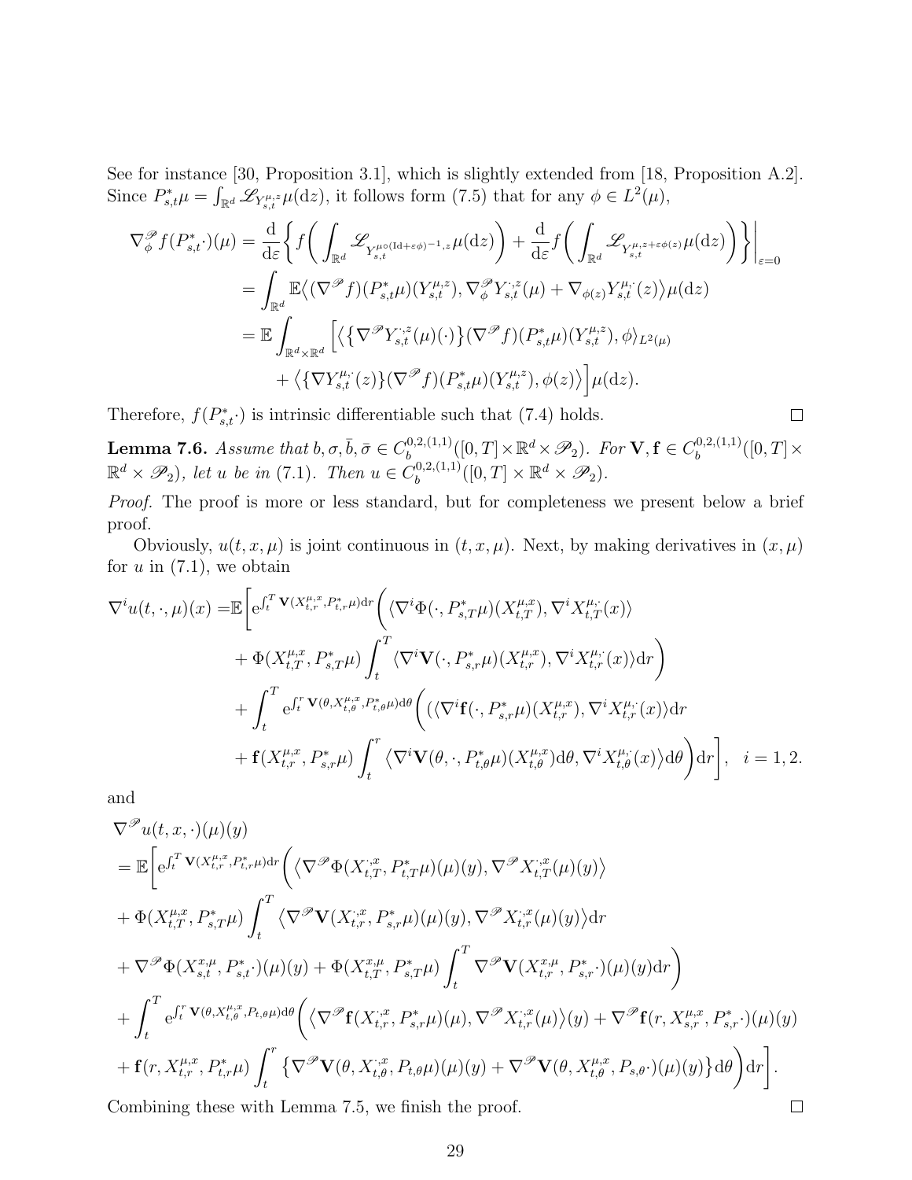See for instance [30, Proposition 3.1], which is slightly extended from [18, Proposition A.2]. Since $P_{s,t}^*\mu = \int_{\mathbb{R}^d} \mathscr{L}_{Y_{s,t}^{\mu,z}}\mu(\mathrm{d}z)$, it follows form (7.5) that for any $\phi \in L^2(\mu)$,

$$
\begin{aligned}
\nabla_\phi^{\mathscr{P}} f(P_{s,t}^*\cdot)(\mu) &= \frac{\mathrm{d}}{\mathrm{d}\varepsilon}\bigg\{ f\bigg(\int_{\mathbb{R}^d} \mathscr{L}_{Y_{s,t}^{\mu\circ(\mathrm{Id}+\varepsilon\phi)^{-1},z}}\mu(\mathrm{d}z)\bigg) + \frac{\mathrm{d}}{\mathrm{d}\varepsilon} f\bigg(\int_{\mathbb{R}^d} \mathscr{L}_{Y_{s,t}^{\mu,z+\varepsilon\phi(z)}}\mu(\mathrm{d}z)\bigg)\bigg\}\bigg|_{\varepsilon=0} \\
&= \int_{\mathbb{R}^d} \mathbb{E}\big\langle (\nabla^{\mathscr{P}} f)(P_{s,t}^*\mu)(Y_{s,t}^{\mu,z}), \nabla_\phi^{\mathscr{P}} Y_{s,t}^{\cdot,z}(\mu) + \nabla_{\phi(z)} Y_{s,t}^{\mu,\cdot}(z)\big\rangle \mu(\mathrm{d}z) \\
&= \mathbb{E}\int_{\mathbb{R}^d\times\mathbb{R}^d} \Big[\big\langle \big\{\nabla^{\mathscr{P}} Y_{s,t}^{\cdot,z}(\mu)(\cdot)\big\}(\nabla^{\mathscr{P}} f)(P_{s,t}^*\mu)(Y_{s,t}^{\mu,z}), \phi\big\rangle_{L^2(\mu)} \\
&\quad + \big\langle \big\{\nabla Y_{s,t}^{\mu,\cdot}(z)\big\}(\nabla^{\mathscr{P}} f)(P_{s,t}^*\mu)(Y_{s,t}^{\mu,z}), \phi(z)\big\rangle\Big]\mu(\mathrm{d}z).
\end{aligned}
$$

Therefore, $f(P_{s,t}^*\cdot)$ is intrinsic differentiable such that (7.4) holds. □

**Lemma 7.6.** *Assume that $b, \sigma, \bar{b}, \bar{\sigma} \in C_b^{0,2,(1,1)}([0,T]\times\mathbb{R}^d\times\mathscr{P}_2)$. For $\mathbf{V}, \mathbf{f} \in C_b^{0,2,(1,1)}([0,T]\times\mathbb{R}^d\times\mathscr{P}_2)$, let $u$ be in (7.1). Then $u \in C_b^{0,2,(1,1)}([0,T]\times\mathbb{R}^d\times\mathscr{P}_2)$.*

*Proof.* The proof is more or less standard, but for completeness we present below a brief proof.

Obviously, $u(t,x,\mu)$ is joint continuous in $(t,x,\mu)$. Next, by making derivatives in $(x,\mu)$ for $u$ in (7.1), we obtain

$$
\begin{aligned}
\nabla^i u(t,\cdot,\mu)(x) =& \mathbb{E}\bigg[\mathrm{e}^{\int_t^T \mathbf{V}(X_{t,r}^{\mu,x}, P_{t,r}^*\mu)\mathrm{d}r}\bigg(\langle \nabla^i\Phi(\cdot, P_{s,T}^*\mu)(X_{t,T}^{\mu,x}), \nabla^i X_{t,T}^{\mu,\cdot}(x)\rangle \\
&+ \Phi(X_{t,T}^{\mu,x}, P_{s,T}^*\mu)\int_t^T \langle \nabla^i \mathbf{V}(\cdot, P_{s,r}^*\mu)(X_{t,r}^{\mu,x}), \nabla^i X_{t,r}^{\mu,\cdot}(x)\rangle \mathrm{d}r\bigg) \\
&+ \int_t^T \mathrm{e}^{\int_t^r \mathbf{V}(\theta, X_{t,\theta}^{\mu,x}, P_{t,\theta}^*\mu)\mathrm{d}\theta}\bigg((\langle \nabla^i \mathbf{f}(\cdot, P_{s,r}^*\mu)(X_{t,r}^{\mu,x}), \nabla^i X_{t,r}^{\mu,\cdot}(x)\rangle \mathrm{d}r \\
&+ \mathbf{f}(X_{t,r}^{\mu,x}, P_{s,r}^*\mu)\int_t^r \big\langle \nabla^i \mathbf{V}(\theta, \cdot, P_{t,\theta}^*\mu)(X_{t,\theta}^{\mu,x})\mathrm{d}\theta, \nabla^i X_{t,\theta}^{\mu,\cdot}(x)\big\rangle \mathrm{d}\theta\bigg)\mathrm{d}r\bigg], \quad i = 1, 2.
\end{aligned}
$$

and

$$
\begin{aligned}
&\nabla^{\mathscr{P}} u(t,x,\cdot)(\mu)(y) \\
&= \mathbb{E}\bigg[\mathrm{e}^{\int_t^T \mathbf{V}(X_{t,r}^{\mu,x}, P_{t,r}^*\mu)\mathrm{d}r}\bigg(\big\langle \nabla^{\mathscr{P}}\Phi(X_{t,T}^{\cdot,x}, P_{t,T}^*\mu)(\mu)(y), \nabla^{\mathscr{P}} X_{t,T}^{\cdot,x}(\mu)(y)\big\rangle \\
&+ \Phi(X_{t,T}^{\mu,x}, P_{s,T}^*\mu)\int_t^T \big\langle \nabla^{\mathscr{P}}\mathbf{V}(X_{t,r}^{\cdot,x}, P_{s,r}^*\mu)(\mu)(y), \nabla^{\mathscr{P}} X_{t,r}^{\cdot,x}(\mu)(y)\big\rangle \mathrm{d}r \\
&+ \nabla^{\mathscr{P}}\Phi(X_{s,t}^{x,\mu}, P_{s,t}^*\cdot)(\mu)(y) + \Phi(X_{t,T}^{x,\mu}, P_{s,T}^*\mu)\int_t^T \nabla^{\mathscr{P}}\mathbf{V}(X_{t,r}^{x,\mu}, P_{s,r}^*\cdot)(\mu)(y)\mathrm{d}r\bigg) \\
&+ \int_t^T \mathrm{e}^{\int_t^r \mathbf{V}(\theta, X_{t,\theta}^{\mu,x}, P_{t,\theta}\mu)\mathrm{d}\theta}\bigg(\big\langle \nabla^{\mathscr{P}}\mathbf{f}(X_{t,r}^{\cdot,x}, P_{s,r}^*\mu)(\mu), \nabla^{\mathscr{P}} X_{t,r}^{\cdot,x}(\mu)\big\rangle(y) + \nabla^{\mathscr{P}}\mathbf{f}(r, X_{s,r}^{\mu,x}, P_{s,r}^*\cdot)(\mu)(y) \\
&+ \mathbf{f}(r, X_{t,r}^{\mu,x}, P_{t,r}^*\mu)\int_t^r \big\{\nabla^{\mathscr{P}}\mathbf{V}(\theta, X_{t,\theta}^{\cdot,x}, P_{t,\theta}\mu)(\mu)(y) + \nabla^{\mathscr{P}}\mathbf{V}(\theta, X_{t,\theta}^{\mu,x}, P_{s,\theta}\cdot)(\mu)(y)\big\}\mathrm{d}\theta\bigg)\mathrm{d}r\bigg].
\end{aligned}
$$

Combining these with Lemma 7.5, we finish the proof. □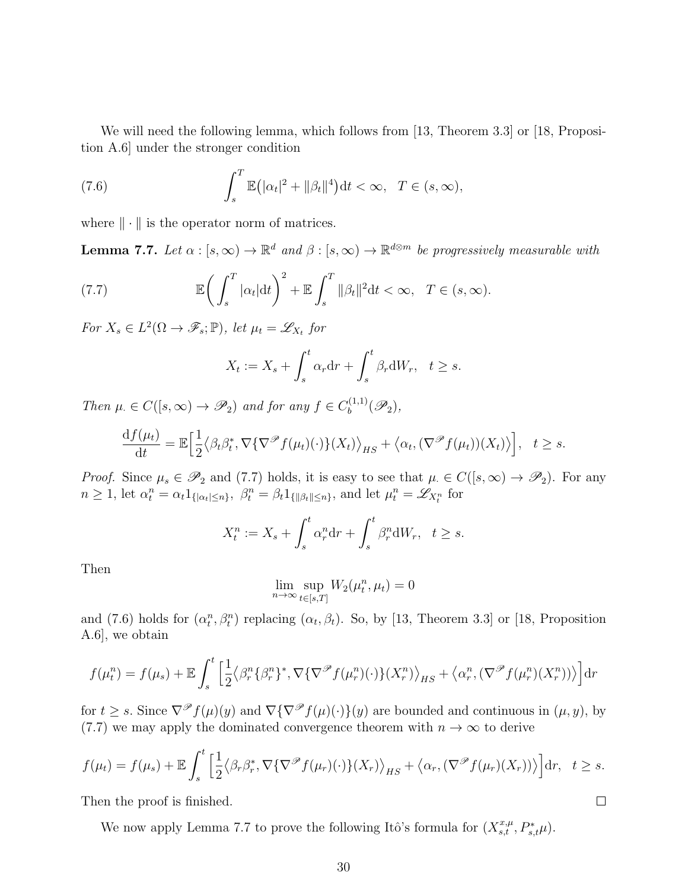We will need the following lemma, which follows from [13, Theorem 3.3] or [18, Proposition A.6] under the stronger condition

$$\int_s^T \mathbb{E}\big(|\alpha_t|^2 + \|\beta_t\|^4\big)\mathrm{d}t < \infty, \quad T \in (s, \infty), \tag{7.6}$$

where $\|\cdot\|$ is the operator norm of matrices.

**Lemma 7.7.** *Let $\alpha : [s, \infty) \to \mathbb{R}^d$ and $\beta : [s, \infty) \to \mathbb{R}^{d\otimes m}$ be progressively measurable with*

$$\mathbb{E}\bigg(\int_s^T |\alpha_t|\mathrm{d}t\bigg)^2 + \mathbb{E}\int_s^T \|\beta_t\|^2\mathrm{d}t < \infty, \quad T \in (s, \infty). \tag{7.7}$$

*For $X_s \in L^2(\Omega \to \mathscr{F}_s; \mathbb{P})$, let $\mu_t = \mathscr{L}_{X_t}$ for*

$$X_t := X_s + \int_s^t \alpha_r \mathrm{d}r + \int_s^t \beta_r \mathrm{d}W_r, \quad t \geq s.$$

*Then $\mu_\cdot \in C([s, \infty) \to \mathscr{P}_2)$ and for any $f \in C_b^{(1,1)}(\mathscr{P}_2)$,*

$$\frac{\mathrm{d}f(\mu_t)}{\mathrm{d}t} = \mathbb{E}\Big[\frac{1}{2}\big\langle \beta_t\beta_t^*, \nabla\{\nabla^{\mathscr{P}} f(\mu_t)(\cdot)\}(X_t)\big\rangle_{HS} + \big\langle \alpha_t, (\nabla^{\mathscr{P}} f(\mu_t))(X_t)\big\rangle\Big], \quad t \geq s.$$

*Proof.* Since $\mu_s \in \mathscr{P}_2$ and (7.7) holds, it is easy to see that $\mu_\cdot \in C([s, \infty) \to \mathscr{P}_2)$. For any $n \geq 1$, let $\alpha_t^n = \alpha_t 1_{\{|\alpha_t| \leq n\}}$, $\beta_t^n = \beta_t 1_{\{\|\beta_t\| \leq n\}}$, and let $\mu_t^n = \mathscr{L}_{X_t^n}$ for

$$X_t^n := X_s + \int_s^t \alpha_r^n \mathrm{d}r + \int_s^t \beta_r^n \mathrm{d}W_r, \quad t \geq s.$$

Then

$$\lim_{n\to\infty} \sup_{t\in[s,T]} W_2(\mu_t^n, \mu_t) = 0$$

and (7.6) holds for $(\alpha_t^n, \beta_t^n)$ replacing $(\alpha_t, \beta_t)$. So, by [13, Theorem 3.3] or [18, Proposition A.6], we obtain

$$f(\mu_t^n) = f(\mu_s) + \mathbb{E}\int_s^t \Big[\frac{1}{2}\big\langle \beta_r^n\{\beta_r^n\}^*, \nabla\{\nabla^{\mathscr{P}} f(\mu_r^n)(\cdot)\}(X_r^n)\big\rangle_{HS} + \big\langle \alpha_r^n, (\nabla^{\mathscr{P}} f(\mu_r^n)(X_r^n))\big\rangle\Big]\mathrm{d}r$$

for $t \geq s$. Since $\nabla^{\mathscr{P}} f(\mu)(y)$ and $\nabla\{\nabla^{\mathscr{P}} f(\mu)(\cdot)\}(y)$ are bounded and continuous in $(\mu, y)$, by (7.7) we may apply the dominated convergence theorem with $n \to \infty$ to derive

$$f(\mu_t) = f(\mu_s) + \mathbb{E}\int_s^t \Big[\frac{1}{2}\big\langle \beta_r\beta_r^*, \nabla\{\nabla^{\mathscr{P}} f(\mu_r)(\cdot)\}(X_r)\big\rangle_{HS} + \big\langle \alpha_r, (\nabla^{\mathscr{P}} f(\mu_r)(X_r))\big\rangle\Big]\mathrm{d}r, \quad t \geq s.$$

Then the proof is finished. $\square$

We now apply Lemma 7.7 to prove the following Itô's formula for $(X_{s,t}^{x,\mu}, P_{s,t}^*\mu)$.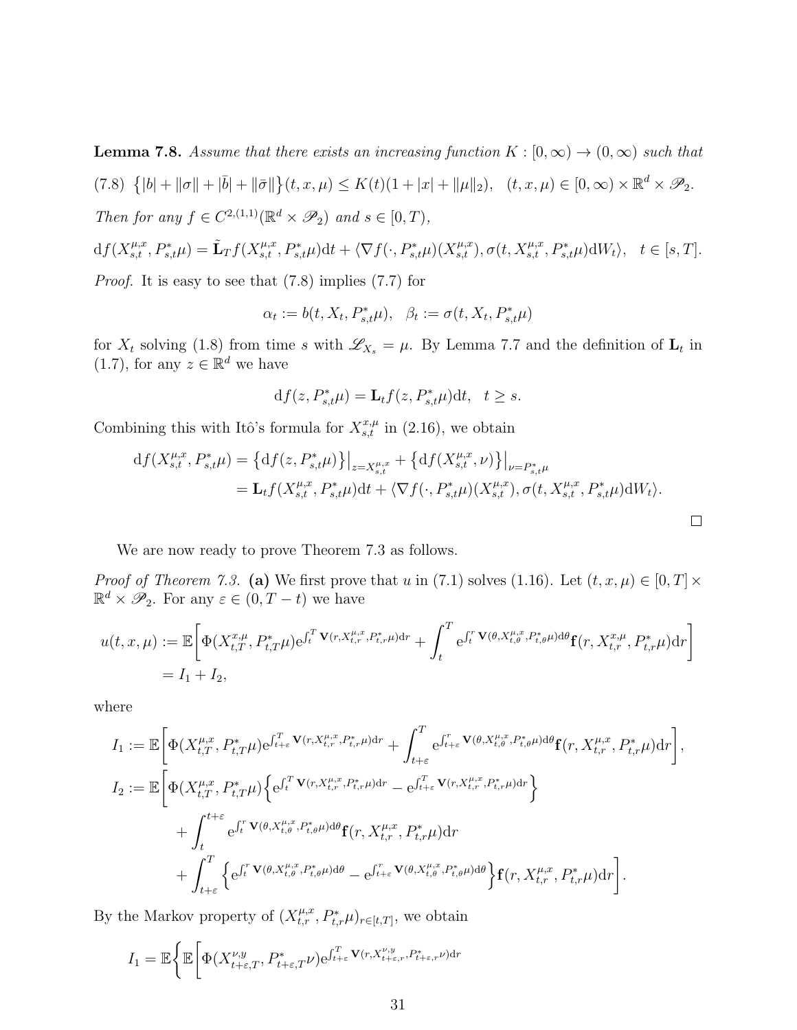**Lemma 7.8.** *Assume that there exists an increasing function $K:[0,\infty)\to(0,\infty)$ such that*

$$\big\{|b|+\|\sigma\|+|\bar b|+\|\bar\sigma\|\big\}(t,x,\mu)\le K(t)(1+|x|+\|\mu\|_2),\quad (t,x,\mu)\in[0,\infty)\times\mathbb{R}^d\times\mathscr{P}_2. \tag{7.8}$$

*Then for any $f\in C^{2,(1,1)}(\mathbb{R}^d\times\mathscr{P}_2)$ and $s\in[0,T)$,*

$$\mathrm{d}f(X_{s,t}^{\mu,x},P_{s,t}^*\mu)=\tilde{\mathbf{L}}_T f(X_{s,t}^{\mu,x},P_{s,t}^*\mu)\mathrm{d}t+\langle\nabla f(\cdot,P_{s,t}^*\mu)(X_{s,t}^{\mu,x}),\sigma(t,X_{s,t}^{\mu,x},P_{s,t}^*\mu)\mathrm{d}W_t\rangle,\quad t\in[s,T].$$

*Proof.* It is easy to see that (7.8) implies (7.7) for

$$\alpha_t:=b(t,X_t,P_{s,t}^*\mu),\quad \beta_t:=\sigma(t,X_t,P_{s,t}^*\mu)$$

for $X_t$ solving (1.8) from time $s$ with $\mathscr{L}_{X_s}=\mu$. By Lemma 7.7 and the definition of $\mathbf{L}_t$ in (1.7), for any $z\in\mathbb{R}^d$ we have

$$\mathrm{d}f(z,P_{s,t}^*\mu)=\mathbf{L}_t f(z,P_{s,t}^*\mu)\mathrm{d}t,\quad t\ge s.$$

Combining this with Itô's formula for $X_{s,t}^{x,\mu}$ in (2.16), we obtain

$$\begin{aligned}\mathrm{d}f(X_{s,t}^{\mu,x},P_{s,t}^*\mu)&=\big\{\mathrm{d}f(z,P_{s,t}^*\mu)\big\}\big|_{z=X_{s,t}^{\mu,x}}+\big\{\mathrm{d}f(X_{s,t}^{\mu,x},\nu)\big\}\big|_{\nu=P_{s,t}^*\mu}\\&=\mathbf{L}_t f(X_{s,t}^{\mu,x},P_{s,t}^*\mu)\mathrm{d}t+\langle\nabla f(\cdot,P_{s,t}^*\mu)(X_{s,t}^{\mu,x}),\sigma(t,X_{s,t}^{\mu,x},P_{s,t}^*\mu)\mathrm{d}W_t\rangle.\end{aligned}$$

□

We are now ready to prove Theorem 7.3 as follows.

*Proof of Theorem 7.3.* **(a)** We first prove that $u$ in (7.1) solves (1.16). Let $(t,x,\mu)\in[0,T]\times\mathbb{R}^d\times\mathscr{P}_2$. For any $\varepsilon\in(0,T-t)$ we have

$$\begin{aligned}u(t,x,\mu)&:=\mathbb{E}\bigg[\Phi(X_{t,T}^{x,\mu},P_{t,T}^*\mu)\mathrm{e}^{\int_t^T\mathbf{V}(r,X_{t,r}^{\mu,x},P_{t,r}^*\mu)\mathrm{d}r}+\int_t^T\mathrm{e}^{\int_t^r\mathbf{V}(\theta,X_{t,\theta}^{\mu,x},P_{t,\theta}^*\mu)\mathrm{d}\theta}\mathbf{f}(r,X_{t,r}^{x,\mu},P_{t,r}^*\mu)\mathrm{d}r\bigg]\\&=I_1+I_2,\end{aligned}$$

where

$$\begin{aligned}I_1&:=\mathbb{E}\bigg[\Phi(X_{t,T}^{\mu,x},P_{t,T}^*\mu)\mathrm{e}^{\int_{t+\varepsilon}^T\mathbf{V}(r,X_{t,r}^{\mu,x},P_{t,r}^*\mu)\mathrm{d}r}+\int_{t+\varepsilon}^T\mathrm{e}^{\int_{t+\varepsilon}^r\mathbf{V}(\theta,X_{t,\theta}^{\mu,x},P_{t,\theta}^*\mu)\mathrm{d}\theta}\mathbf{f}(r,X_{t,r}^{\mu,x},P_{t,r}^*\mu)\mathrm{d}r\bigg],\\I_2&:=\mathbb{E}\bigg[\Phi(X_{t,T}^{\mu,x},P_{t,T}^*\mu)\Big\{\mathrm{e}^{\int_t^T\mathbf{V}(r,X_{t,r}^{\mu,x},P_{t,r}^*\mu)\mathrm{d}r}-\mathrm{e}^{\int_{t+\varepsilon}^T\mathbf{V}(r,X_{t,r}^{\mu,x},P_{t,r}^*\mu)\mathrm{d}r}\Big\}\\&\qquad+\int_t^{t+\varepsilon}\mathrm{e}^{\int_t^r\mathbf{V}(\theta,X_{t,\theta}^{\mu,x},P_{t,\theta}^*\mu)\mathrm{d}\theta}\mathbf{f}(r,X_{t,r}^{\mu,x},P_{t,r}^*\mu)\mathrm{d}r\\&\qquad+\int_{t+\varepsilon}^T\Big\{\mathrm{e}^{\int_t^r\mathbf{V}(\theta,X_{t,\theta}^{\mu,x},P_{t,\theta}^*\mu)\mathrm{d}\theta}-\mathrm{e}^{\int_{t+\varepsilon}^r\mathbf{V}(\theta,X_{t,\theta}^{\mu,x},P_{t,\theta}^*\mu)\mathrm{d}\theta}\Big\}\mathbf{f}(r,X_{t,r}^{\mu,x},P_{t,r}^*\mu)\mathrm{d}r\bigg].\end{aligned}$$

By the Markov property of $(X_{t,r}^{\mu,x},P_{t,r}^*\mu)_{r\in[t,T]}$, we obtain

$$I_1=\mathbb{E}\bigg\{\mathbb{E}\bigg[\Phi(X_{t+\varepsilon,T}^{\nu,y},P_{t+\varepsilon,T}^*\nu)\mathrm{e}^{\int_{t+\varepsilon}^T\mathbf{V}(r,X_{t+\varepsilon,r}^{\nu,y},P_{t+\varepsilon,r}^*\nu)\mathrm{d}r}$$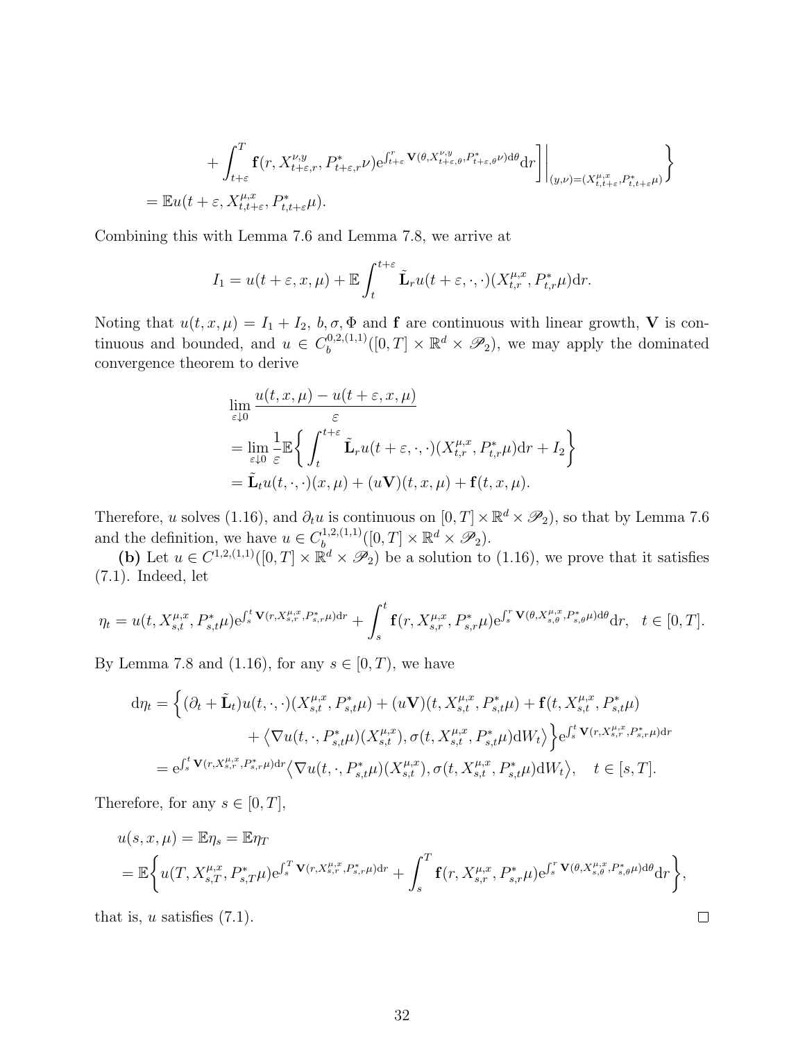$$
+ \int_{t+\varepsilon}^T \mathbf{f}(r, X^{\nu,y}_{t+\varepsilon,r}, P^*_{t+\varepsilon,r}\nu) \mathrm{e}^{\int_{t+\varepsilon}^r \mathbf{V}(\theta, X^{\nu,y}_{t+\varepsilon,\theta}, P^*_{t+\varepsilon,\theta}\nu)\mathrm{d}\theta} \mathrm{d}r \Bigg] \Bigg|_{(y,\nu)=(X^{\mu,x}_{t,t+\varepsilon}, P^*_{t,t+\varepsilon}\mu)} \Bigg\}
$$

$$
= \mathbb{E} u(t+\varepsilon, X^{\mu,x}_{t,t+\varepsilon}, P^*_{t,t+\varepsilon}\mu).
$$

Combining this with Lemma 7.6 and Lemma 7.8, we arrive at

$$
I_1 = u(t+\varepsilon, x, \mu) + \mathbb{E}\int_t^{t+\varepsilon} \tilde{\mathbf{L}}_r u(t+\varepsilon, \cdot, \cdot)(X^{\mu,x}_{t,r}, P^*_{t,r}\mu)\mathrm{d}r.
$$

Noting that $u(t,x,\mu) = I_1 + I_2$, $b, \sigma, \Phi$ and $\mathbf{f}$ are continuous with linear growth, $\mathbf{V}$ is continuous and bounded, and $u \in C_b^{0,2,(1,1)}([0,T]\times\mathbb{R}^d\times\mathscr{P}_2)$, we may apply the dominated convergence theorem to derive

$$
\begin{aligned}
&\lim_{\varepsilon\downarrow 0} \frac{u(t,x,\mu) - u(t+\varepsilon,x,\mu)}{\varepsilon} \\
&= \lim_{\varepsilon\downarrow 0} \frac{1}{\varepsilon}\mathbb{E}\bigg\{ \int_t^{t+\varepsilon} \tilde{\mathbf{L}}_r u(t+\varepsilon,\cdot,\cdot)(X^{\mu,x}_{t,r}, P^*_{t,r}\mu)\mathrm{d}r + I_2 \bigg\} \\
&= \tilde{\mathbf{L}}_t u(t,\cdot,\cdot)(x,\mu) + (u\mathbf{V})(t,x,\mu) + \mathbf{f}(t,x,\mu).
\end{aligned}
$$

Therefore, $u$ solves (1.16), and $\partial_t u$ is continuous on $[0,T]\times\mathbb{R}^d\times\mathscr{P}_2)$, so that by Lemma 7.6 and the definition, we have $u \in C_b^{1,2,(1,1)}([0,T]\times\mathbb{R}^d\times\mathscr{P}_2)$.

**(b)** Let $u \in C^{1,2,(1,1)}([0,T]\times\mathbb{R}^d\times\mathscr{P}_2)$ be a solution to (1.16), we prove that it satisfies (7.1). Indeed, let

$$
\eta_t = u(t, X^{\mu,x}_{s,t}, P^*_{s,t}\mu)\mathrm{e}^{\int_s^t \mathbf{V}(r, X^{\mu,x}_{s,r}, P^*_{s,r}\mu)\mathrm{d}r} + \int_s^t \mathbf{f}(r, X^{\mu,x}_{s,r}, P^*_{s,r}\mu)\mathrm{e}^{\int_s^r \mathbf{V}(\theta, X^{\mu,x}_{s,\theta}, P^*_{s,\theta}\mu)\mathrm{d}\theta}\mathrm{d}r, \quad t\in[0,T].
$$

By Lemma 7.8 and (1.16), for any $s\in[0,T)$, we have

$$
\begin{aligned}
\mathrm{d}\eta_t &= \Big\{ (\partial_t + \tilde{\mathbf{L}}_t) u(t,\cdot,\cdot)(X^{\mu,x}_{s,t}, P^*_{s,t}\mu) + (u\mathbf{V})(t, X^{\mu,x}_{s,t}, P^*_{s,t}\mu) + \mathbf{f}(t, X^{\mu,x}_{s,t}, P^*_{s,t}\mu) \\
&\qquad + \big\langle \nabla u(t,\cdot,P^*_{s,t}\mu)(X^{\mu,x}_{s,t}), \sigma(t, X^{\mu,x}_{s,t}, P^*_{s,t}\mu)\mathrm{d}W_t \big\rangle \Big\} \mathrm{e}^{\int_s^t \mathbf{V}(r, X^{\mu,x}_{s,r}, P^*_{s,r}\mu)\mathrm{d}r} \\
&= \mathrm{e}^{\int_s^t \mathbf{V}(r, X^{\mu,x}_{s,r}, P^*_{s,r}\mu)\mathrm{d}r} \big\langle \nabla u(t,\cdot,P^*_{s,t}\mu)(X^{\mu,x}_{s,t}), \sigma(t, X^{\mu,x}_{s,t}, P^*_{s,t}\mu)\mathrm{d}W_t \big\rangle, \quad t\in[s,T].
\end{aligned}
$$

Therefore, for any $s\in[0,T]$,

$$
\begin{aligned}
&u(s,x,\mu) = \mathbb{E}\eta_s = \mathbb{E}\eta_T \\
&= \mathbb{E}\bigg\{ u(T, X^{\mu,x}_{s,T}, P^*_{s,T}\mu)\mathrm{e}^{\int_s^T \mathbf{V}(r, X^{\mu,x}_{s,r}, P^*_{s,r}\mu)\mathrm{d}r} + \int_s^T \mathbf{f}(r, X^{\mu,x}_{s,r}, P^*_{s,r}\mu)\mathrm{e}^{\int_s^r \mathbf{V}(\theta, X^{\mu,x}_{s,\theta}, P^*_{s,\theta}\mu)\mathrm{d}\theta}\mathrm{d}r \bigg\},
\end{aligned}
$$

that is, $u$ satisfies (7.1). $\square$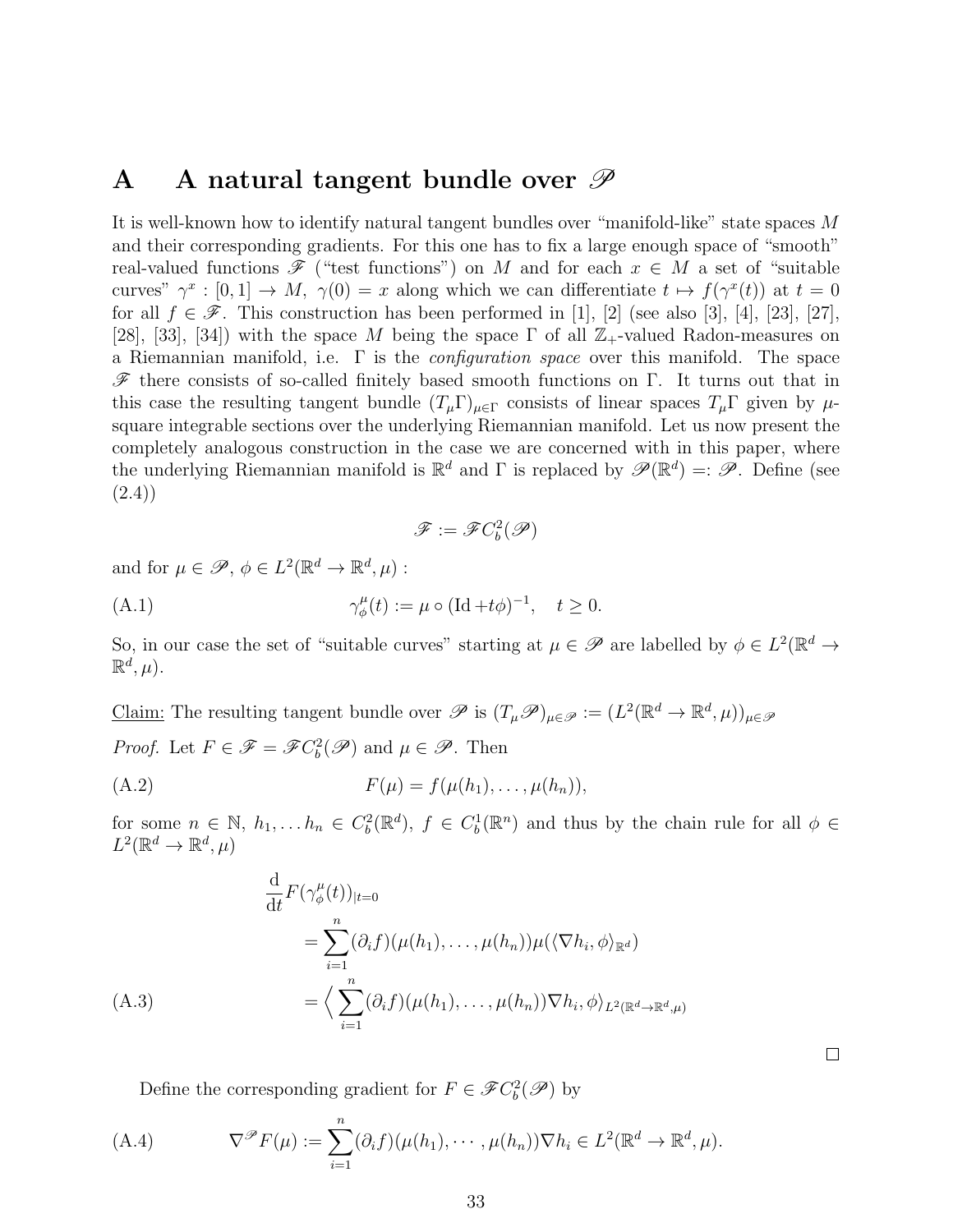# A A natural tangent bundle over $\mathscr{P}$

It is well-known how to identify natural tangent bundles over "manifold-like" state spaces $M$ and their corresponding gradients. For this one has to fix a large enough space of "smooth" real-valued functions $\mathscr{F}$ ("test functions") on $M$ and for each $x \in M$ a set of "suitable curves" $\gamma^x : [0,1] \to M$, $\gamma(0) = x$ along which we can differentiate $t \mapsto f(\gamma^x(t))$ at $t = 0$ for all $f \in \mathscr{F}$. This construction has been performed in [1], [2] (see also [3], [4], [23], [27], [28], [33], [34]) with the space $M$ being the space $\Gamma$ of all $\mathbb{Z}_+$-valued Radon-measures on a Riemannian manifold, i.e. $\Gamma$ is the *configuration space* over this manifold. The space $\mathscr{F}$ there consists of so-called finitely based smooth functions on $\Gamma$. It turns out that in this case the resulting tangent bundle $(T_\mu\Gamma)_{\mu\in\Gamma}$ consists of linear spaces $T_\mu\Gamma$ given by $\mu$-square integrable sections over the underlying Riemannian manifold. Let us now present the completely analogous construction in the case we are concerned with in this paper, where the underlying Riemannian manifold is $\mathbb{R}^d$ and $\Gamma$ is replaced by $\mathscr{P}(\mathbb{R}^d) =: \mathscr{P}$. Define (see (2.4))

$$\mathscr{F} := \mathscr{F}C_b^2(\mathscr{P})$$

and for $\mu \in \mathscr{P}$, $\phi \in L^2(\mathbb{R}^d \to \mathbb{R}^d, \mu)$ :

$$\gamma_\phi^\mu(t) := \mu \circ (\mathrm{Id} + t\phi)^{-1}, \quad t \geq 0. \tag{A.1}$$

So, in our case the set of "suitable curves" starting at $\mu \in \mathscr{P}$ are labelled by $\phi \in L^2(\mathbb{R}^d \to \mathbb{R}^d, \mu)$.

<u>Claim:</u> The resulting tangent bundle over $\mathscr{P}$ is $(T_\mu\mathscr{P})_{\mu\in\mathscr{P}} := (L^2(\mathbb{R}^d \to \mathbb{R}^d, \mu))_{\mu\in\mathscr{P}}$

*Proof.* Let $F \in \mathscr{F} = \mathscr{F}C_b^2(\mathscr{P})$ and $\mu \in \mathscr{P}$. Then

$$F(\mu) = f(\mu(h_1), \ldots, \mu(h_n)), \tag{A.2}$$

for some $n \in \mathbb{N}$, $h_1, \ldots h_n \in C_b^2(\mathbb{R}^d)$, $f \in C_b^1(\mathbb{R}^n)$ and thus by the chain rule for all $\phi \in L^2(\mathbb{R}^d \to \mathbb{R}^d, \mu)$

$$\begin{aligned} &\frac{\mathrm{d}}{\mathrm{d}t} F(\gamma_\phi^\mu(t))_{|t=0} \\ &\quad = \sum_{i=1}^n (\partial_i f)(\mu(h_1), \ldots, \mu(h_n)) \mu(\langle \nabla h_i, \phi \rangle_{\mathbb{R}^d}) \\ &\quad = \Big\langle \sum_{i=1}^n (\partial_i f)(\mu(h_1), \ldots, \mu(h_n)) \nabla h_i, \phi \Big\rangle_{L^2(\mathbb{R}^d \to \mathbb{R}^d, \mu)} \end{aligned} \tag{A.3}$$

$\square$

Define the corresponding gradient for $F \in \mathscr{F}C_b^2(\mathscr{P})$ by

$$\nabla^{\mathscr{P}} F(\mu) := \sum_{i=1}^n (\partial_i f)(\mu(h_1), \cdots, \mu(h_n)) \nabla h_i \in L^2(\mathbb{R}^d \to \mathbb{R}^d, \mu). \tag{A.4}$$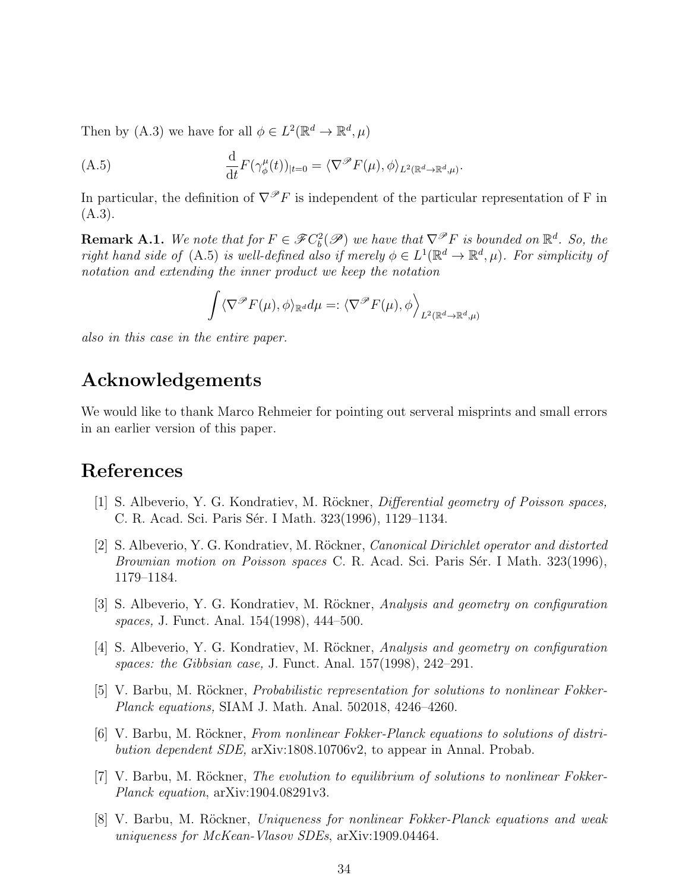Then by (A.3) we have for all $\phi \in L^2(\mathbb{R}^d \to \mathbb{R}^d, \mu)$

$$\frac{\mathrm{d}}{\mathrm{d}t} F(\gamma_\phi^\mu(t))_{|t=0} = \langle \nabla^{\mathscr{P}} F(\mu), \phi \rangle_{L^2(\mathbb{R}^d \to \mathbb{R}^d, \mu)}. \tag{A.5}$$

In particular, the definition of $\nabla^{\mathscr{P}} F$ is independent of the particular representation of F in (A.3).

**Remark A.1.** *We note that for $F \in \mathscr{F}C_b^2(\mathscr{P})$ we have that $\nabla^{\mathscr{P}} F$ is bounded on $\mathbb{R}^d$. So, the right hand side of* (A.5) *is well-defined also if merely $\phi \in L^1(\mathbb{R}^d \to \mathbb{R}^d, \mu)$. For simplicity of notation and extending the inner product we keep the notation*

$$\int \langle \nabla^{\mathscr{P}} F(\mu), \phi \rangle_{\mathbb{R}^d} d\mu =: \left\langle \nabla^{\mathscr{P}} F(\mu), \phi \right\rangle_{L^2(\mathbb{R}^d \to \mathbb{R}^d, \mu)}$$

*also in this case in the entire paper.*

## Acknowledgements

We would like to thank Marco Rehmeier for pointing out serveral misprints and small errors in an earlier version of this paper.

## References

[1] S. Albeverio, Y. G. Kondratiev, M. Röckner, *Differential geometry of Poisson spaces,* C. R. Acad. Sci. Paris Sér. I Math. 323(1996), 1129–1134.

[2] S. Albeverio, Y. G. Kondratiev, M. Röckner, *Canonical Dirichlet operator and distorted Brownian motion on Poisson spaces* C. R. Acad. Sci. Paris Sér. I Math. 323(1996), 1179–1184.

[3] S. Albeverio, Y. G. Kondratiev, M. Röckner, *Analysis and geometry on configuration spaces,* J. Funct. Anal. 154(1998), 444–500.

[4] S. Albeverio, Y. G. Kondratiev, M. Röckner, *Analysis and geometry on configuration spaces: the Gibbsian case,* J. Funct. Anal. 157(1998), 242–291.

[5] V. Barbu, M. Röckner, *Probabilistic representation for solutions to nonlinear Fokker-Planck equations,* SIAM J. Math. Anal. 502018, 4246–4260.

[6] V. Barbu, M. Röckner, *From nonlinear Fokker-Planck equations to solutions of distribution dependent SDE,* arXiv:1808.10706v2, to appear in Annal. Probab.

[7] V. Barbu, M. Röckner, *The evolution to equilibrium of solutions to nonlinear Fokker-Planck equation*, arXiv:1904.08291v3.

[8] V. Barbu, M. Röckner, *Uniqueness for nonlinear Fokker-Planck equations and weak uniqueness for McKean-Vlasov SDEs*, arXiv:1909.04464.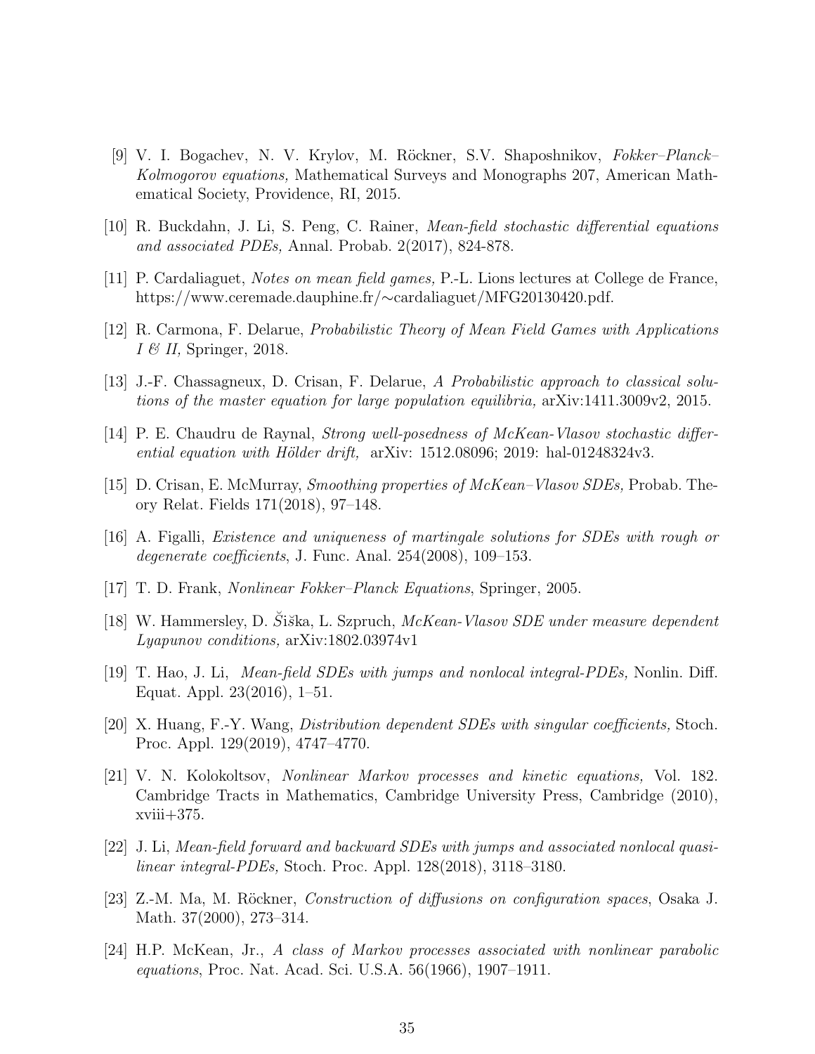[9] V. I. Bogachev, N. V. Krylov, M. Röckner, S.V. Shaposhnikov, *Fokker–Planck–Kolmogorov equations,* Mathematical Surveys and Monographs 207, American Mathematical Society, Providence, RI, 2015.

[10] R. Buckdahn, J. Li, S. Peng, C. Rainer, *Mean-field stochastic differential equations and associated PDEs,* Annal. Probab. 2(2017), 824-878.

[11] P. Cardaliaguet, *Notes on mean field games,* P.-L. Lions lectures at College de France, https://www.ceremade.dauphine.fr/∼cardaliaguet/MFG20130420.pdf.

[12] R. Carmona, F. Delarue, *Probabilistic Theory of Mean Field Games with Applications I & II,* Springer, 2018.

[13] J.-F. Chassagneux, D. Crisan, F. Delarue, *A Probabilistic approach to classical solutions of the master equation for large population equilibria,* arXiv:1411.3009v2, 2015.

[14] P. E. Chaudru de Raynal, *Strong well-posedness of McKean-Vlasov stochastic differential equation with Hölder drift,* arXiv: 1512.08096; 2019: hal-01248324v3.

[15] D. Crisan, E. McMurray, *Smoothing properties of McKean–Vlasov SDEs,* Probab. Theory Relat. Fields 171(2018), 97–148.

[16] A. Figalli, *Existence and uniqueness of martingale solutions for SDEs with rough or degenerate coefficients*, J. Func. Anal. 254(2008), 109–153.

[17] T. D. Frank, *Nonlinear Fokker–Planck Equations*, Springer, 2005.

[18] W. Hammersley, D. Šiška, L. Szpruch, *McKean-Vlasov SDE under measure dependent Lyapunov conditions,* arXiv:1802.03974v1

[19] T. Hao, J. Li, *Mean-field SDEs with jumps and nonlocal integral-PDEs,* Nonlin. Diff. Equat. Appl. 23(2016), 1–51.

[20] X. Huang, F.-Y. Wang, *Distribution dependent SDEs with singular coefficients,* Stoch. Proc. Appl. 129(2019), 4747–4770.

[21] V. N. Kolokoltsov, *Nonlinear Markov processes and kinetic equations,* Vol. 182. Cambridge Tracts in Mathematics, Cambridge University Press, Cambridge (2010), xviii+375.

[22] J. Li, *Mean-field forward and backward SDEs with jumps and associated nonlocal quasi-linear integral-PDEs,* Stoch. Proc. Appl. 128(2018), 3118–3180.

[23] Z.-M. Ma, M. Röckner, *Construction of diffusions on configuration spaces*, Osaka J. Math. 37(2000), 273–314.

[24] H.P. McKean, Jr., *A class of Markov processes associated with nonlinear parabolic equations*, Proc. Nat. Acad. Sci. U.S.A. 56(1966), 1907–1911.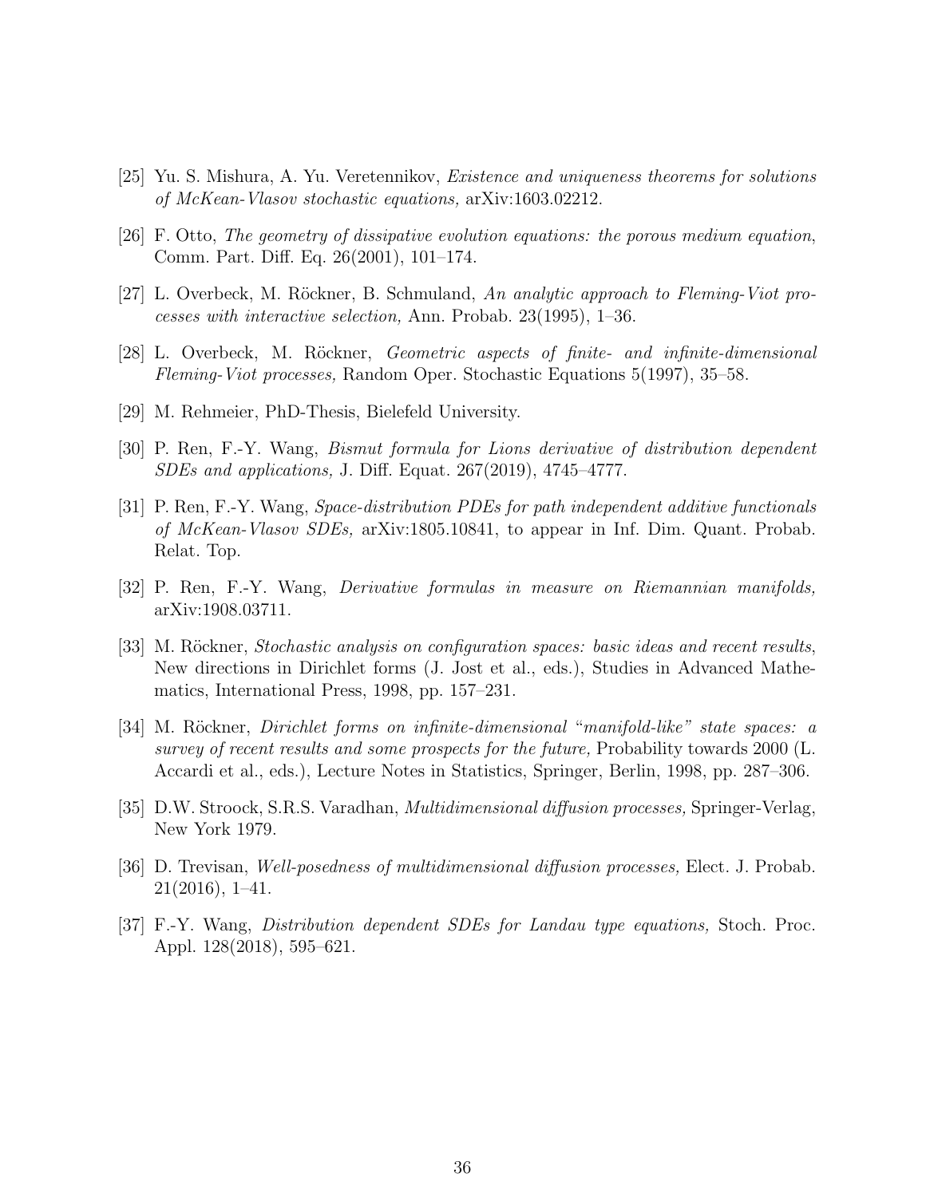[25] Yu. S. Mishura, A. Yu. Veretennikov, *Existence and uniqueness theorems for solutions of McKean-Vlasov stochastic equations,* arXiv:1603.02212.

[26] F. Otto, *The geometry of dissipative evolution equations: the porous medium equation*, Comm. Part. Diff. Eq. 26(2001), 101–174.

[27] L. Overbeck, M. Röckner, B. Schmuland, *An analytic approach to Fleming-Viot processes with interactive selection,* Ann. Probab. 23(1995), 1–36.

[28] L. Overbeck, M. Röckner, *Geometric aspects of finite- and infinite-dimensional Fleming-Viot processes,* Random Oper. Stochastic Equations 5(1997), 35–58.

[29] M. Rehmeier, PhD-Thesis, Bielefeld University.

[30] P. Ren, F.-Y. Wang, *Bismut formula for Lions derivative of distribution dependent SDEs and applications,* J. Diff. Equat. 267(2019), 4745–4777.

[31] P. Ren, F.-Y. Wang, *Space-distribution PDEs for path independent additive functionals of McKean-Vlasov SDEs,* arXiv:1805.10841, to appear in Inf. Dim. Quant. Probab. Relat. Top.

[32] P. Ren, F.-Y. Wang, *Derivative formulas in measure on Riemannian manifolds,* arXiv:1908.03711.

[33] M. Röckner, *Stochastic analysis on configuration spaces: basic ideas and recent results*, New directions in Dirichlet forms (J. Jost et al., eds.), Studies in Advanced Mathematics, International Press, 1998, pp. 157–231.

[34] M. Röckner, *Dirichlet forms on infinite-dimensional "manifold-like" state spaces: a survey of recent results and some prospects for the future,* Probability towards 2000 (L. Accardi et al., eds.), Lecture Notes in Statistics, Springer, Berlin, 1998, pp. 287–306.

[35] D.W. Stroock, S.R.S. Varadhan, *Multidimensional diffusion processes,* Springer-Verlag, New York 1979.

[36] D. Trevisan, *Well-posedness of multidimensional diffusion processes,* Elect. J. Probab. 21(2016), 1–41.

[37] F.-Y. Wang, *Distribution dependent SDEs for Landau type equations,* Stoch. Proc. Appl. 128(2018), 595–621.